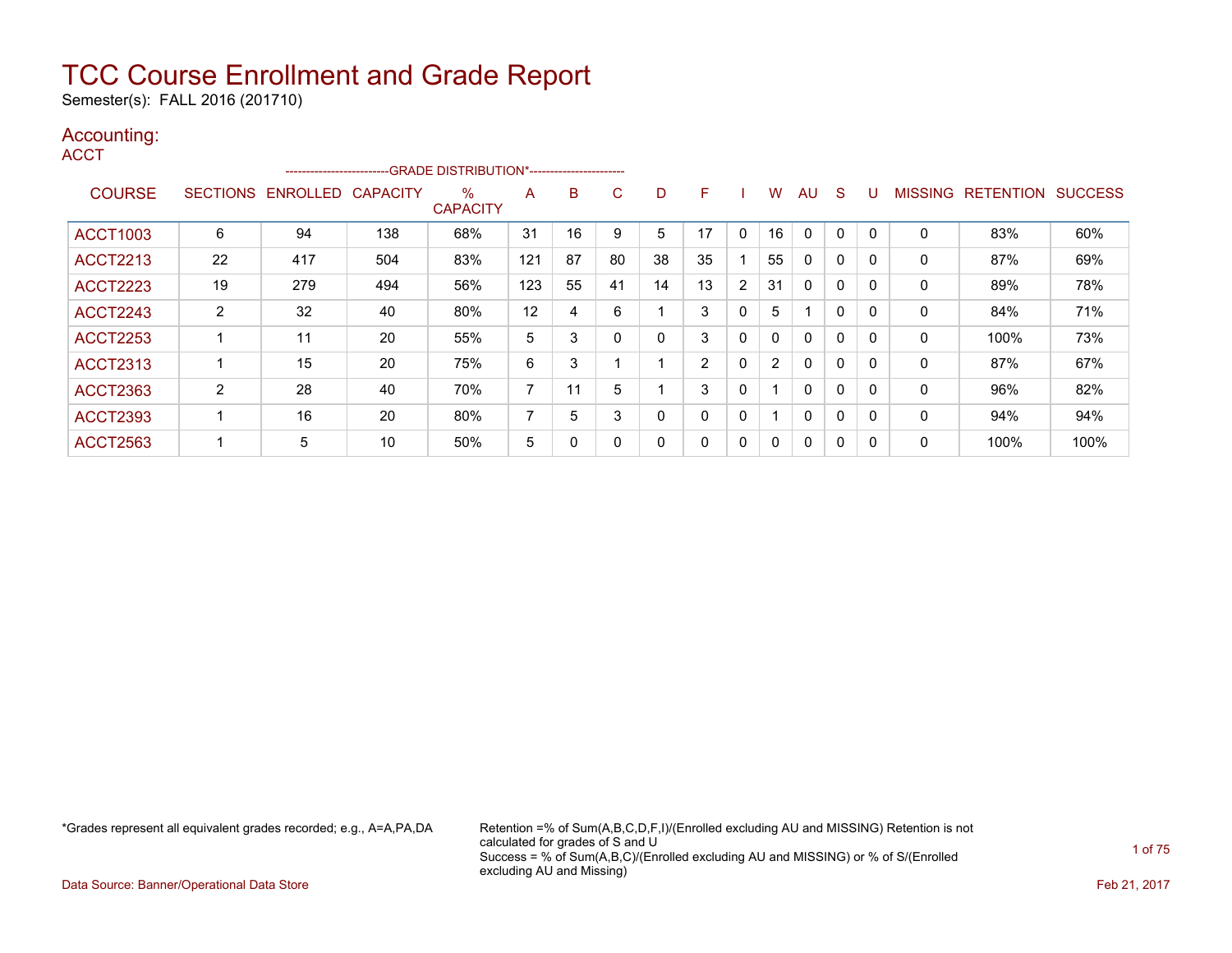# TCC Course Enrollment and Grade Report

Semester(s): FALL 2016 (201710)

## Accounting:

### ACCT

| COURSE | SECTIONS | ENROLLED | CAPACITY | % CAPACITY | A | B | C | D | F | I | W | AU | S | U | MISSING | RETENTION | SUCCESS |
|---|---|---|---|---|---|---|---|---|---|---|---|---|---|---|---|---|---|
| | | | | --GRADE DISTRIBUTION*-- | | | | | | | | | | | | | |
| ACCT1003 | 6 | 94 | 138 | 68% | 31 | 16 | 9 | 5 | 17 | 0 | 16 | 0 | 0 | 0 | 0 | 83% | 60% |
| ACCT2213 | 22 | 417 | 504 | 83% | 121 | 87 | 80 | 38 | 35 | 1 | 55 | 0 | 0 | 0 | 0 | 87% | 69% |
| ACCT2223 | 19 | 279 | 494 | 56% | 123 | 55 | 41 | 14 | 13 | 2 | 31 | 0 | 0 | 0 | 0 | 89% | 78% |
| ACCT2243 | 2 | 32 | 40 | 80% | 12 | 4 | 6 | 1 | 3 | 0 | 5 | 1 | 0 | 0 | 0 | 84% | 71% |
| ACCT2253 | 1 | 11 | 20 | 55% | 5 | 3 | 0 | 0 | 3 | 0 | 0 | 0 | 0 | 0 | 0 | 100% | 73% |
| ACCT2313 | 1 | 15 | 20 | 75% | 6 | 3 | 1 | 1 | 2 | 0 | 2 | 0 | 0 | 0 | 0 | 87% | 67% |
| ACCT2363 | 2 | 28 | 40 | 70% | 7 | 11 | 5 | 1 | 3 | 0 | 1 | 0 | 0 | 0 | 0 | 96% | 82% |
| ACCT2393 | 1 | 16 | 20 | 80% | 7 | 5 | 3 | 0 | 0 | 0 | 1 | 0 | 0 | 0 | 0 | 94% | 94% |
| ACCT2563 | 1 | 5 | 10 | 50% | 5 | 0 | 0 | 0 | 0 | 0 | 0 | 0 | 0 | 0 | 0 | 100% | 100% |

*Grades represent all equivalent grades recorded; e.g., A=A,PA,DA

Retention =% of Sum(A,B,C,D,F,I)/(Enrolled excluding AU and MISSING) Retention is not calculated for grades of S and U
Success = % of Sum(A,B,C)/(Enrolled excluding AU and MISSING) or % of S/(Enrolled excluding AU and Missing)

Data Source: Banner/Operational Data Store

Feb 21, 2017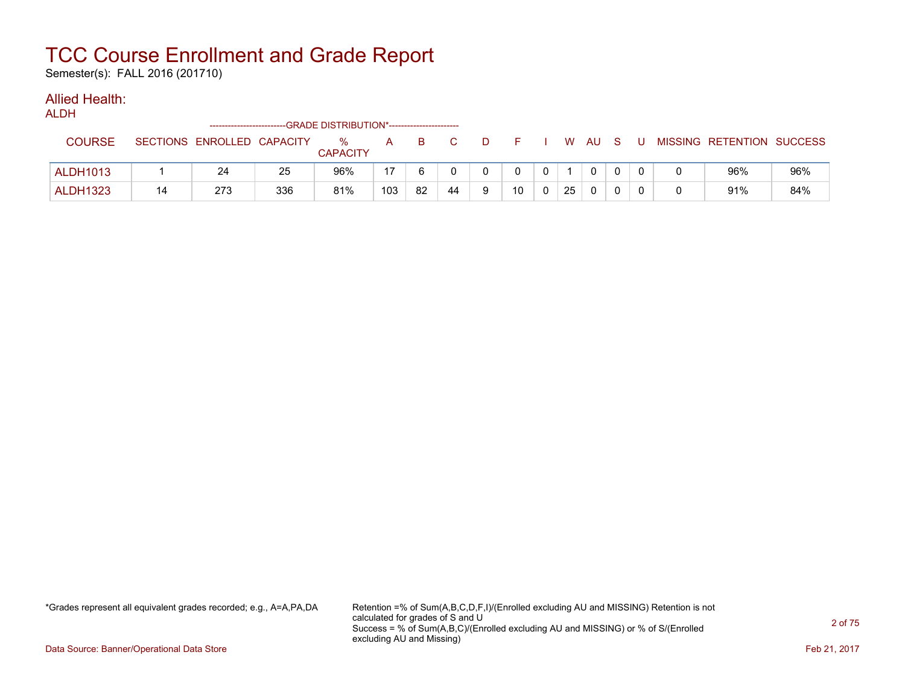# TCC Course Enrollment and Grade Report

Semester(s): FALL 2016 (201710)

## Allied Health:

ALDH

| COURSE | SECTIONS | ENROLLED | CAPACITY | % CAPACITY | A | B | C | D | F | I | W | AU | S | U | MISSING | RETENTION | SUCCESS |
|---|---|---|---|---|---|---|---|---|---|---|---|---|---|---|---|---|---|
| | | | | | --GRADE DISTRIBUTION*-- | | | | | | | | | | | | |
| ALDH1013 | 1 | 24 | 25 | 96% | 17 | 6 | 0 | 0 | 0 | 0 | 1 | 0 | 0 | 0 | 0 | 96% | 96% |
| ALDH1323 | 14 | 273 | 336 | 81% | 103 | 82 | 44 | 9 | 10 | 0 | 25 | 0 | 0 | 0 | 0 | 91% | 84% |

*Grades represent all equivalent grades recorded; e.g., A=A,PA,DA

Retention =% of Sum(A,B,C,D,F,I)/(Enrolled excluding AU and MISSING) Retention is not calculated for grades of S and U
Success = % of Sum(A,B,C)/(Enrolled excluding AU and MISSING) or % of S/(Enrolled excluding AU and Missing)

Data Source: Banner/Operational Data Store

Feb 21, 2017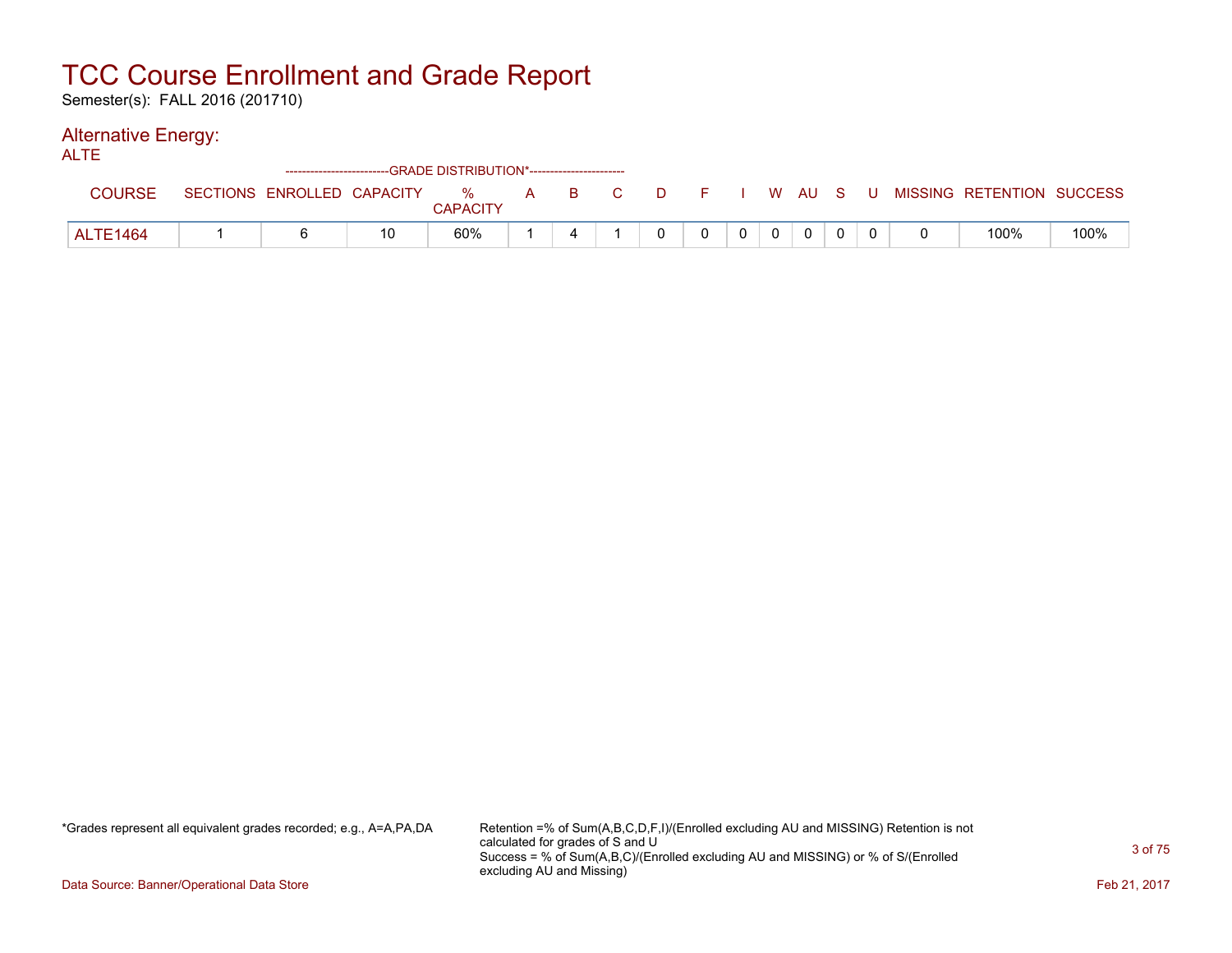# TCC Course Enrollment and Grade Report

Semester(s): FALL 2016 (201710)

## Alternative Energy:

ALTE

| COURSE | SECTIONS | ENROLLED | CAPACITY | % CAPACITY | A | B | C | D | F | I | W | AU | S | U | MISSING | RETENTION | SUCCESS |
|---|---|---|---|---|---|---|---|---|---|---|---|---|---|---|---|---|---|
| | | | | -------------------------GRADE DISTRIBUTION*----------------------- | | | | | | | | | | | | | |
| ALTE1464 | 1 | 6 | 10 | 60% | 1 | 4 | 1 | 0 | 0 | 0 | 0 | 0 | 0 | 0 | 0 | 100% | 100% |

*Grades represent all equivalent grades recorded; e.g., A=A,PA,DA

Retention =% of Sum(A,B,C,D,F,I)/(Enrolled excluding AU and MISSING) Retention is not calculated for grades of S and U
Success = % of Sum(A,B,C)/(Enrolled excluding AU and MISSING) or % of S/(Enrolled excluding AU and Missing)

Data Source: Banner/Operational Data Store

Feb 21, 2017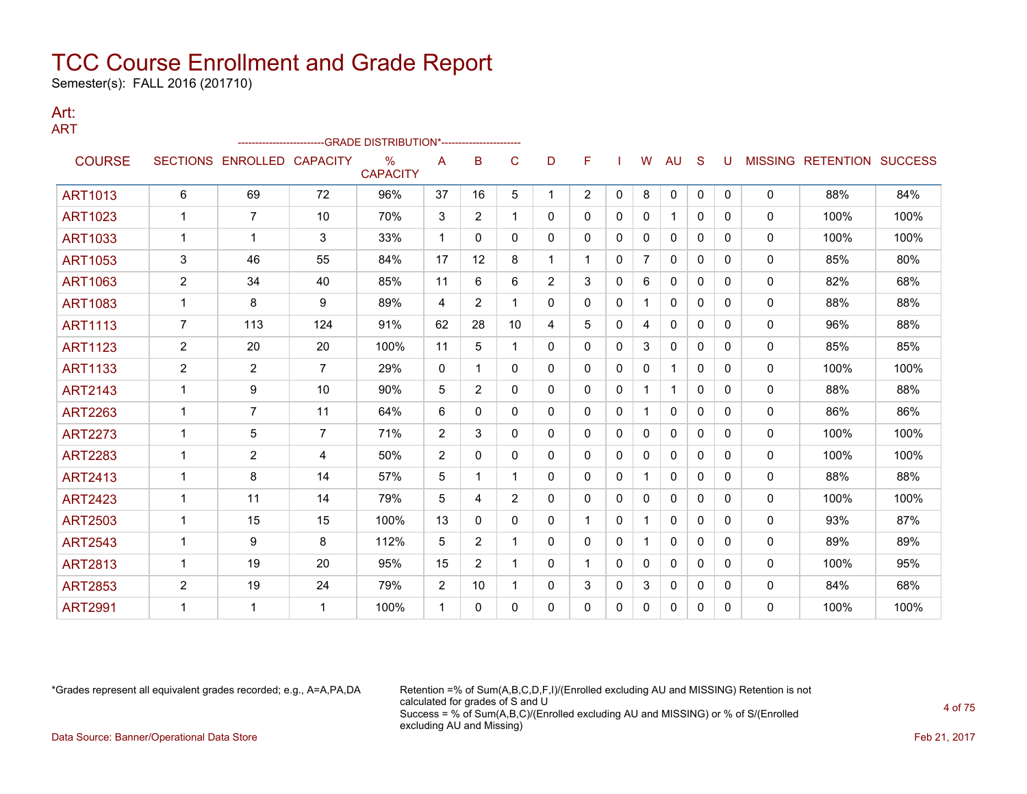# TCC Course Enrollment and Grade Report

Semester(s): FALL 2016 (201710)

## Art:

### ART

| COURSE | SECTIONS | ENROLLED | CAPACITY | % CAPACITY | A | B | C | D | F | I | W | AU | S | U | MISSING | RETENTION | SUCCESS |
|---|---|---|---|---|---|---|---|---|---|---|---|---|---|---|---|---|---|
| | | | | -------------------------GRADE DISTRIBUTION*----------------------- | | | | | | | | | | | | | |
| ART1013 | 6 | 69 | 72 | 96% | 37 | 16 | 5 | 1 | 2 | 0 | 8 | 0 | 0 | 0 | 0 | 88% | 84% |
| ART1023 | 1 | 7 | 10 | 70% | 3 | 2 | 1 | 0 | 0 | 0 | 0 | 1 | 0 | 0 | 0 | 100% | 100% |
| ART1033 | 1 | 1 | 3 | 33% | 1 | 0 | 0 | 0 | 0 | 0 | 0 | 0 | 0 | 0 | 0 | 100% | 100% |
| ART1053 | 3 | 46 | 55 | 84% | 17 | 12 | 8 | 1 | 1 | 0 | 7 | 0 | 0 | 0 | 0 | 85% | 80% |
| ART1063 | 2 | 34 | 40 | 85% | 11 | 6 | 6 | 2 | 3 | 0 | 6 | 0 | 0 | 0 | 0 | 82% | 68% |
| ART1083 | 1 | 8 | 9 | 89% | 4 | 2 | 1 | 0 | 0 | 0 | 1 | 0 | 0 | 0 | 0 | 88% | 88% |
| ART1113 | 7 | 113 | 124 | 91% | 62 | 28 | 10 | 4 | 5 | 0 | 4 | 0 | 0 | 0 | 0 | 96% | 88% |
| ART1123 | 2 | 20 | 20 | 100% | 11 | 5 | 1 | 0 | 0 | 0 | 3 | 0 | 0 | 0 | 0 | 85% | 85% |
| ART1133 | 2 | 2 | 7 | 29% | 0 | 1 | 0 | 0 | 0 | 0 | 0 | 1 | 0 | 0 | 0 | 100% | 100% |
| ART2143 | 1 | 9 | 10 | 90% | 5 | 2 | 0 | 0 | 0 | 0 | 1 | 1 | 0 | 0 | 0 | 88% | 88% |
| ART2263 | 1 | 7 | 11 | 64% | 6 | 0 | 0 | 0 | 0 | 0 | 1 | 0 | 0 | 0 | 0 | 86% | 86% |
| ART2273 | 1 | 5 | 7 | 71% | 2 | 3 | 0 | 0 | 0 | 0 | 0 | 0 | 0 | 0 | 0 | 100% | 100% |
| ART2283 | 1 | 2 | 4 | 50% | 2 | 0 | 0 | 0 | 0 | 0 | 0 | 0 | 0 | 0 | 0 | 100% | 100% |
| ART2413 | 1 | 8 | 14 | 57% | 5 | 1 | 1 | 0 | 0 | 0 | 1 | 0 | 0 | 0 | 0 | 88% | 88% |
| ART2423 | 1 | 11 | 14 | 79% | 5 | 4 | 2 | 0 | 0 | 0 | 0 | 0 | 0 | 0 | 0 | 100% | 100% |
| ART2503 | 1 | 15 | 15 | 100% | 13 | 0 | 0 | 0 | 1 | 0 | 1 | 0 | 0 | 0 | 0 | 93% | 87% |
| ART2543 | 1 | 9 | 8 | 112% | 5 | 2 | 1 | 0 | 0 | 0 | 1 | 0 | 0 | 0 | 0 | 89% | 89% |
| ART2813 | 1 | 19 | 20 | 95% | 15 | 2 | 1 | 0 | 1 | 0 | 0 | 0 | 0 | 0 | 0 | 100% | 95% |
| ART2853 | 2 | 19 | 24 | 79% | 2 | 10 | 1 | 0 | 3 | 0 | 3 | 0 | 0 | 0 | 0 | 84% | 68% |
| ART2991 | 1 | 1 | 1 | 100% | 1 | 0 | 0 | 0 | 0 | 0 | 0 | 0 | 0 | 0 | 0 | 100% | 100% |

*Grades represent all equivalent grades recorded; e.g., A=A,PA,DA

Retention =% of Sum(A,B,C,D,F,I)/(Enrolled excluding AU and MISSING) Retention is not calculated for grades of S and U
Success = % of Sum(A,B,C)/(Enrolled excluding AU and MISSING) or % of S/(Enrolled excluding AU and Missing)

Data Source: Banner/Operational Data Store

Feb 21, 2017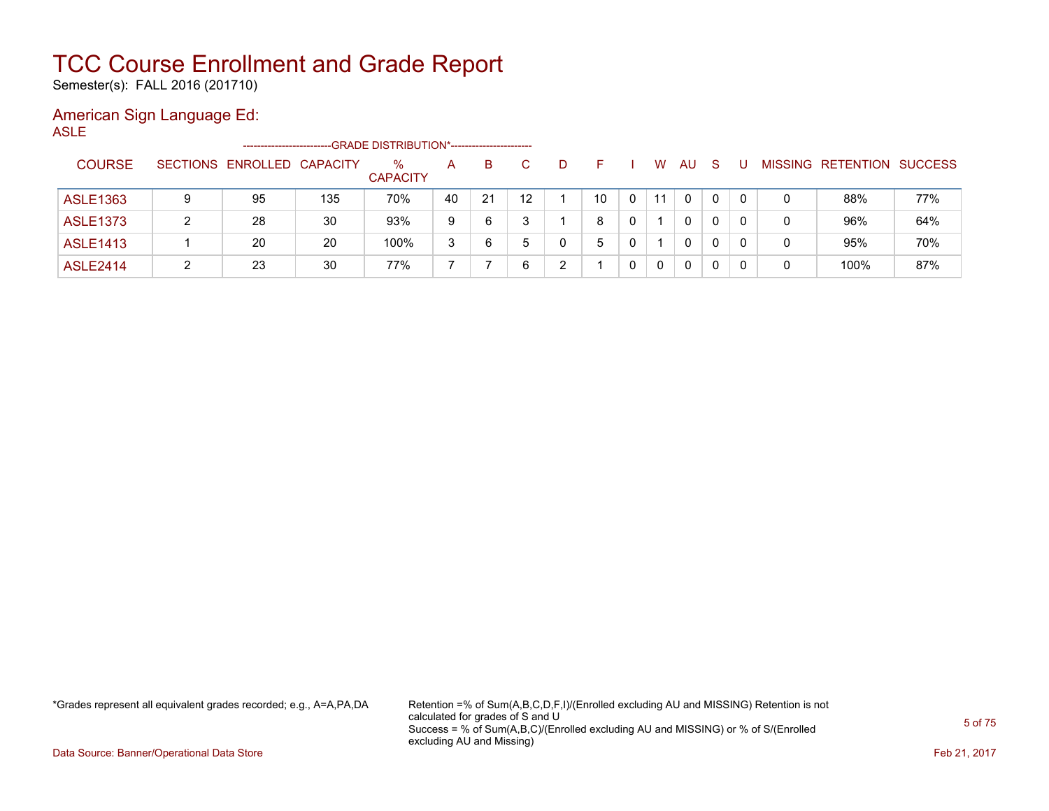# TCC Course Enrollment and Grade Report

Semester(s): FALL 2016 (201710)

## American Sign Language Ed:

ASLE

| COURSE | SECTIONS | ENROLLED | CAPACITY | % CAPACITY | A | B | C | D | F | I | W | AU | S | U | MISSING | RETENTION | SUCCESS |
|---|---|---|---|---|---|---|---|---|---|---|---|---|---|---|---|---|---|
| | | | | -GRADE DISTRIBUTION*- | | | | | | | | | | | | | |
| ASLE1363 | 9 | 95 | 135 | 70% | 40 | 21 | 12 | 1 | 10 | 0 | 11 | 0 | 0 | 0 | 0 | 88% | 77% |
| ASLE1373 | 2 | 28 | 30 | 93% | 9 | 6 | 3 | 1 | 8 | 0 | 1 | 0 | 0 | 0 | 0 | 96% | 64% |
| ASLE1413 | 1 | 20 | 20 | 100% | 3 | 6 | 5 | 0 | 5 | 0 | 1 | 0 | 0 | 0 | 0 | 95% | 70% |
| ASLE2414 | 2 | 23 | 30 | 77% | 7 | 7 | 6 | 2 | 1 | 0 | 0 | 0 | 0 | 0 | 0 | 100% | 87% |

*Grades represent all equivalent grades recorded; e.g., A=A,PA,DA

Retention =% of Sum(A,B,C,D,F,I)/(Enrolled excluding AU and MISSING) Retention is not calculated for grades of S and U
Success = % of Sum(A,B,C)/(Enrolled excluding AU and MISSING) or % of S/(Enrolled excluding AU and Missing)

Data Source: Banner/Operational Data Store

Feb 21, 2017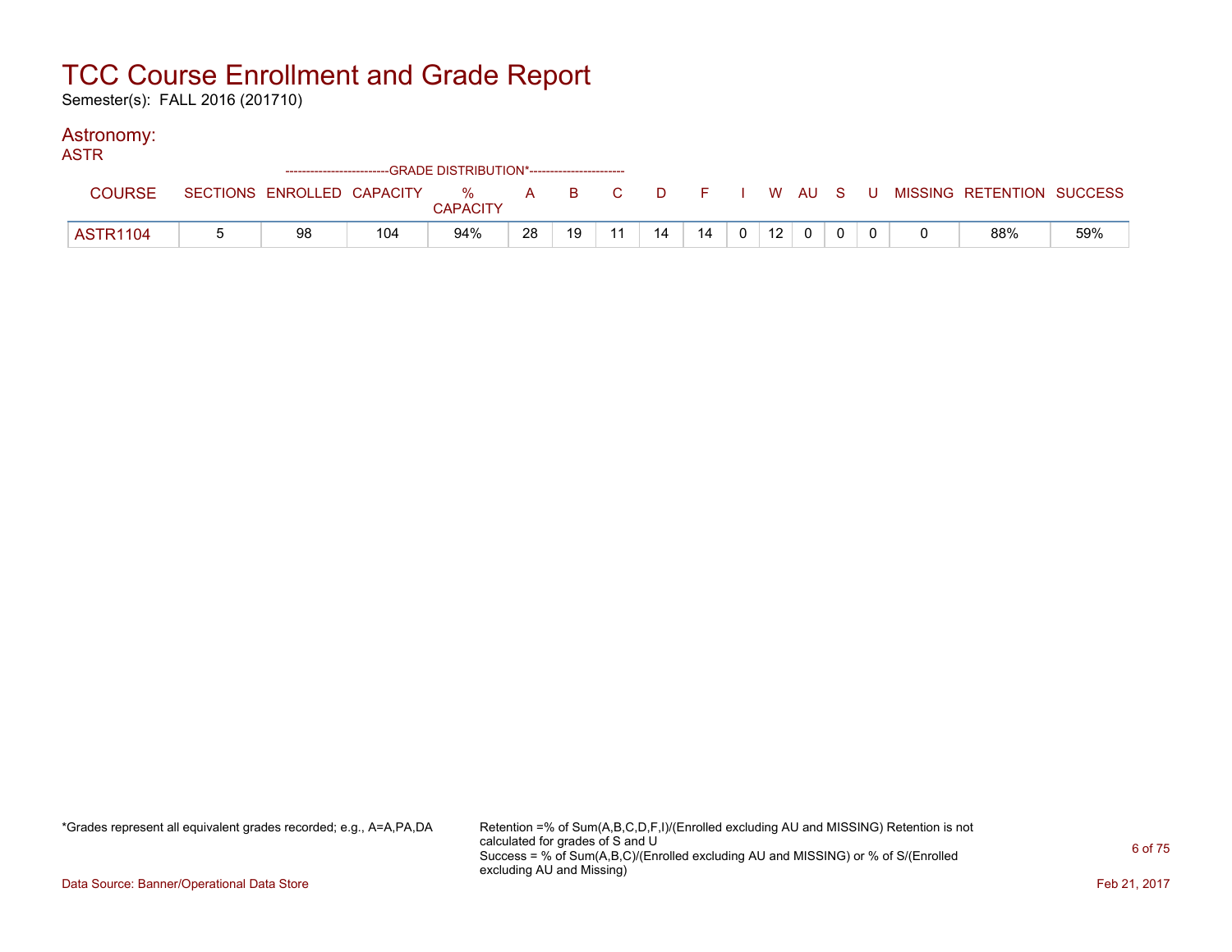# TCC Course Enrollment and Grade Report

Semester(s): FALL 2016 (201710)

## Astronomy:

### ASTR

| COURSE | SECTIONS | ENROLLED | CAPACITY | % CAPACITY | A | B | C | D | F | I | W | AU | S | U | MISSING | RETENTION | SUCCESS |
|---|---|---|---|---|---|---|---|---|---|---|---|---|---|---|---|---|---|
| | | -------------------------GRADE DISTRIBUTION*----------------------- | | | | | | | | | | | | | | | |
| ASTR1104 | 5 | 98 | 104 | 94% | 28 | 19 | 11 | 14 | 14 | 0 | 12 | 0 | 0 | 0 | 0 | 88% | 59% |

*Grades represent all equivalent grades recorded; e.g., A=A,PA,DA

Retention =% of Sum(A,B,C,D,F,I)/(Enrolled excluding AU and MISSING) Retention is not calculated for grades of S and U
Success = % of Sum(A,B,C)/(Enrolled excluding AU and MISSING) or % of S/(Enrolled excluding AU and Missing)

Data Source: Banner/Operational Data Store

Feb 21, 2017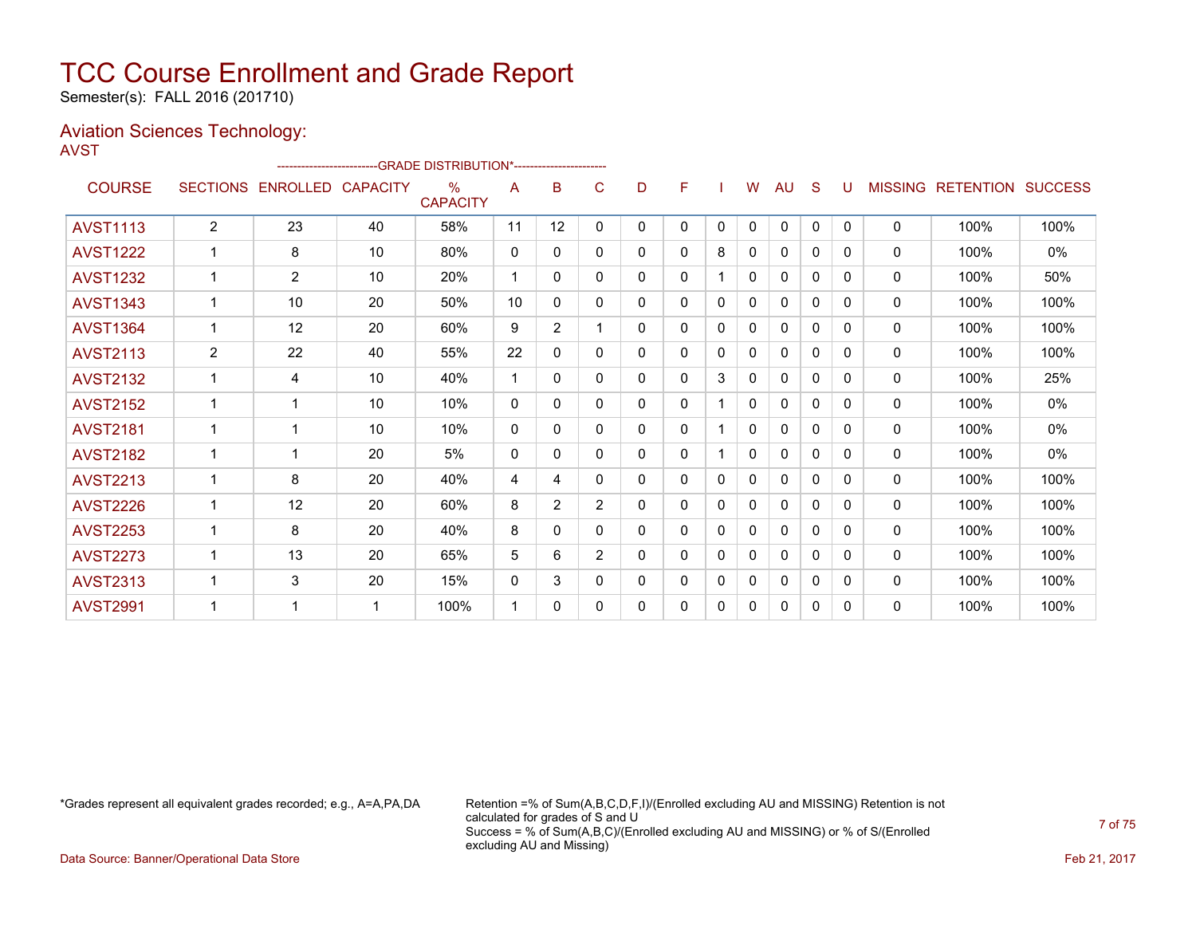# TCC Course Enrollment and Grade Report

Semester(s): FALL 2016 (201710)

## Aviation Sciences Technology:

AVST

| COURSE | SECTIONS | ENROLLED | CAPACITY | % CAPACITY | A | B | C | D | F | I | W | AU | S | U | MISSING | RETENTION | SUCCESS |
|---|---|---|---|---|---|---|---|---|---|---|---|---|---|---|---|---|---|
| | | | | -GRADE DISTRIBUTION*- | | | | | | | | | | | | | |
| AVST1113 | 2 | 23 | 40 | 58% | 11 | 12 | 0 | 0 | 0 | 0 | 0 | 0 | 0 | 0 | 0 | 100% | 100% |
| AVST1222 | 1 | 8 | 10 | 80% | 0 | 0 | 0 | 0 | 0 | 8 | 0 | 0 | 0 | 0 | 0 | 100% | 0% |
| AVST1232 | 1 | 2 | 10 | 20% | 1 | 0 | 0 | 0 | 0 | 1 | 0 | 0 | 0 | 0 | 0 | 100% | 50% |
| AVST1343 | 1 | 10 | 20 | 50% | 10 | 0 | 0 | 0 | 0 | 0 | 0 | 0 | 0 | 0 | 0 | 100% | 100% |
| AVST1364 | 1 | 12 | 20 | 60% | 9 | 2 | 1 | 0 | 0 | 0 | 0 | 0 | 0 | 0 | 0 | 100% | 100% |
| AVST2113 | 2 | 22 | 40 | 55% | 22 | 0 | 0 | 0 | 0 | 0 | 0 | 0 | 0 | 0 | 0 | 100% | 100% |
| AVST2132 | 1 | 4 | 10 | 40% | 1 | 0 | 0 | 0 | 0 | 3 | 0 | 0 | 0 | 0 | 0 | 100% | 25% |
| AVST2152 | 1 | 1 | 10 | 10% | 0 | 0 | 0 | 0 | 0 | 1 | 0 | 0 | 0 | 0 | 0 | 100% | 0% |
| AVST2181 | 1 | 1 | 10 | 10% | 0 | 0 | 0 | 0 | 0 | 1 | 0 | 0 | 0 | 0 | 0 | 100% | 0% |
| AVST2182 | 1 | 1 | 20 | 5% | 0 | 0 | 0 | 0 | 0 | 1 | 0 | 0 | 0 | 0 | 0 | 100% | 0% |
| AVST2213 | 1 | 8 | 20 | 40% | 4 | 4 | 0 | 0 | 0 | 0 | 0 | 0 | 0 | 0 | 0 | 100% | 100% |
| AVST2226 | 1 | 12 | 20 | 60% | 8 | 2 | 2 | 0 | 0 | 0 | 0 | 0 | 0 | 0 | 0 | 100% | 100% |
| AVST2253 | 1 | 8 | 20 | 40% | 8 | 0 | 0 | 0 | 0 | 0 | 0 | 0 | 0 | 0 | 0 | 100% | 100% |
| AVST2273 | 1 | 13 | 20 | 65% | 5 | 6 | 2 | 0 | 0 | 0 | 0 | 0 | 0 | 0 | 0 | 100% | 100% |
| AVST2313 | 1 | 3 | 20 | 15% | 0 | 3 | 0 | 0 | 0 | 0 | 0 | 0 | 0 | 0 | 0 | 100% | 100% |
| AVST2991 | 1 | 1 | 1 | 100% | 1 | 0 | 0 | 0 | 0 | 0 | 0 | 0 | 0 | 0 | 0 | 100% | 100% |

*Grades represent all equivalent grades recorded; e.g., A=A,PA,DA

Retention =% of Sum(A,B,C,D,F,I)/(Enrolled excluding AU and MISSING) Retention is not calculated for grades of S and U
Success = % of Sum(A,B,C)/(Enrolled excluding AU and MISSING) or % of S/(Enrolled excluding AU and Missing)

Data Source: Banner/Operational Data Store

Feb 21, 2017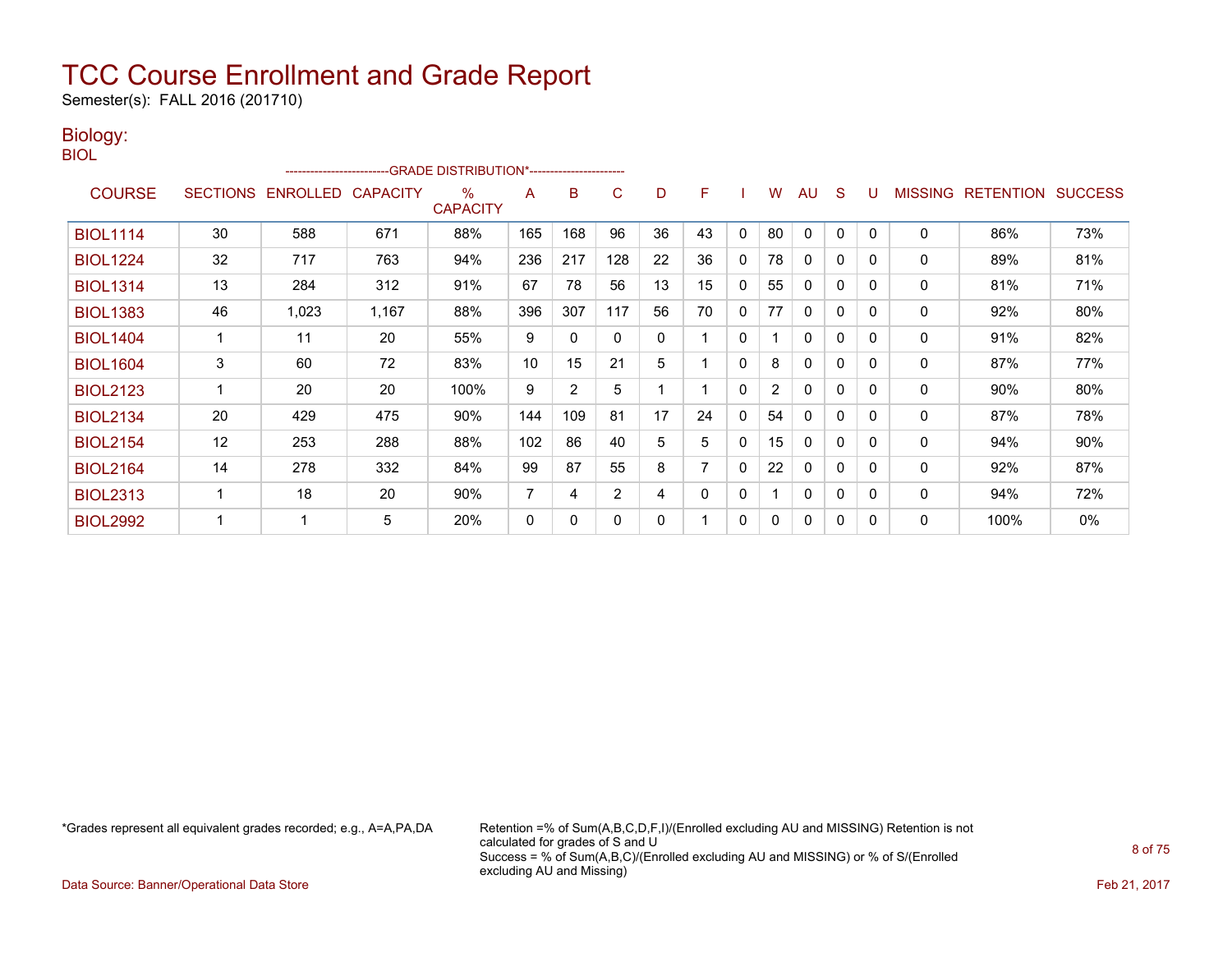# TCC Course Enrollment and Grade Report

Semester(s): FALL 2016 (201710)

## Biology:

BIOL

| COURSE | SECTIONS | ENROLLED | CAPACITY | % CAPACITY | A | B | C | D | F | I | W | AU | S | U | MISSING | RETENTION | SUCCESS |
|---|---|---|---|---|---|---|---|---|---|---|---|---|---|---|---|---|---|
| | | | | GRADE DISTRIBUTION* | | | | | | | | | | | | | |
| BIOL1114 | 30 | 588 | 671 | 88% | 165 | 168 | 96 | 36 | 43 | 0 | 80 | 0 | 0 | 0 | 0 | 86% | 73% |
| BIOL1224 | 32 | 717 | 763 | 94% | 236 | 217 | 128 | 22 | 36 | 0 | 78 | 0 | 0 | 0 | 0 | 89% | 81% |
| BIOL1314 | 13 | 284 | 312 | 91% | 67 | 78 | 56 | 13 | 15 | 0 | 55 | 0 | 0 | 0 | 0 | 81% | 71% |
| BIOL1383 | 46 | 1,023 | 1,167 | 88% | 396 | 307 | 117 | 56 | 70 | 0 | 77 | 0 | 0 | 0 | 0 | 92% | 80% |
| BIOL1404 | 1 | 11 | 20 | 55% | 9 | 0 | 0 | 0 | 1 | 0 | 1 | 0 | 0 | 0 | 0 | 91% | 82% |
| BIOL1604 | 3 | 60 | 72 | 83% | 10 | 15 | 21 | 5 | 1 | 0 | 8 | 0 | 0 | 0 | 0 | 87% | 77% |
| BIOL2123 | 1 | 20 | 20 | 100% | 9 | 2 | 5 | 1 | 1 | 0 | 2 | 0 | 0 | 0 | 0 | 90% | 80% |
| BIOL2134 | 20 | 429 | 475 | 90% | 144 | 109 | 81 | 17 | 24 | 0 | 54 | 0 | 0 | 0 | 0 | 87% | 78% |
| BIOL2154 | 12 | 253 | 288 | 88% | 102 | 86 | 40 | 5 | 5 | 0 | 15 | 0 | 0 | 0 | 0 | 94% | 90% |
| BIOL2164 | 14 | 278 | 332 | 84% | 99 | 87 | 55 | 8 | 7 | 0 | 22 | 0 | 0 | 0 | 0 | 92% | 87% |
| BIOL2313 | 1 | 18 | 20 | 90% | 7 | 4 | 2 | 4 | 0 | 0 | 1 | 0 | 0 | 0 | 0 | 94% | 72% |
| BIOL2992 | 1 | 1 | 5 | 20% | 0 | 0 | 0 | 0 | 1 | 0 | 0 | 0 | 0 | 0 | 0 | 100% | 0% |

*Grades represent all equivalent grades recorded; e.g., A=A,PA,DA

Retention =% of Sum(A,B,C,D,F,I)/(Enrolled excluding AU and MISSING) Retention is not calculated for grades of S and U
Success = % of Sum(A,B,C)/(Enrolled excluding AU and MISSING) or % of S/(Enrolled excluding AU and Missing)

Data Source: Banner/Operational Data Store

Feb 21, 2017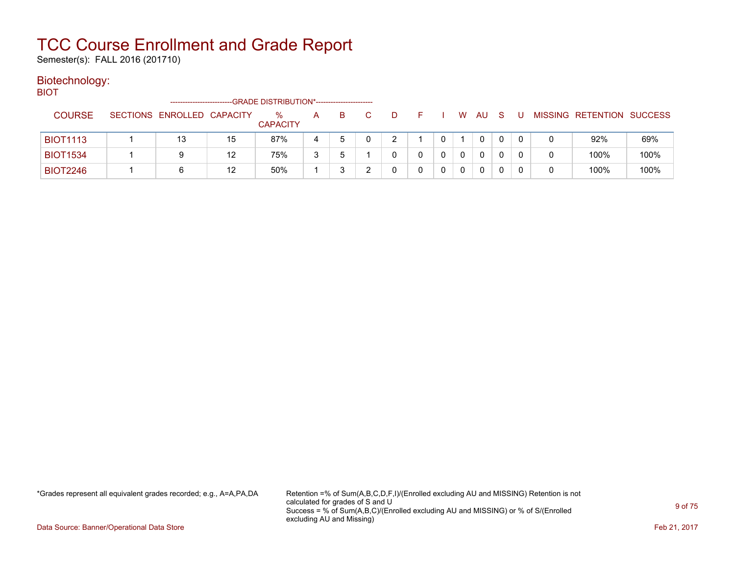# TCC Course Enrollment and Grade Report

Semester(s): FALL 2016 (201710)

## Biotechnology:

BIOT

| COURSE | SECTIONS | ENROLLED | CAPACITY | % CAPACITY | A | B | C | D | F | I | W | AU | S | U | MISSING | RETENTION | SUCCESS |
|---|---|---|---|---|---|---|---|---|---|---|---|---|---|---|---|---|---|
| | | | | --GRADE DISTRIBUTION*-- | | | | | | | | | | | | | |
| BIOT1113 | 1 | 13 | 15 | 87% | 4 | 5 | 0 | 2 | 1 | 0 | 1 | 0 | 0 | 0 | 0 | 92% | 69% |
| BIOT1534 | 1 | 9 | 12 | 75% | 3 | 5 | 1 | 0 | 0 | 0 | 0 | 0 | 0 | 0 | 0 | 100% | 100% |
| BIOT2246 | 1 | 6 | 12 | 50% | 1 | 3 | 2 | 0 | 0 | 0 | 0 | 0 | 0 | 0 | 0 | 100% | 100% |

*Grades represent all equivalent grades recorded; e.g., A=A,PA,DA

Retention =% of Sum(A,B,C,D,F,I)/(Enrolled excluding AU and MISSING) Retention is not calculated for grades of S and U
Success = % of Sum(A,B,C)/(Enrolled excluding AU and MISSING) or % of S/(Enrolled excluding AU and Missing)

Data Source: Banner/Operational Data Store

Feb 21, 2017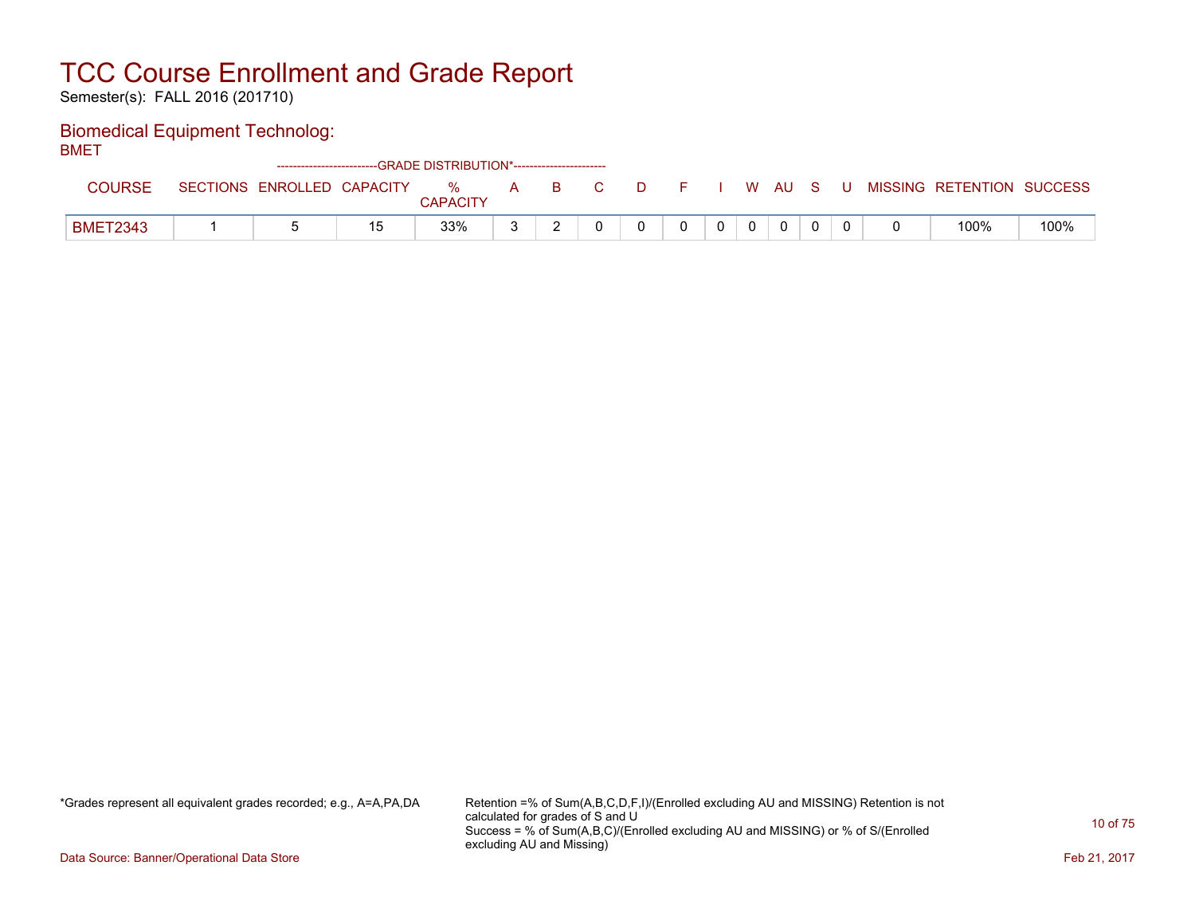# TCC Course Enrollment and Grade Report

Semester(s): FALL 2016 (201710)

## Biomedical Equipment Technolog:

BMET

| COURSE | SECTIONS | ENROLLED | CAPACITY | % CAPACITY | A | B | C | D | F | I | W | AU | S | U | MISSING | RETENTION | SUCCESS |
|---|---|---|---|---|---|---|---|---|---|---|---|---|---|---|---|---|---|
| | | | | -------------------------GRADE DISTRIBUTION*----------------------- | | | | | | | | | | | | | |
| BMET2343 | 1 | 5 | 15 | 33% | 3 | 2 | 0 | 0 | 0 | 0 | 0 | 0 | 0 | 0 | 0 | 100% | 100% |

*Grades represent all equivalent grades recorded; e.g., A=A,PA,DA

Retention =% of Sum(A,B,C,D,F,I)/(Enrolled excluding AU and MISSING) Retention is not calculated for grades of S and U
Success = % of Sum(A,B,C)/(Enrolled excluding AU and MISSING) or % of S/(Enrolled excluding AU and Missing)

Data Source: Banner/Operational Data Store

Feb 21, 2017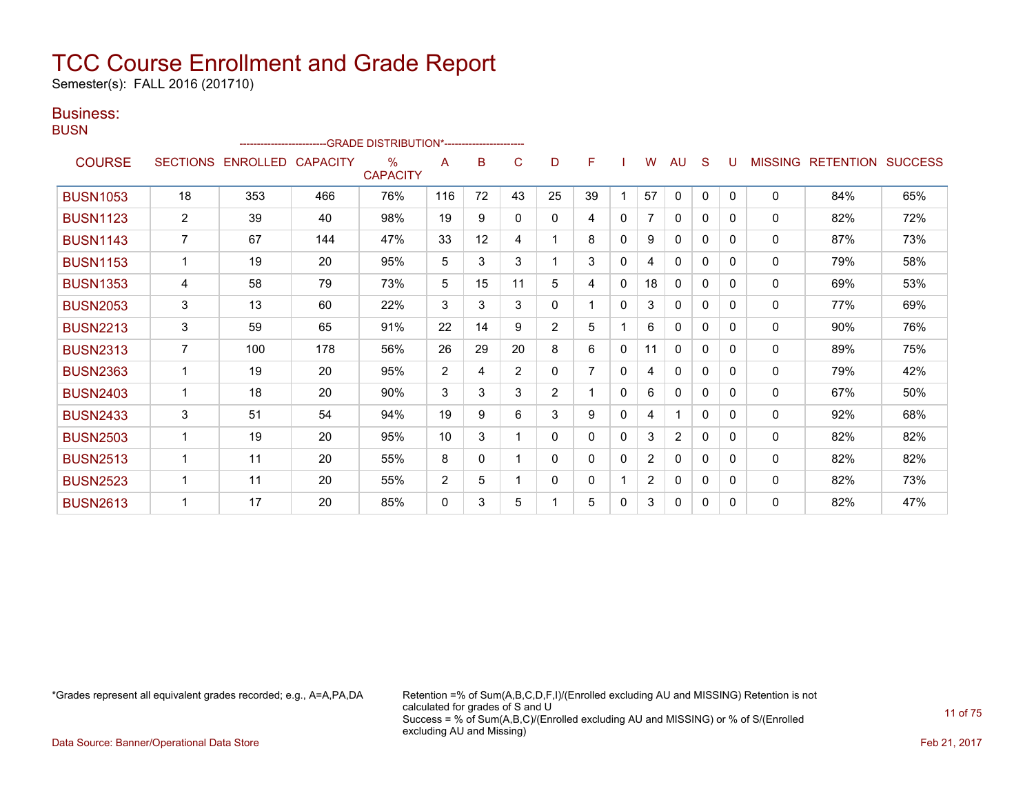# TCC Course Enrollment and Grade Report

Semester(s): FALL 2016 (201710)

## Business:

### BUSN

| COURSE | SECTIONS | ENROLLED | CAPACITY | % CAPACITY | A | B | C | D | F | I | W | AU | S | U | MISSING | RETENTION | SUCCESS |
|---|---|---|---|---|---|---|---|---|---|---|---|---|---|---|---|---|---|
| | | | | --GRADE DISTRIBUTION*-- | | | | | | | | | | | | | |
| BUSN1053 | 18 | 353 | 466 | 76% | 116 | 72 | 43 | 25 | 39 | 1 | 57 | 0 | 0 | 0 | 0 | 84% | 65% |
| BUSN1123 | 2 | 39 | 40 | 98% | 19 | 9 | 0 | 0 | 4 | 0 | 7 | 0 | 0 | 0 | 0 | 82% | 72% |
| BUSN1143 | 7 | 67 | 144 | 47% | 33 | 12 | 4 | 1 | 8 | 0 | 9 | 0 | 0 | 0 | 0 | 87% | 73% |
| BUSN1153 | 1 | 19 | 20 | 95% | 5 | 3 | 3 | 1 | 3 | 0 | 4 | 0 | 0 | 0 | 0 | 79% | 58% |
| BUSN1353 | 4 | 58 | 79 | 73% | 5 | 15 | 11 | 5 | 4 | 0 | 18 | 0 | 0 | 0 | 0 | 69% | 53% |
| BUSN2053 | 3 | 13 | 60 | 22% | 3 | 3 | 3 | 0 | 1 | 0 | 3 | 0 | 0 | 0 | 0 | 77% | 69% |
| BUSN2213 | 3 | 59 | 65 | 91% | 22 | 14 | 9 | 2 | 5 | 1 | 6 | 0 | 0 | 0 | 0 | 90% | 76% |
| BUSN2313 | 7 | 100 | 178 | 56% | 26 | 29 | 20 | 8 | 6 | 0 | 11 | 0 | 0 | 0 | 0 | 89% | 75% |
| BUSN2363 | 1 | 19 | 20 | 95% | 2 | 4 | 2 | 0 | 7 | 0 | 4 | 0 | 0 | 0 | 0 | 79% | 42% |
| BUSN2403 | 1 | 18 | 20 | 90% | 3 | 3 | 3 | 2 | 1 | 0 | 6 | 0 | 0 | 0 | 0 | 67% | 50% |
| BUSN2433 | 3 | 51 | 54 | 94% | 19 | 9 | 6 | 3 | 9 | 0 | 4 | 1 | 0 | 0 | 0 | 92% | 68% |
| BUSN2503 | 1 | 19 | 20 | 95% | 10 | 3 | 1 | 0 | 0 | 0 | 3 | 2 | 0 | 0 | 0 | 82% | 82% |
| BUSN2513 | 1 | 11 | 20 | 55% | 8 | 0 | 1 | 0 | 0 | 0 | 2 | 0 | 0 | 0 | 0 | 82% | 82% |
| BUSN2523 | 1 | 11 | 20 | 55% | 2 | 5 | 1 | 0 | 0 | 1 | 2 | 0 | 0 | 0 | 0 | 82% | 73% |
| BUSN2613 | 1 | 17 | 20 | 85% | 0 | 3 | 5 | 1 | 5 | 0 | 3 | 0 | 0 | 0 | 0 | 82% | 47% |

*Grades represent all equivalent grades recorded; e.g., A=A,PA,DA

Retention =% of Sum(A,B,C,D,F,I)/(Enrolled excluding AU and MISSING) Retention is not calculated for grades of S and U
Success = % of Sum(A,B,C)/(Enrolled excluding AU and MISSING) or % of S/(Enrolled excluding AU and Missing)

Data Source: Banner/Operational Data Store

Feb 21, 2017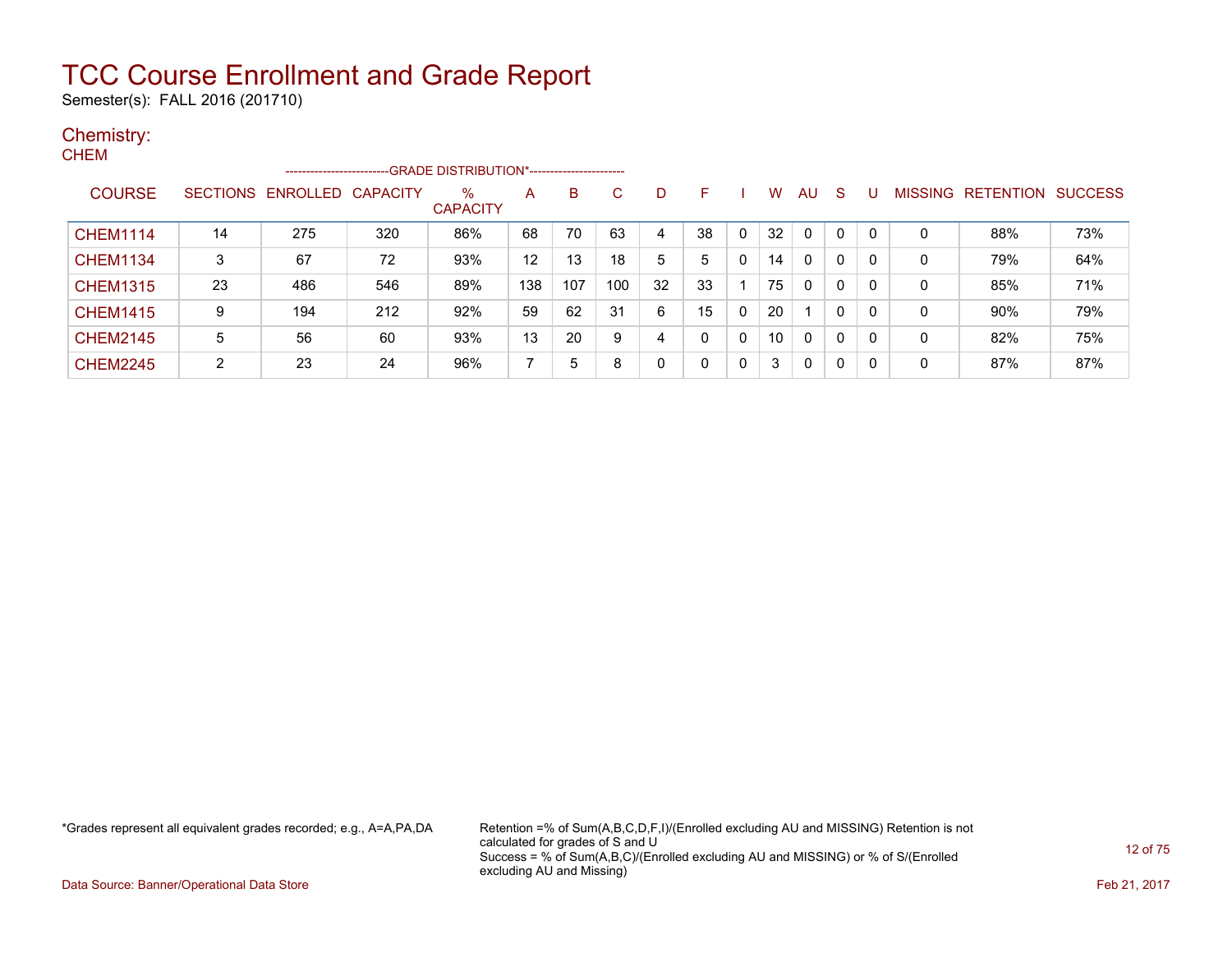# TCC Course Enrollment and Grade Report

Semester(s): FALL 2016 (201710)

## Chemistry:

### CHEM

| COURSE | SECTIONS | ENROLLED | CAPACITY | % CAPACITY | A | B | C | D | F | I | W | AU | S | U | MISSING | RETENTION | SUCCESS |
|---|---|---|---|---|---|---|---|---|---|---|---|---|---|---|---|---|---|
| | | | | -GRADE DISTRIBUTION*- | | | | | | | | | | | | | |
| CHEM1114 | 14 | 275 | 320 | 86% | 68 | 70 | 63 | 4 | 38 | 0 | 32 | 0 | 0 | 0 | 0 | 88% | 73% |
| CHEM1134 | 3 | 67 | 72 | 93% | 12 | 13 | 18 | 5 | 5 | 0 | 14 | 0 | 0 | 0 | 0 | 79% | 64% |
| CHEM1315 | 23 | 486 | 546 | 89% | 138 | 107 | 100 | 32 | 33 | 1 | 75 | 0 | 0 | 0 | 0 | 85% | 71% |
| CHEM1415 | 9 | 194 | 212 | 92% | 59 | 62 | 31 | 6 | 15 | 0 | 20 | 1 | 0 | 0 | 0 | 90% | 79% |
| CHEM2145 | 5 | 56 | 60 | 93% | 13 | 20 | 9 | 4 | 0 | 0 | 10 | 0 | 0 | 0 | 0 | 82% | 75% |
| CHEM2245 | 2 | 23 | 24 | 96% | 7 | 5 | 8 | 0 | 0 | 0 | 3 | 0 | 0 | 0 | 0 | 87% | 87% |

*Grades represent all equivalent grades recorded; e.g., A=A,PA,DA

Retention =% of Sum(A,B,C,D,F,I)/(Enrolled excluding AU and MISSING) Retention is not calculated for grades of S and U
Success = % of Sum(A,B,C)/(Enrolled excluding AU and MISSING) or % of S/(Enrolled excluding AU and Missing)

Data Source: Banner/Operational Data Store

Feb 21, 2017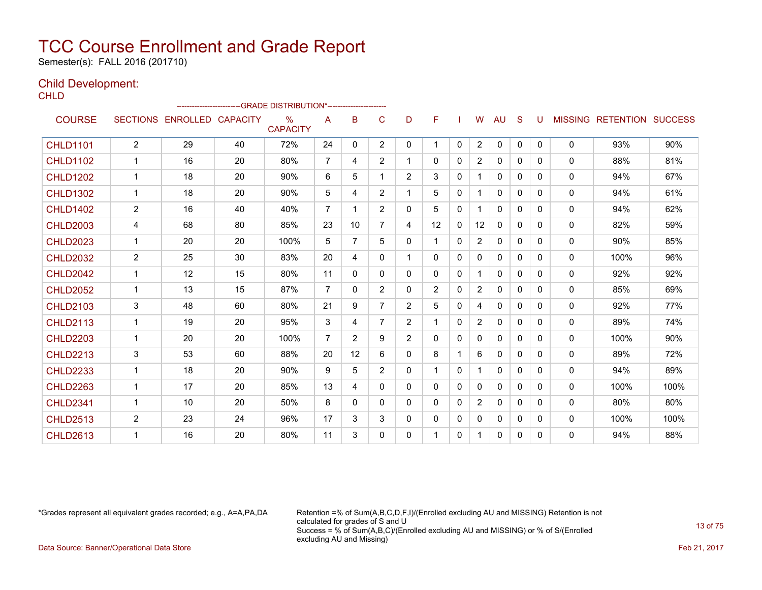# TCC Course Enrollment and Grade Report

Semester(s): FALL 2016 (201710)

## Child Development:

CHLD

| COURSE | SECTIONS | ENROLLED | CAPACITY | % CAPACITY | A | B | C | D | F | I | W | AU | S | U | MISSING | RETENTION | SUCCESS |
|---|---|---|---|---|---|---|---|---|---|---|---|---|---|---|---|---|---|
| | | | | -GRADE DISTRIBUTION*- | | | | | | | | | | | | | |
| CHLD1101 | 2 | 29 | 40 | 72% | 24 | 0 | 2 | 0 | 1 | 0 | 2 | 0 | 0 | 0 | 0 | 93% | 90% |
| CHLD1102 | 1 | 16 | 20 | 80% | 7 | 4 | 2 | 1 | 0 | 0 | 2 | 0 | 0 | 0 | 0 | 88% | 81% |
| CHLD1202 | 1 | 18 | 20 | 90% | 6 | 5 | 1 | 2 | 3 | 0 | 1 | 0 | 0 | 0 | 0 | 94% | 67% |
| CHLD1302 | 1 | 18 | 20 | 90% | 5 | 4 | 2 | 1 | 5 | 0 | 1 | 0 | 0 | 0 | 0 | 94% | 61% |
| CHLD1402 | 2 | 16 | 40 | 40% | 7 | 1 | 2 | 0 | 5 | 0 | 1 | 0 | 0 | 0 | 0 | 94% | 62% |
| CHLD2003 | 4 | 68 | 80 | 85% | 23 | 10 | 7 | 4 | 12 | 0 | 12 | 0 | 0 | 0 | 0 | 82% | 59% |
| CHLD2023 | 1 | 20 | 20 | 100% | 5 | 7 | 5 | 0 | 1 | 0 | 2 | 0 | 0 | 0 | 0 | 90% | 85% |
| CHLD2032 | 2 | 25 | 30 | 83% | 20 | 4 | 0 | 1 | 0 | 0 | 0 | 0 | 0 | 0 | 0 | 100% | 96% |
| CHLD2042 | 1 | 12 | 15 | 80% | 11 | 0 | 0 | 0 | 0 | 0 | 1 | 0 | 0 | 0 | 0 | 92% | 92% |
| CHLD2052 | 1 | 13 | 15 | 87% | 7 | 0 | 2 | 0 | 2 | 0 | 2 | 0 | 0 | 0 | 0 | 85% | 69% |
| CHLD2103 | 3 | 48 | 60 | 80% | 21 | 9 | 7 | 2 | 5 | 0 | 4 | 0 | 0 | 0 | 0 | 92% | 77% |
| CHLD2113 | 1 | 19 | 20 | 95% | 3 | 4 | 7 | 2 | 1 | 0 | 2 | 0 | 0 | 0 | 0 | 89% | 74% |
| CHLD2203 | 1 | 20 | 20 | 100% | 7 | 2 | 9 | 2 | 0 | 0 | 0 | 0 | 0 | 0 | 0 | 100% | 90% |
| CHLD2213 | 3 | 53 | 60 | 88% | 20 | 12 | 6 | 0 | 8 | 1 | 6 | 0 | 0 | 0 | 0 | 89% | 72% |
| CHLD2233 | 1 | 18 | 20 | 90% | 9 | 5 | 2 | 0 | 1 | 0 | 1 | 0 | 0 | 0 | 0 | 94% | 89% |
| CHLD2263 | 1 | 17 | 20 | 85% | 13 | 4 | 0 | 0 | 0 | 0 | 0 | 0 | 0 | 0 | 0 | 100% | 100% |
| CHLD2341 | 1 | 10 | 20 | 50% | 8 | 0 | 0 | 0 | 0 | 0 | 2 | 0 | 0 | 0 | 0 | 80% | 80% |
| CHLD2513 | 2 | 23 | 24 | 96% | 17 | 3 | 3 | 0 | 0 | 0 | 0 | 0 | 0 | 0 | 0 | 100% | 100% |
| CHLD2613 | 1 | 16 | 20 | 80% | 11 | 3 | 0 | 0 | 1 | 0 | 1 | 0 | 0 | 0 | 0 | 94% | 88% |

*Grades represent all equivalent grades recorded; e.g., A=A,PA,DA

Retention =% of Sum(A,B,C,D,F,I)/(Enrolled excluding AU and MISSING) Retention is not calculated for grades of S and U
Success = % of Sum(A,B,C)/(Enrolled excluding AU and MISSING) or % of S/(Enrolled excluding AU and Missing)

Data Source: Banner/Operational Data Store

Feb 21, 2017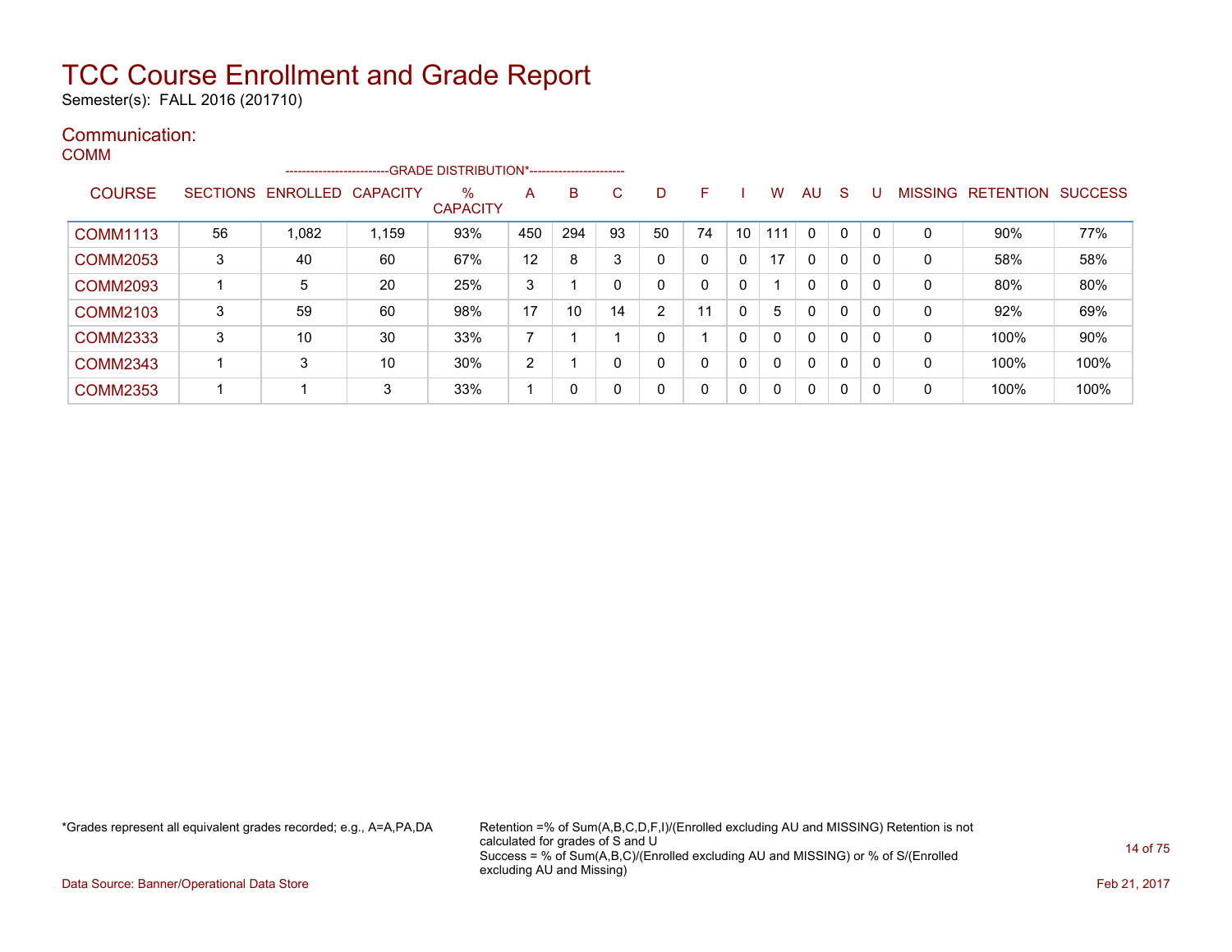# TCC Course Enrollment and Grade Report

Semester(s): FALL 2016 (201710)

## Communication:

### COMM

| COURSE | SECTIONS | ENROLLED | CAPACITY | % CAPACITY | A | B | C | D | F | I | W | AU | S | U | MISSING | RETENTION | SUCCESS |
|---|---|---|---|---|---|---|---|---|---|---|---|---|---|---|---|---|---|
| | | | --------------------------GRADE DISTRIBUTION*------------------------ | | | | | | | | | | | | | | |
| COMM1113 | 56 | 1,082 | 1,159 | 93% | 450 | 294 | 93 | 50 | 74 | 10 | 111 | 0 | 0 | 0 | 0 | 90% | 77% |
| COMM2053 | 3 | 40 | 60 | 67% | 12 | 8 | 3 | 0 | 0 | 0 | 17 | 0 | 0 | 0 | 0 | 58% | 58% |
| COMM2093 | 1 | 5 | 20 | 25% | 3 | 1 | 0 | 0 | 0 | 0 | 1 | 0 | 0 | 0 | 0 | 80% | 80% |
| COMM2103 | 3 | 59 | 60 | 98% | 17 | 10 | 14 | 2 | 11 | 0 | 5 | 0 | 0 | 0 | 0 | 92% | 69% |
| COMM2333 | 3 | 10 | 30 | 33% | 7 | 1 | 1 | 0 | 1 | 0 | 0 | 0 | 0 | 0 | 0 | 100% | 90% |
| COMM2343 | 1 | 3 | 10 | 30% | 2 | 1 | 0 | 0 | 0 | 0 | 0 | 0 | 0 | 0 | 0 | 100% | 100% |
| COMM2353 | 1 | 1 | 3 | 33% | 1 | 0 | 0 | 0 | 0 | 0 | 0 | 0 | 0 | 0 | 0 | 100% | 100% |

*Grades represent all equivalent grades recorded; e.g., A=A,PA,DA

Retention =% of Sum(A,B,C,D,F,I)/(Enrolled excluding AU and MISSING) Retention is not calculated for grades of S and U
Success = % of Sum(A,B,C)/(Enrolled excluding AU and MISSING) or % of S/(Enrolled excluding AU and Missing)

Data Source: Banner/Operational Data Store

Feb 21, 2017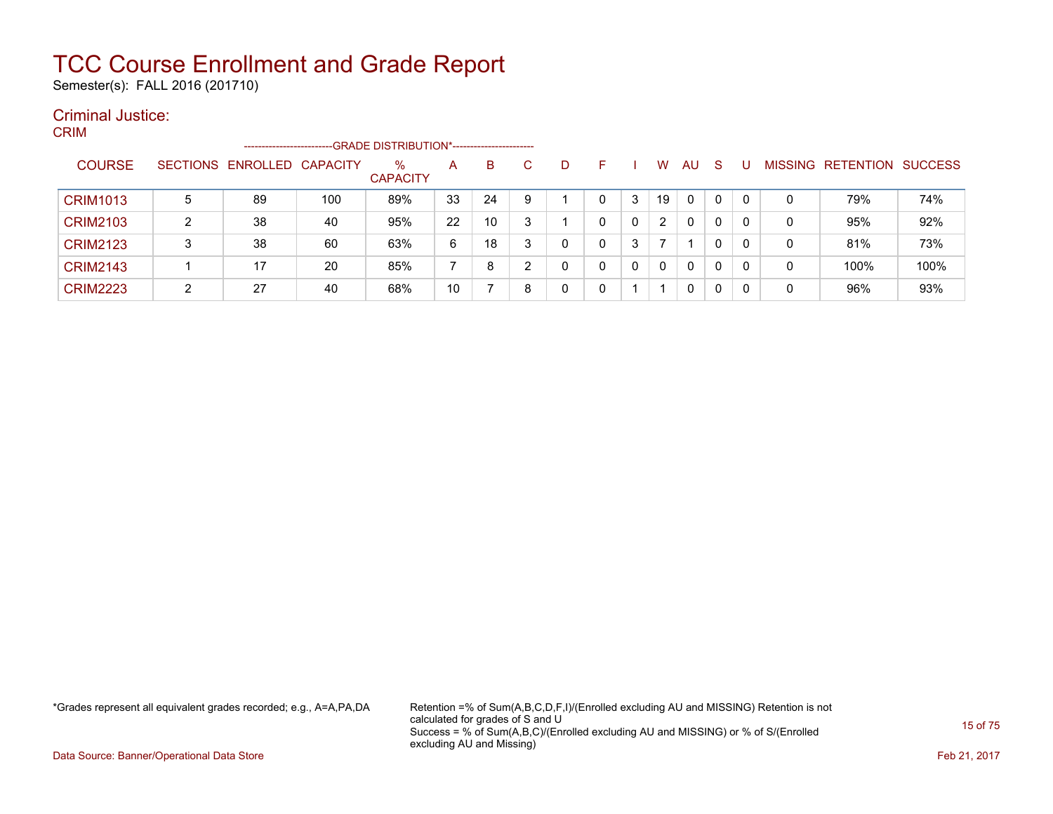# TCC Course Enrollment and Grade Report

Semester(s): FALL 2016 (201710)

## Criminal Justice:

### CRIM

| COURSE | SECTIONS | ENROLLED | CAPACITY | % CAPACITY | A | B | C | D | F | I | W | AU | S | U | MISSING | RETENTION | SUCCESS |
|---|---|---|---|---|---|---|---|---|---|---|---|---|---|---|---|---|---|
| | | | | | GRADE DISTRIBUTION* | | | | | | | | | | | | |
| CRIM1013 | 5 | 89 | 100 | 89% | 33 | 24 | 9 | 1 | 0 | 3 | 19 | 0 | 0 | 0 | 0 | 79% | 74% |
| CRIM2103 | 2 | 38 | 40 | 95% | 22 | 10 | 3 | 1 | 0 | 0 | 2 | 0 | 0 | 0 | 0 | 95% | 92% |
| CRIM2123 | 3 | 38 | 60 | 63% | 6 | 18 | 3 | 0 | 0 | 3 | 7 | 1 | 0 | 0 | 0 | 81% | 73% |
| CRIM2143 | 1 | 17 | 20 | 85% | 7 | 8 | 2 | 0 | 0 | 0 | 0 | 0 | 0 | 0 | 0 | 100% | 100% |
| CRIM2223 | 2 | 27 | 40 | 68% | 10 | 7 | 8 | 0 | 0 | 1 | 1 | 0 | 0 | 0 | 0 | 96% | 93% |

*Grades represent all equivalent grades recorded; e.g., A=A,PA,DA

Retention =% of Sum(A,B,C,D,F,I)/(Enrolled excluding AU and MISSING) Retention is not calculated for grades of S and U
Success = % of Sum(A,B,C)/(Enrolled excluding AU and MISSING) or % of S/(Enrolled excluding AU and Missing)

Data Source: Banner/Operational Data Store

Feb 21, 2017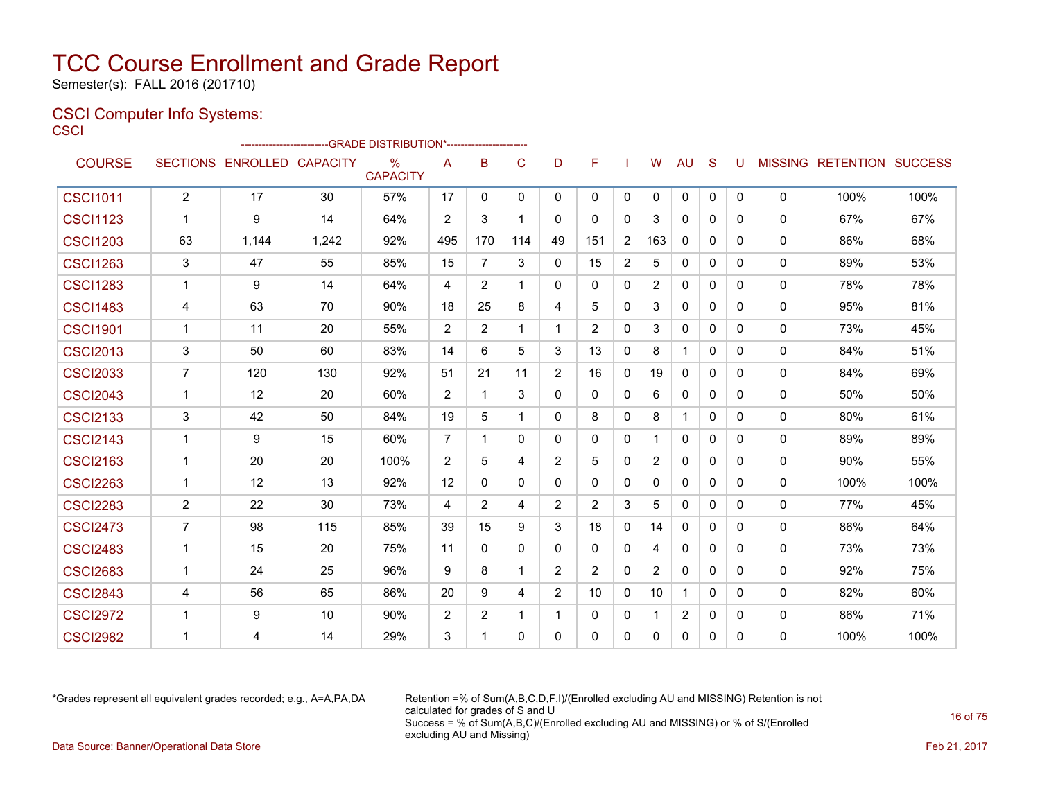# TCC Course Enrollment and Grade Report

Semester(s): FALL 2016 (201710)

## CSCI Computer Info Systems:

### CSCI

| COURSE | SECTIONS | ENROLLED | CAPACITY | % CAPACITY | A | B | C | D | F | I | W | AU | S | U | MISSING | RETENTION | SUCCESS |
|---|---|---|---|---|---|---|---|---|---|---|---|---|---|---|---|---|---|
| | | | | -------------------------GRADE DISTRIBUTION*----------------------- | | | | | | | | | | | | | |
| CSCI1011 | 2 | 17 | 30 | 57% | 17 | 0 | 0 | 0 | 0 | 0 | 0 | 0 | 0 | 0 | 0 | 100% | 100% |
| CSCI1123 | 1 | 9 | 14 | 64% | 2 | 3 | 1 | 0 | 0 | 0 | 3 | 0 | 0 | 0 | 0 | 67% | 67% |
| CSCI1203 | 63 | 1,144 | 1,242 | 92% | 495 | 170 | 114 | 49 | 151 | 2 | 163 | 0 | 0 | 0 | 0 | 86% | 68% |
| CSCI1263 | 3 | 47 | 55 | 85% | 15 | 7 | 3 | 0 | 15 | 2 | 5 | 0 | 0 | 0 | 0 | 89% | 53% |
| CSCI1283 | 1 | 9 | 14 | 64% | 4 | 2 | 1 | 0 | 0 | 0 | 2 | 0 | 0 | 0 | 0 | 78% | 78% |
| CSCI1483 | 4 | 63 | 70 | 90% | 18 | 25 | 8 | 4 | 5 | 0 | 3 | 0 | 0 | 0 | 0 | 95% | 81% |
| CSCI1901 | 1 | 11 | 20 | 55% | 2 | 2 | 1 | 1 | 2 | 0 | 3 | 0 | 0 | 0 | 0 | 73% | 45% |
| CSCI2013 | 3 | 50 | 60 | 83% | 14 | 6 | 5 | 3 | 13 | 0 | 8 | 1 | 0 | 0 | 0 | 84% | 51% |
| CSCI2033 | 7 | 120 | 130 | 92% | 51 | 21 | 11 | 2 | 16 | 0 | 19 | 0 | 0 | 0 | 0 | 84% | 69% |
| CSCI2043 | 1 | 12 | 20 | 60% | 2 | 1 | 3 | 0 | 0 | 0 | 6 | 0 | 0 | 0 | 0 | 50% | 50% |
| CSCI2133 | 3 | 42 | 50 | 84% | 19 | 5 | 1 | 0 | 8 | 0 | 8 | 1 | 0 | 0 | 0 | 80% | 61% |
| CSCI2143 | 1 | 9 | 15 | 60% | 7 | 1 | 0 | 0 | 0 | 0 | 1 | 0 | 0 | 0 | 0 | 89% | 89% |
| CSCI2163 | 1 | 20 | 20 | 100% | 2 | 5 | 4 | 2 | 5 | 0 | 2 | 0 | 0 | 0 | 0 | 90% | 55% |
| CSCI2263 | 1 | 12 | 13 | 92% | 12 | 0 | 0 | 0 | 0 | 0 | 0 | 0 | 0 | 0 | 0 | 100% | 100% |
| CSCI2283 | 2 | 22 | 30 | 73% | 4 | 2 | 4 | 2 | 2 | 3 | 5 | 0 | 0 | 0 | 0 | 77% | 45% |
| CSCI2473 | 7 | 98 | 115 | 85% | 39 | 15 | 9 | 3 | 18 | 0 | 14 | 0 | 0 | 0 | 0 | 86% | 64% |
| CSCI2483 | 1 | 15 | 20 | 75% | 11 | 0 | 0 | 0 | 0 | 0 | 4 | 0 | 0 | 0 | 0 | 73% | 73% |
| CSCI2683 | 1 | 24 | 25 | 96% | 9 | 8 | 1 | 2 | 2 | 0 | 2 | 0 | 0 | 0 | 0 | 92% | 75% |
| CSCI2843 | 4 | 56 | 65 | 86% | 20 | 9 | 4 | 2 | 10 | 0 | 10 | 1 | 0 | 0 | 0 | 82% | 60% |
| CSCI2972 | 1 | 9 | 10 | 90% | 2 | 2 | 1 | 1 | 0 | 0 | 1 | 2 | 0 | 0 | 0 | 86% | 71% |
| CSCI2982 | 1 | 4 | 14 | 29% | 3 | 1 | 0 | 0 | 0 | 0 | 0 | 0 | 0 | 0 | 0 | 100% | 100% |

*Grades represent all equivalent grades recorded; e.g., A=A,PA,DA

Retention =% of Sum(A,B,C,D,F,I)/(Enrolled excluding AU and MISSING) Retention is not calculated for grades of S and U
Success = % of Sum(A,B,C)/(Enrolled excluding AU and MISSING) or % of S/(Enrolled excluding AU and Missing)

Data Source: Banner/Operational Data Store

Feb 21, 2017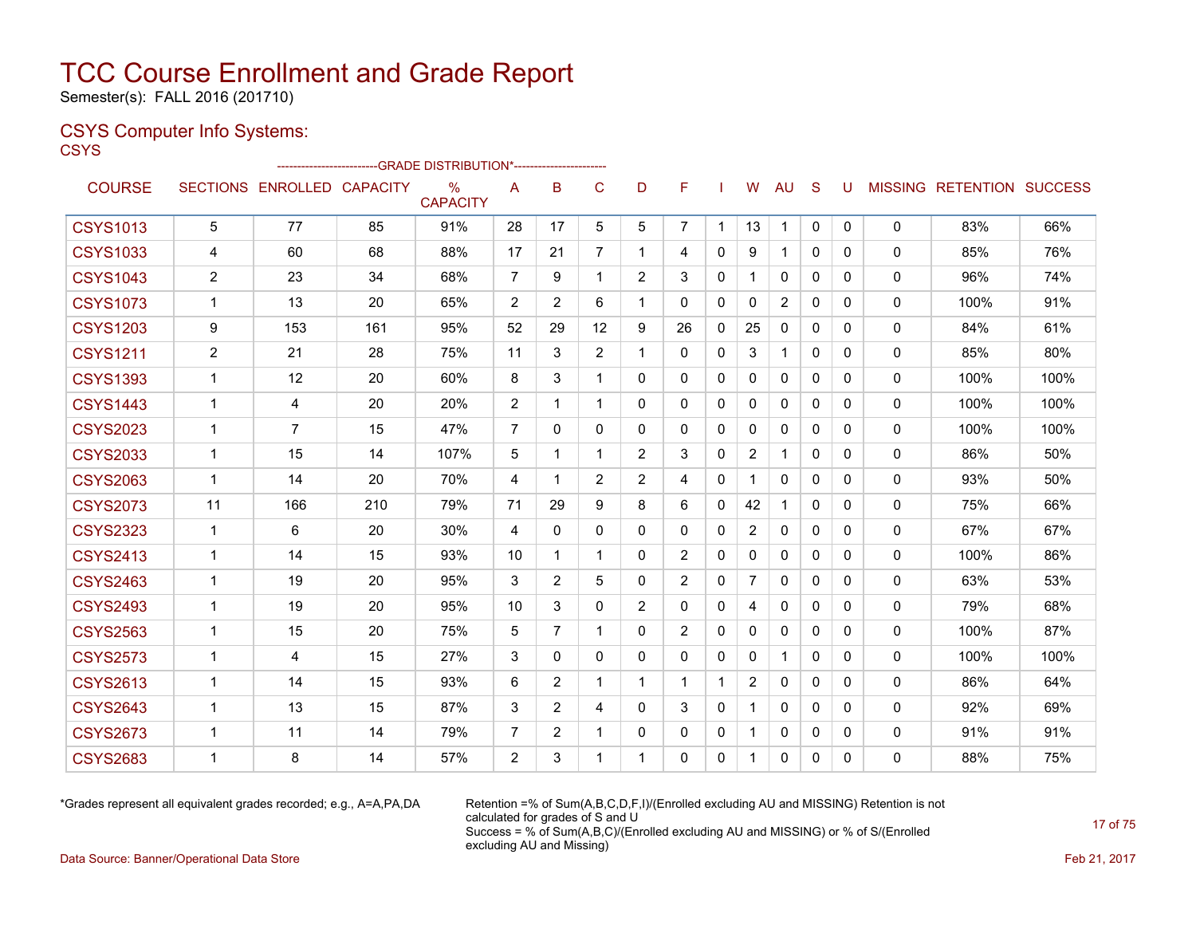# TCC Course Enrollment and Grade Report

Semester(s): FALL 2016 (201710)

## CSYS Computer Info Systems:

CSYS

| COURSE | SECTIONS | ENROLLED | CAPACITY | % CAPACITY | A | B | C | D | F | I | W | AU | S | U | MISSING | RETENTION | SUCCESS |
|---|---|---|---|---|---|---|---|---|---|---|---|---|---|---|---|---|---|
| | | | | ---GRADE DISTRIBUTION*--- | | | | | | | | | | | | | |
| CSYS1013 | 5 | 77 | 85 | 91% | 28 | 17 | 5 | 5 | 7 | 1 | 13 | 1 | 0 | 0 | 0 | 83% | 66% |
| CSYS1033 | 4 | 60 | 68 | 88% | 17 | 21 | 7 | 1 | 4 | 0 | 9 | 1 | 0 | 0 | 0 | 85% | 76% |
| CSYS1043 | 2 | 23 | 34 | 68% | 7 | 9 | 1 | 2 | 3 | 0 | 1 | 0 | 0 | 0 | 0 | 96% | 74% |
| CSYS1073 | 1 | 13 | 20 | 65% | 2 | 2 | 6 | 1 | 0 | 0 | 0 | 2 | 0 | 0 | 0 | 100% | 91% |
| CSYS1203 | 9 | 153 | 161 | 95% | 52 | 29 | 12 | 9 | 26 | 0 | 25 | 0 | 0 | 0 | 0 | 84% | 61% |
| CSYS1211 | 2 | 21 | 28 | 75% | 11 | 3 | 2 | 1 | 0 | 0 | 3 | 1 | 0 | 0 | 0 | 85% | 80% |
| CSYS1393 | 1 | 12 | 20 | 60% | 8 | 3 | 1 | 0 | 0 | 0 | 0 | 0 | 0 | 0 | 0 | 100% | 100% |
| CSYS1443 | 1 | 4 | 20 | 20% | 2 | 1 | 1 | 0 | 0 | 0 | 0 | 0 | 0 | 0 | 0 | 100% | 100% |
| CSYS2023 | 1 | 7 | 15 | 47% | 7 | 0 | 0 | 0 | 0 | 0 | 0 | 0 | 0 | 0 | 0 | 100% | 100% |
| CSYS2033 | 1 | 15 | 14 | 107% | 5 | 1 | 1 | 2 | 3 | 0 | 2 | 1 | 0 | 0 | 0 | 86% | 50% |
| CSYS2063 | 1 | 14 | 20 | 70% | 4 | 1 | 2 | 2 | 4 | 0 | 1 | 0 | 0 | 0 | 0 | 93% | 50% |
| CSYS2073 | 11 | 166 | 210 | 79% | 71 | 29 | 9 | 8 | 6 | 0 | 42 | 1 | 0 | 0 | 0 | 75% | 66% |
| CSYS2323 | 1 | 6 | 20 | 30% | 4 | 0 | 0 | 0 | 0 | 0 | 2 | 0 | 0 | 0 | 0 | 67% | 67% |
| CSYS2413 | 1 | 14 | 15 | 93% | 10 | 1 | 1 | 0 | 2 | 0 | 0 | 0 | 0 | 0 | 0 | 100% | 86% |
| CSYS2463 | 1 | 19 | 20 | 95% | 3 | 2 | 5 | 0 | 2 | 0 | 7 | 0 | 0 | 0 | 0 | 63% | 53% |
| CSYS2493 | 1 | 19 | 20 | 95% | 10 | 3 | 0 | 2 | 0 | 0 | 4 | 0 | 0 | 0 | 0 | 79% | 68% |
| CSYS2563 | 1 | 15 | 20 | 75% | 5 | 7 | 1 | 0 | 2 | 0 | 0 | 0 | 0 | 0 | 0 | 100% | 87% |
| CSYS2573 | 1 | 4 | 15 | 27% | 3 | 0 | 0 | 0 | 0 | 0 | 0 | 1 | 0 | 0 | 0 | 100% | 100% |
| CSYS2613 | 1 | 14 | 15 | 93% | 6 | 2 | 1 | 1 | 1 | 1 | 2 | 0 | 0 | 0 | 0 | 86% | 64% |
| CSYS2643 | 1 | 13 | 15 | 87% | 3 | 2 | 4 | 0 | 3 | 0 | 1 | 0 | 0 | 0 | 0 | 92% | 69% |
| CSYS2673 | 1 | 11 | 14 | 79% | 7 | 2 | 1 | 0 | 0 | 0 | 1 | 0 | 0 | 0 | 0 | 91% | 91% |
| CSYS2683 | 1 | 8 | 14 | 57% | 2 | 3 | 1 | 1 | 0 | 0 | 1 | 0 | 0 | 0 | 0 | 88% | 75% |

*Grades represent all equivalent grades recorded; e.g., A=A,PA,DA

Retention =% of Sum(A,B,C,D,F,I)/(Enrolled excluding AU and MISSING) Retention is not calculated for grades of S and U
Success = % of Sum(A,B,C)/(Enrolled excluding AU and MISSING) or % of S/(Enrolled excluding AU and Missing)

Data Source: Banner/Operational Data Store

Feb 21, 2017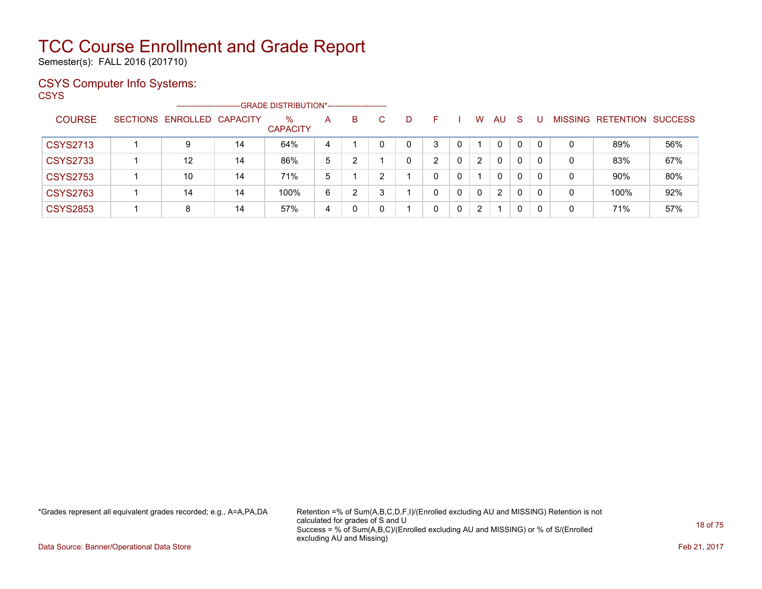# TCC Course Enrollment and Grade Report

Semester(s): FALL 2016 (201710)

## CSYS Computer Info Systems:

CSYS

| COURSE | SECTIONS | ENROLLED | CAPACITY | % CAPACITY | A | B | C | D | F | I | W | AU | S | U | MISSING | RETENTION | SUCCESS |
|---|---|---|---|---|---|---|---|---|---|---|---|---|---|---|---|---|---|
| | | | | GRADE DISTRIBUTION* | | | | | | | | | | | | | |
| CSYS2713 | 1 | 9 | 14 | 64% | 4 | 1 | 0 | 0 | 3 | 0 | 1 | 0 | 0 | 0 | 0 | 89% | 56% |
| CSYS2733 | 1 | 12 | 14 | 86% | 5 | 2 | 1 | 0 | 2 | 0 | 2 | 0 | 0 | 0 | 0 | 83% | 67% |
| CSYS2753 | 1 | 10 | 14 | 71% | 5 | 1 | 2 | 1 | 0 | 0 | 1 | 0 | 0 | 0 | 0 | 90% | 80% |
| CSYS2763 | 1 | 14 | 14 | 100% | 6 | 2 | 3 | 1 | 0 | 0 | 0 | 2 | 0 | 0 | 0 | 100% | 92% |
| CSYS2853 | 1 | 8 | 14 | 57% | 4 | 0 | 0 | 1 | 0 | 0 | 2 | 1 | 0 | 0 | 0 | 71% | 57% |

*Grades represent all equivalent grades recorded; e.g., A=A,PA,DA

Retention =% of Sum(A,B,C,D,F,I)/(Enrolled excluding AU and MISSING) Retention is not calculated for grades of S and U
Success = % of Sum(A,B,C)/(Enrolled excluding AU and MISSING) or % of S/(Enrolled excluding AU and Missing)

Data Source: Banner/Operational Data Store

Feb 21, 2017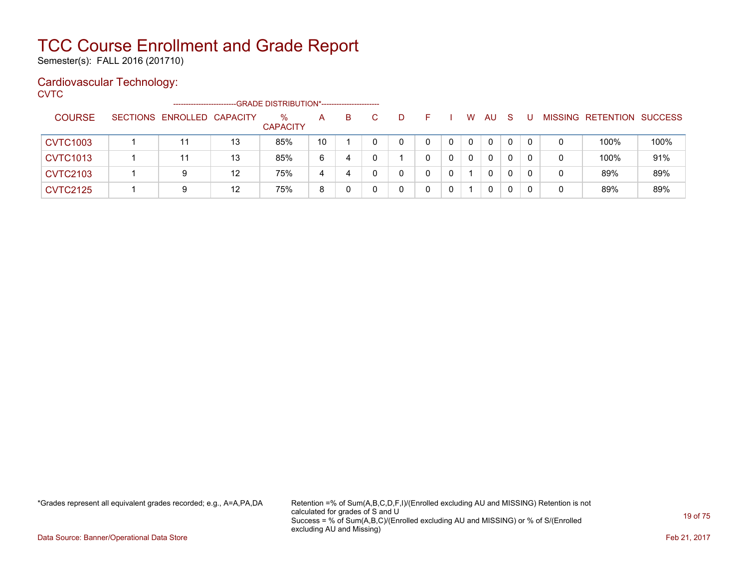# TCC Course Enrollment and Grade Report

Semester(s): FALL 2016 (201710)

## Cardiovascular Technology:

CVTC

| COURSE | SECTIONS | ENROLLED | CAPACITY | % CAPACITY | A | B | C | D | F | I | W | AU | S | U | MISSING | RETENTION | SUCCESS |
|---|---|---|---|---|---|---|---|---|---|---|---|---|---|---|---|---|---|
| | | | | GRADE DISTRIBUTION* | | | | | | | | | | | | | |
| CVTC1003 | 1 | 11 | 13 | 85% | 10 | 1 | 0 | 0 | 0 | 0 | 0 | 0 | 0 | 0 | 0 | 100% | 100% |
| CVTC1013 | 1 | 11 | 13 | 85% | 6 | 4 | 0 | 1 | 0 | 0 | 0 | 0 | 0 | 0 | 0 | 100% | 91% |
| CVTC2103 | 1 | 9 | 12 | 75% | 4 | 4 | 0 | 0 | 0 | 0 | 1 | 0 | 0 | 0 | 0 | 89% | 89% |
| CVTC2125 | 1 | 9 | 12 | 75% | 8 | 0 | 0 | 0 | 0 | 0 | 1 | 0 | 0 | 0 | 0 | 89% | 89% |

*Grades represent all equivalent grades recorded; e.g., A=A,PA,DA

Retention =% of Sum(A,B,C,D,F,I)/(Enrolled excluding AU and MISSING) Retention is not calculated for grades of S and U
Success = % of Sum(A,B,C)/(Enrolled excluding AU and MISSING) or % of S/(Enrolled excluding AU and Missing)

Data Source: Banner/Operational Data Store

Feb 21, 2017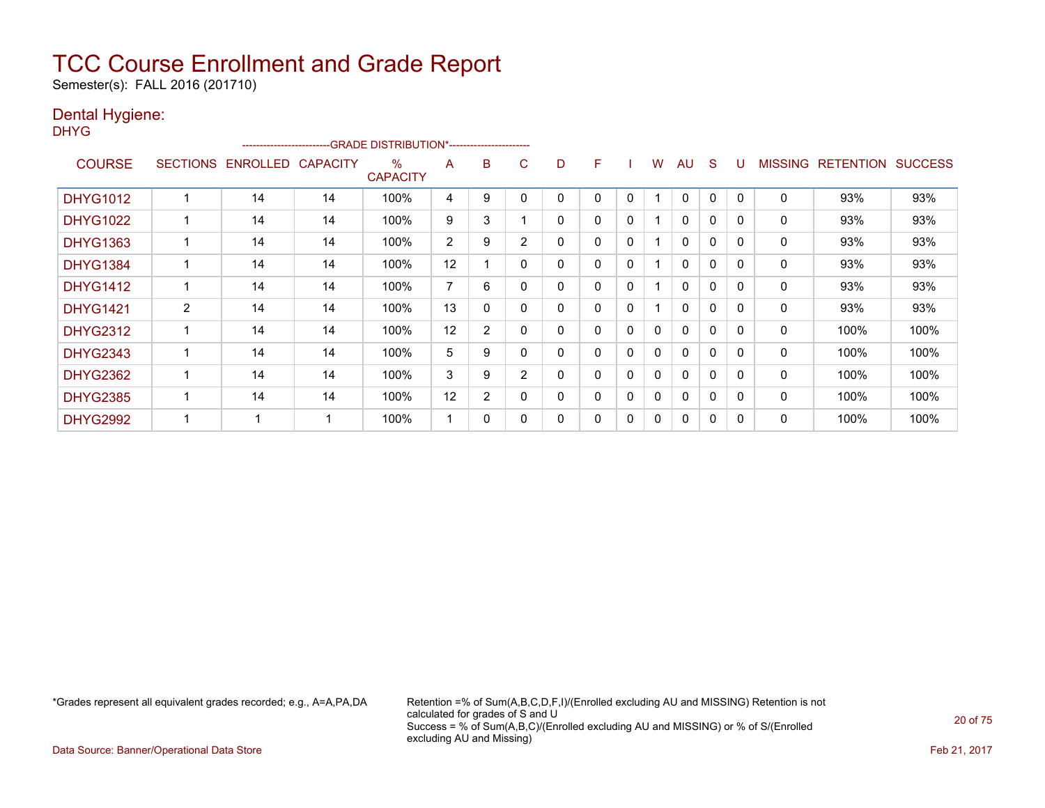# TCC Course Enrollment and Grade Report

Semester(s): FALL 2016 (201710)

## Dental Hygiene:

DHYG

| COURSE | SECTIONS | ENROLLED | CAPACITY | % CAPACITY | A | B | C | D | F | I | W | AU | S | U | MISSING | RETENTION | SUCCESS |
|---|---|---|---|---|---|---|---|---|---|---|---|---|---|---|---|---|---|
| | | | | -GRADE DISTRIBUTION*- | | | | | | | | | | | | | |
| DHYG1012 | 1 | 14 | 14 | 100% | 4 | 9 | 0 | 0 | 0 | 0 | 1 | 0 | 0 | 0 | 0 | 93% | 93% |
| DHYG1022 | 1 | 14 | 14 | 100% | 9 | 3 | 1 | 0 | 0 | 0 | 1 | 0 | 0 | 0 | 0 | 93% | 93% |
| DHYG1363 | 1 | 14 | 14 | 100% | 2 | 9 | 2 | 0 | 0 | 0 | 1 | 0 | 0 | 0 | 0 | 93% | 93% |
| DHYG1384 | 1 | 14 | 14 | 100% | 12 | 1 | 0 | 0 | 0 | 0 | 1 | 0 | 0 | 0 | 0 | 93% | 93% |
| DHYG1412 | 1 | 14 | 14 | 100% | 7 | 6 | 0 | 0 | 0 | 0 | 1 | 0 | 0 | 0 | 0 | 93% | 93% |
| DHYG1421 | 2 | 14 | 14 | 100% | 13 | 0 | 0 | 0 | 0 | 0 | 1 | 0 | 0 | 0 | 0 | 93% | 93% |
| DHYG2312 | 1 | 14 | 14 | 100% | 12 | 2 | 0 | 0 | 0 | 0 | 0 | 0 | 0 | 0 | 0 | 100% | 100% |
| DHYG2343 | 1 | 14 | 14 | 100% | 5 | 9 | 0 | 0 | 0 | 0 | 0 | 0 | 0 | 0 | 0 | 100% | 100% |
| DHYG2362 | 1 | 14 | 14 | 100% | 3 | 9 | 2 | 0 | 0 | 0 | 0 | 0 | 0 | 0 | 0 | 100% | 100% |
| DHYG2385 | 1 | 14 | 14 | 100% | 12 | 2 | 0 | 0 | 0 | 0 | 0 | 0 | 0 | 0 | 0 | 100% | 100% |
| DHYG2992 | 1 | 1 | 1 | 100% | 1 | 0 | 0 | 0 | 0 | 0 | 0 | 0 | 0 | 0 | 0 | 100% | 100% |

*Grades represent all equivalent grades recorded; e.g., A=A,PA,DA

Retention =% of Sum(A,B,C,D,F,I)/(Enrolled excluding AU and MISSING) Retention is not calculated for grades of S and U
Success = % of Sum(A,B,C)/(Enrolled excluding AU and MISSING) or % of S/(Enrolled excluding AU and Missing)

Data Source: Banner/Operational Data Store

Feb 21, 2017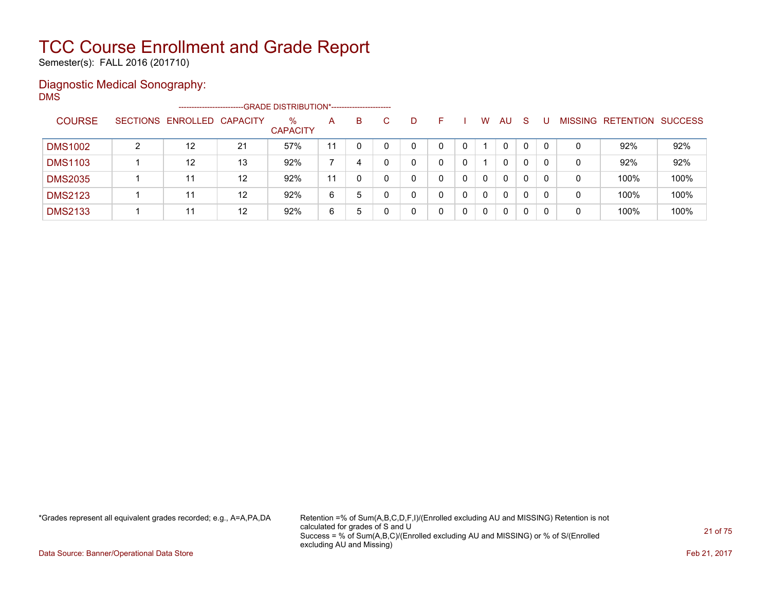# TCC Course Enrollment and Grade Report

Semester(s): FALL 2016 (201710)

## Diagnostic Medical Sonography:

DMS

| COURSE | SECTIONS | ENROLLED | CAPACITY | % CAPACITY | A | B | C | D | F | I | W | AU | S | U | MISSING | RETENTION | SUCCESS |
|---|---|---|---|---|---|---|---|---|---|---|---|---|---|---|---|---|---|
| | | | | --------------------------GRADE DISTRIBUTION*----------------------- | | | | | | | | | | | | | |
| DMS1002 | 2 | 12 | 21 | 57% | 11 | 0 | 0 | 0 | 0 | 0 | 1 | 0 | 0 | 0 | 0 | 92% | 92% |
| DMS1103 | 1 | 12 | 13 | 92% | 7 | 4 | 0 | 0 | 0 | 0 | 1 | 0 | 0 | 0 | 0 | 92% | 92% |
| DMS2035 | 1 | 11 | 12 | 92% | 11 | 0 | 0 | 0 | 0 | 0 | 0 | 0 | 0 | 0 | 0 | 100% | 100% |
| DMS2123 | 1 | 11 | 12 | 92% | 6 | 5 | 0 | 0 | 0 | 0 | 0 | 0 | 0 | 0 | 0 | 100% | 100% |
| DMS2133 | 1 | 11 | 12 | 92% | 6 | 5 | 0 | 0 | 0 | 0 | 0 | 0 | 0 | 0 | 0 | 100% | 100% |

*Grades represent all equivalent grades recorded; e.g., A=A,PA,DA

Retention =% of Sum(A,B,C,D,F,I)/(Enrolled excluding AU and MISSING) Retention is not calculated for grades of S and U
Success = % of Sum(A,B,C)/(Enrolled excluding AU and MISSING) or % of S/(Enrolled excluding AU and Missing)

Data Source: Banner/Operational Data Store

Feb 21, 2017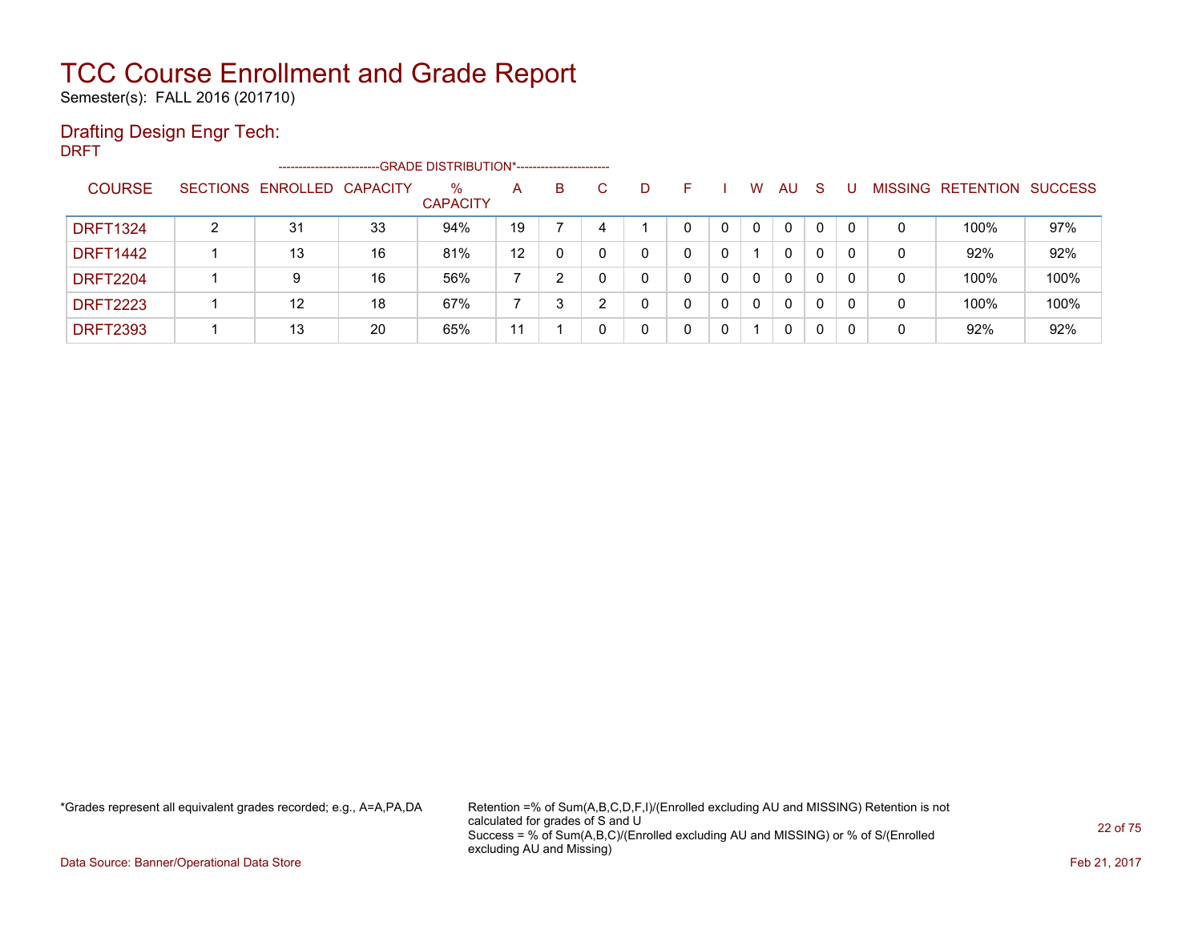# TCC Course Enrollment and Grade Report

Semester(s): FALL 2016 (201710)

## Drafting Design Engr Tech:

DRFT

| COURSE | SECTIONS | ENROLLED | CAPACITY | % CAPACITY | A | B | C | D | F | I | W | AU | S | U | MISSING | RETENTION | SUCCESS |
|---|---|---|---|---|---|---|---|---|---|---|---|---|---|---|---|---|---|
| | | | | -------------------------GRADE DISTRIBUTION*----------------------- | | | | | | | | | | | | | |
| DRFT1324 | 2 | 31 | 33 | 94% | 19 | 7 | 4 | 1 | 0 | 0 | 0 | 0 | 0 | 0 | 0 | 100% | 97% |
| DRFT1442 | 1 | 13 | 16 | 81% | 12 | 0 | 0 | 0 | 0 | 0 | 1 | 0 | 0 | 0 | 0 | 92% | 92% |
| DRFT2204 | 1 | 9 | 16 | 56% | 7 | 2 | 0 | 0 | 0 | 0 | 0 | 0 | 0 | 0 | 0 | 100% | 100% |
| DRFT2223 | 1 | 12 | 18 | 67% | 7 | 3 | 2 | 0 | 0 | 0 | 0 | 0 | 0 | 0 | 0 | 100% | 100% |
| DRFT2393 | 1 | 13 | 20 | 65% | 11 | 1 | 0 | 0 | 0 | 0 | 1 | 0 | 0 | 0 | 0 | 92% | 92% |

*Grades represent all equivalent grades recorded; e.g., A=A,PA,DA

Retention =% of Sum(A,B,C,D,F,I)/(Enrolled excluding AU and MISSING) Retention is not calculated for grades of S and U
Success = % of Sum(A,B,C)/(Enrolled excluding AU and MISSING) or % of S/(Enrolled excluding AU and Missing)

Data Source: Banner/Operational Data Store

Feb 21, 2017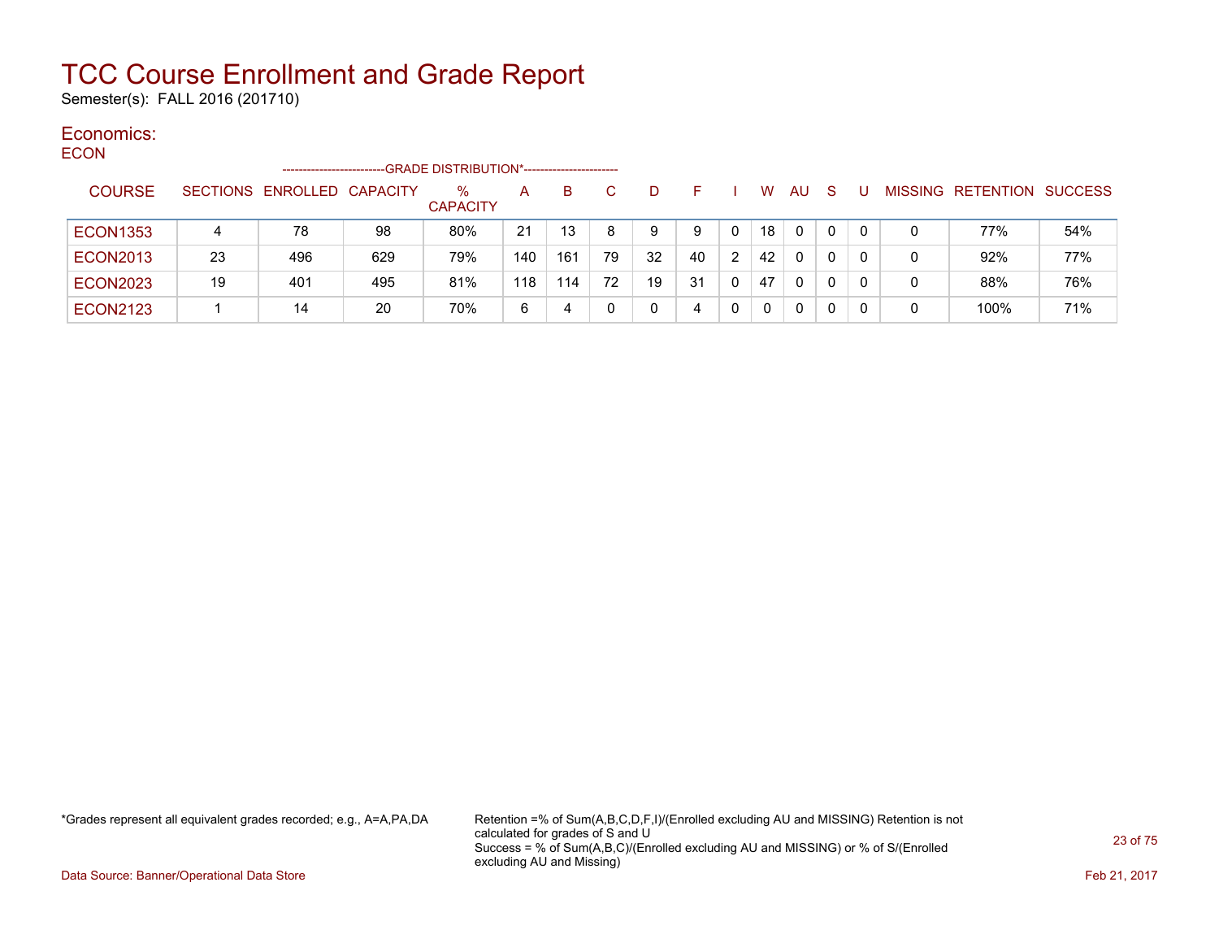# TCC Course Enrollment and Grade Report

Semester(s): FALL 2016 (201710)

## Economics:

ECON

| COURSE | SECTIONS | ENROLLED | CAPACITY | % CAPACITY | A | B | C | D | F | I | W | AU | S | U | MISSING | RETENTION | SUCCESS |
|---|---|---|---|---|---|---|---|---|---|---|---|---|---|---|---|---|---|
| | | | | | GRADE DISTRIBUTION* | | | | | | | | | | | | |
| ECON1353 | 4 | 78 | 98 | 80% | 21 | 13 | 8 | 9 | 9 | 0 | 18 | 0 | 0 | 0 | 0 | 77% | 54% |
| ECON2013 | 23 | 496 | 629 | 79% | 140 | 161 | 79 | 32 | 40 | 2 | 42 | 0 | 0 | 0 | 0 | 92% | 77% |
| ECON2023 | 19 | 401 | 495 | 81% | 118 | 114 | 72 | 19 | 31 | 0 | 47 | 0 | 0 | 0 | 0 | 88% | 76% |
| ECON2123 | 1 | 14 | 20 | 70% | 6 | 4 | 0 | 0 | 4 | 0 | 0 | 0 | 0 | 0 | 0 | 100% | 71% |

*Grades represent all equivalent grades recorded; e.g., A=A,PA,DA

Retention =% of Sum(A,B,C,D,F,I)/(Enrolled excluding AU and MISSING) Retention is not calculated for grades of S and U
Success = % of Sum(A,B,C)/(Enrolled excluding AU and MISSING) or % of S/(Enrolled excluding AU and Missing)

Data Source: Banner/Operational Data Store

Feb 21, 2017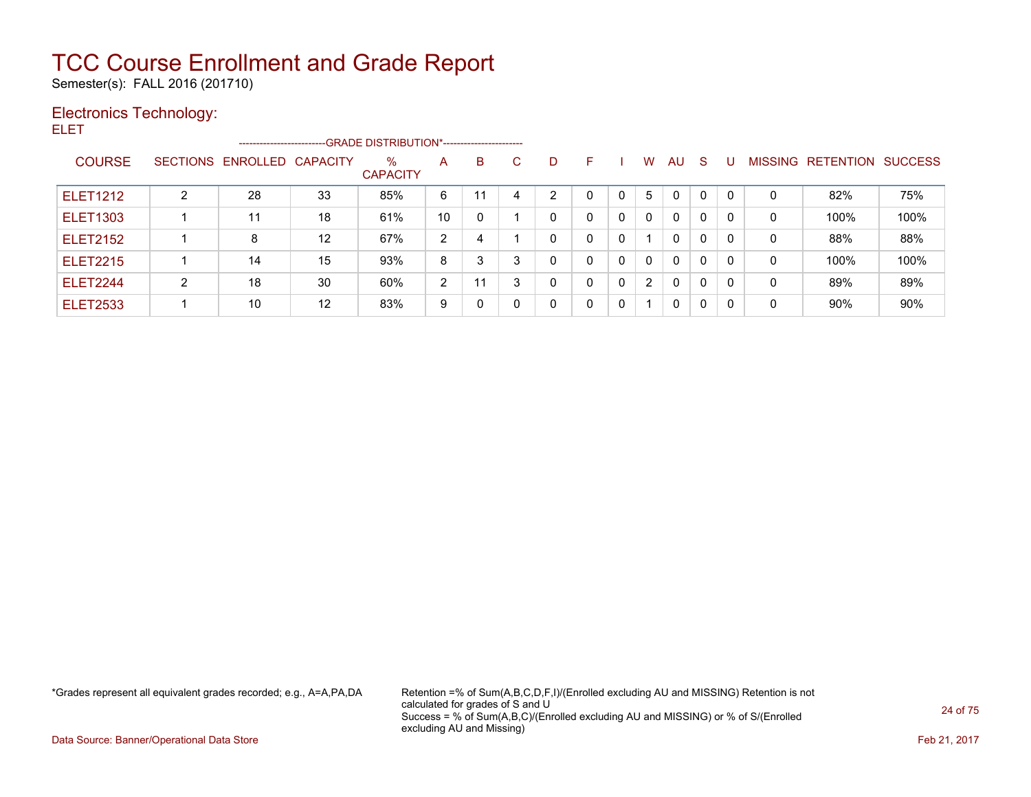# TCC Course Enrollment and Grade Report

Semester(s): FALL 2016 (201710)

## Electronics Technology:

ELET

| COURSE | SECTIONS | ENROLLED | CAPACITY | % CAPACITY | A | B | C | D | F | I | W | AU | S | U | MISSING | RETENTION | SUCCESS |
|---|---|---|---|---|---|---|---|---|---|---|---|---|---|---|---|---|---|
| | | | | --------------------------GRADE DISTRIBUTION*----------------------- | | | | | | | | | | | | | |
| ELET1212 | 2 | 28 | 33 | 85% | 6 | 11 | 4 | 2 | 0 | 0 | 5 | 0 | 0 | 0 | 0 | 82% | 75% |
| ELET1303 | 1 | 11 | 18 | 61% | 10 | 0 | 1 | 0 | 0 | 0 | 0 | 0 | 0 | 0 | 0 | 100% | 100% |
| ELET2152 | 1 | 8 | 12 | 67% | 2 | 4 | 1 | 0 | 0 | 0 | 1 | 0 | 0 | 0 | 0 | 88% | 88% |
| ELET2215 | 1 | 14 | 15 | 93% | 8 | 3 | 3 | 0 | 0 | 0 | 0 | 0 | 0 | 0 | 0 | 100% | 100% |
| ELET2244 | 2 | 18 | 30 | 60% | 2 | 11 | 3 | 0 | 0 | 0 | 2 | 0 | 0 | 0 | 0 | 89% | 89% |
| ELET2533 | 1 | 10 | 12 | 83% | 9 | 0 | 0 | 0 | 0 | 0 | 1 | 0 | 0 | 0 | 0 | 90% | 90% |

*Grades represent all equivalent grades recorded; e.g., A=A,PA,DA

Retention =% of Sum(A,B,C,D,F,I)/(Enrolled excluding AU and MISSING) Retention is not calculated for grades of S and U
Success = % of Sum(A,B,C)/(Enrolled excluding AU and MISSING) or % of S/(Enrolled excluding AU and Missing)

Data Source: Banner/Operational Data Store

Feb 21, 2017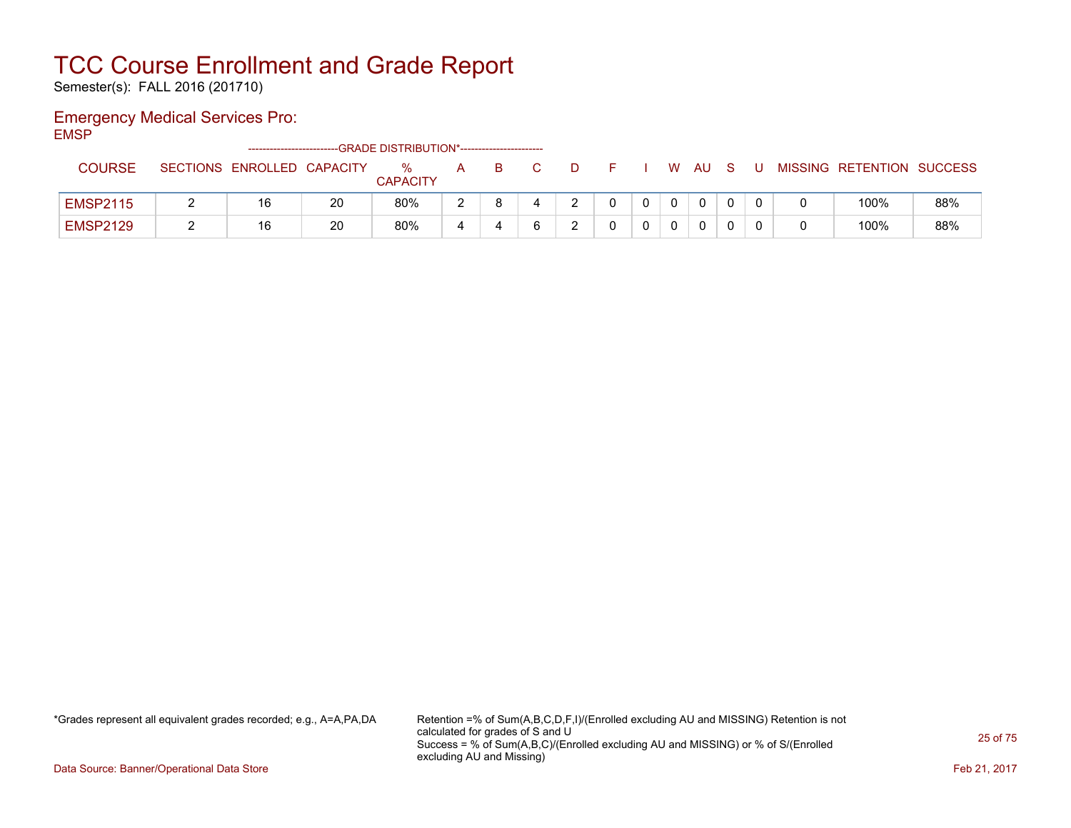# TCC Course Enrollment and Grade Report

Semester(s): FALL 2016 (201710)

## Emergency Medical Services Pro:

EMSP

| COURSE | SECTIONS | ENROLLED | CAPACITY | % CAPACITY | A | B | C | D | F | I | W | AU | S | U | MISSING | RETENTION | SUCCESS |
|---|---|---|---|---|---|---|---|---|---|---|---|---|---|---|---|---|---|
| | | | | -------------------------GRADE DISTRIBUTION*----------------------- | | | | | | | | | | | | | |
| EMSP2115 | 2 | 16 | 20 | 80% | 2 | 8 | 4 | 2 | 0 | 0 | 0 | 0 | 0 | 0 | 0 | 100% | 88% |
| EMSP2129 | 2 | 16 | 20 | 80% | 4 | 4 | 6 | 2 | 0 | 0 | 0 | 0 | 0 | 0 | 0 | 100% | 88% |

*Grades represent all equivalent grades recorded; e.g., A=A,PA,DA

Retention =% of Sum(A,B,C,D,F,I)/(Enrolled excluding AU and MISSING) Retention is not calculated for grades of S and U
Success = % of Sum(A,B,C)/(Enrolled excluding AU and MISSING) or % of S/(Enrolled excluding AU and Missing)

Data Source: Banner/Operational Data Store

Feb 21, 2017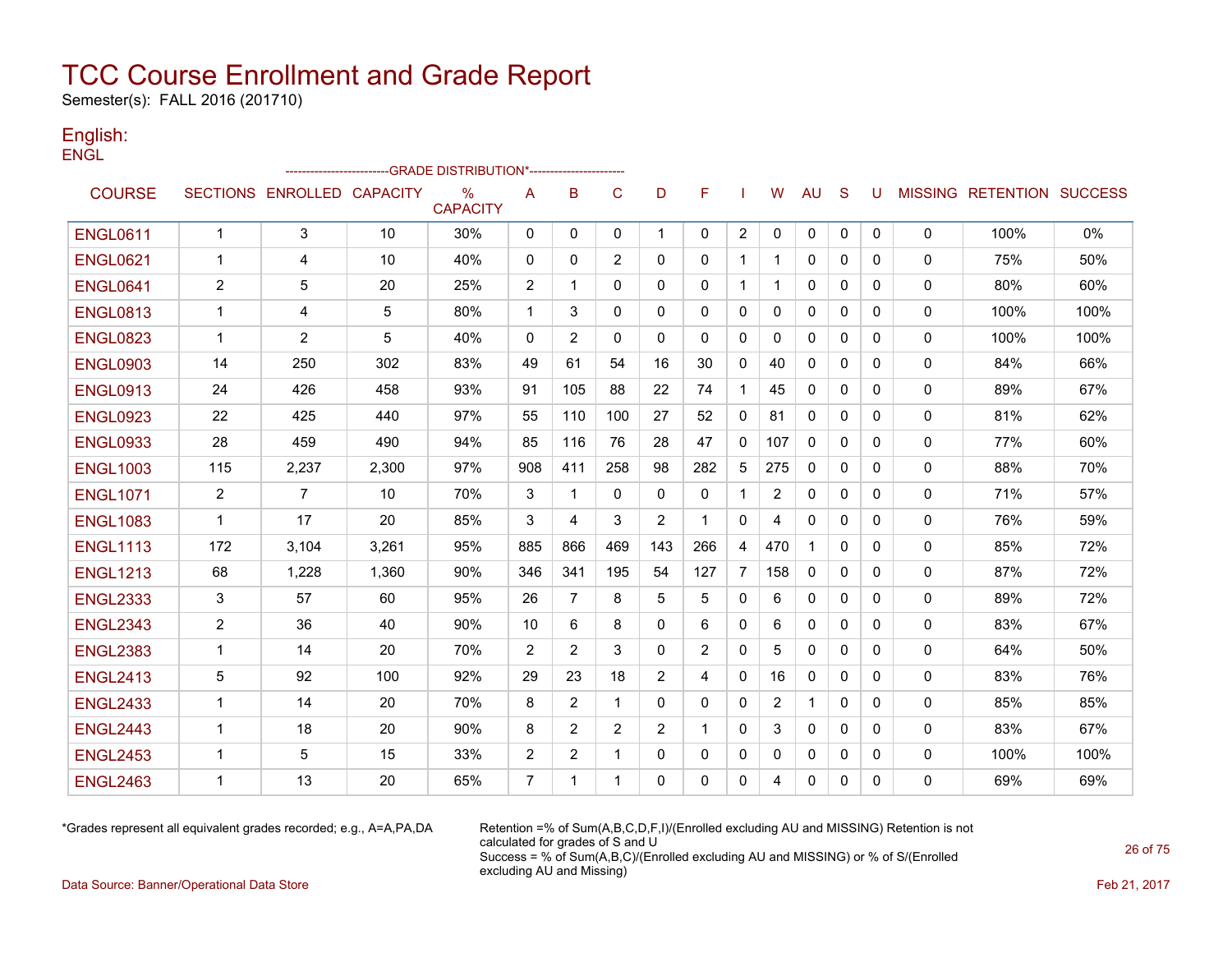# TCC Course Enrollment and Grade Report

Semester(s): FALL 2016 (201710)

## English:

ENGL

| COURSE | SECTIONS | ENROLLED | CAPACITY | % CAPACITY | A | B | C | D | F | I | W | AU | S | U | MISSING | RETENTION | SUCCESS |
|---|---|---|---|---|---|---|---|---|---|---|---|---|---|---|---|---|---|
| | | | | --------------------------GRADE DISTRIBUTION*----------------------- | | | | | | | | | | | | | |
| ENGL0611 | 1 | 3 | 10 | 30% | 0 | 0 | 0 | 1 | 0 | 2 | 0 | 0 | 0 | 0 | 0 | 100% | 0% |
| ENGL0621 | 1 | 4 | 10 | 40% | 0 | 0 | 2 | 0 | 0 | 1 | 1 | 0 | 0 | 0 | 0 | 75% | 50% |
| ENGL0641 | 2 | 5 | 20 | 25% | 2 | 1 | 0 | 0 | 0 | 1 | 1 | 0 | 0 | 0 | 0 | 80% | 60% |
| ENGL0813 | 1 | 4 | 5 | 80% | 1 | 3 | 0 | 0 | 0 | 0 | 0 | 0 | 0 | 0 | 0 | 100% | 100% |
| ENGL0823 | 1 | 2 | 5 | 40% | 0 | 2 | 0 | 0 | 0 | 0 | 0 | 0 | 0 | 0 | 0 | 100% | 100% |
| ENGL0903 | 14 | 250 | 302 | 83% | 49 | 61 | 54 | 16 | 30 | 0 | 40 | 0 | 0 | 0 | 0 | 84% | 66% |
| ENGL0913 | 24 | 426 | 458 | 93% | 91 | 105 | 88 | 22 | 74 | 1 | 45 | 0 | 0 | 0 | 0 | 89% | 67% |
| ENGL0923 | 22 | 425 | 440 | 97% | 55 | 110 | 100 | 27 | 52 | 0 | 81 | 0 | 0 | 0 | 0 | 81% | 62% |
| ENGL0933 | 28 | 459 | 490 | 94% | 85 | 116 | 76 | 28 | 47 | 0 | 107 | 0 | 0 | 0 | 0 | 77% | 60% |
| ENGL1003 | 115 | 2,237 | 2,300 | 97% | 908 | 411 | 258 | 98 | 282 | 5 | 275 | 0 | 0 | 0 | 0 | 88% | 70% |
| ENGL1071 | 2 | 7 | 10 | 70% | 3 | 1 | 0 | 0 | 0 | 1 | 2 | 0 | 0 | 0 | 0 | 71% | 57% |
| ENGL1083 | 1 | 17 | 20 | 85% | 3 | 4 | 3 | 2 | 1 | 0 | 4 | 0 | 0 | 0 | 0 | 76% | 59% |
| ENGL1113 | 172 | 3,104 | 3,261 | 95% | 885 | 866 | 469 | 143 | 266 | 4 | 470 | 1 | 0 | 0 | 0 | 85% | 72% |
| ENGL1213 | 68 | 1,228 | 1,360 | 90% | 346 | 341 | 195 | 54 | 127 | 7 | 158 | 0 | 0 | 0 | 0 | 87% | 72% |
| ENGL2333 | 3 | 57 | 60 | 95% | 26 | 7 | 8 | 5 | 5 | 0 | 6 | 0 | 0 | 0 | 0 | 89% | 72% |
| ENGL2343 | 2 | 36 | 40 | 90% | 10 | 6 | 8 | 0 | 6 | 0 | 6 | 0 | 0 | 0 | 0 | 83% | 67% |
| ENGL2383 | 1 | 14 | 20 | 70% | 2 | 2 | 3 | 0 | 2 | 0 | 5 | 0 | 0 | 0 | 0 | 64% | 50% |
| ENGL2413 | 5 | 92 | 100 | 92% | 29 | 23 | 18 | 2 | 4 | 0 | 16 | 0 | 0 | 0 | 0 | 83% | 76% |
| ENGL2433 | 1 | 14 | 20 | 70% | 8 | 2 | 1 | 0 | 0 | 0 | 2 | 1 | 0 | 0 | 0 | 85% | 85% |
| ENGL2443 | 1 | 18 | 20 | 90% | 8 | 2 | 2 | 2 | 1 | 0 | 3 | 0 | 0 | 0 | 0 | 83% | 67% |
| ENGL2453 | 1 | 5 | 15 | 33% | 2 | 2 | 1 | 0 | 0 | 0 | 0 | 0 | 0 | 0 | 0 | 100% | 100% |
| ENGL2463 | 1 | 13 | 20 | 65% | 7 | 1 | 1 | 0 | 0 | 0 | 4 | 0 | 0 | 0 | 0 | 69% | 69% |

*Grades represent all equivalent grades recorded; e.g., A=A,PA,DA

Retention =% of Sum(A,B,C,D,F,I)/(Enrolled excluding AU and MISSING) Retention is not calculated for grades of S and U
Success = % of Sum(A,B,C)/(Enrolled excluding AU and MISSING) or % of S/(Enrolled excluding AU and Missing)

Data Source: Banner/Operational Data Store

Feb 21, 2017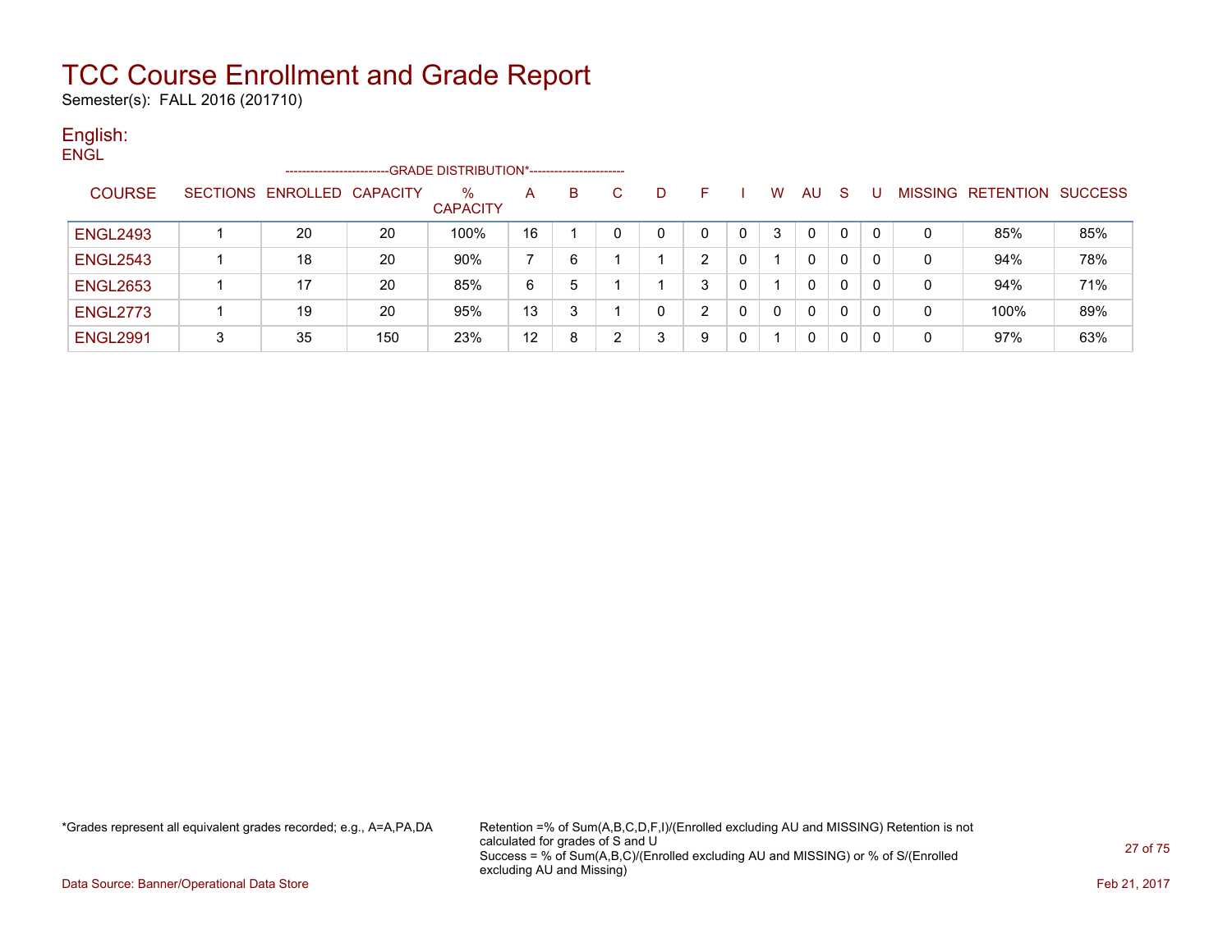# TCC Course Enrollment and Grade Report

Semester(s): FALL 2016 (201710)

## English:

ENGL

| COURSE | SECTIONS | ENROLLED | CAPACITY | % CAPACITY | A | B | C | D | F | I | W | AU | S | U | MISSING | RETENTION | SUCCESS |
|---|---|---|---|---|---|---|---|---|---|---|---|---|---|---|---|---|---|
| | | | | | GRADE DISTRIBUTION* | | | | | | | | | | | | |
| ENGL2493 | 1 | 20 | 20 | 100% | 16 | 1 | 0 | 0 | 0 | 0 | 3 | 0 | 0 | 0 | 0 | 85% | 85% |
| ENGL2543 | 1 | 18 | 20 | 90% | 7 | 6 | 1 | 1 | 2 | 0 | 1 | 0 | 0 | 0 | 0 | 94% | 78% |
| ENGL2653 | 1 | 17 | 20 | 85% | 6 | 5 | 1 | 1 | 3 | 0 | 1 | 0 | 0 | 0 | 0 | 94% | 71% |
| ENGL2773 | 1 | 19 | 20 | 95% | 13 | 3 | 1 | 0 | 2 | 0 | 0 | 0 | 0 | 0 | 0 | 100% | 89% |
| ENGL2991 | 3 | 35 | 150 | 23% | 12 | 8 | 2 | 3 | 9 | 0 | 1 | 0 | 0 | 0 | 0 | 97% | 63% |

*Grades represent all equivalent grades recorded; e.g., A=A,PA,DA

Retention =% of Sum(A,B,C,D,F,I)/(Enrolled excluding AU and MISSING) Retention is not calculated for grades of S and U
Success = % of Sum(A,B,C)/(Enrolled excluding AU and MISSING) or % of S/(Enrolled excluding AU and Missing)

Data Source: Banner/Operational Data Store

Feb 21, 2017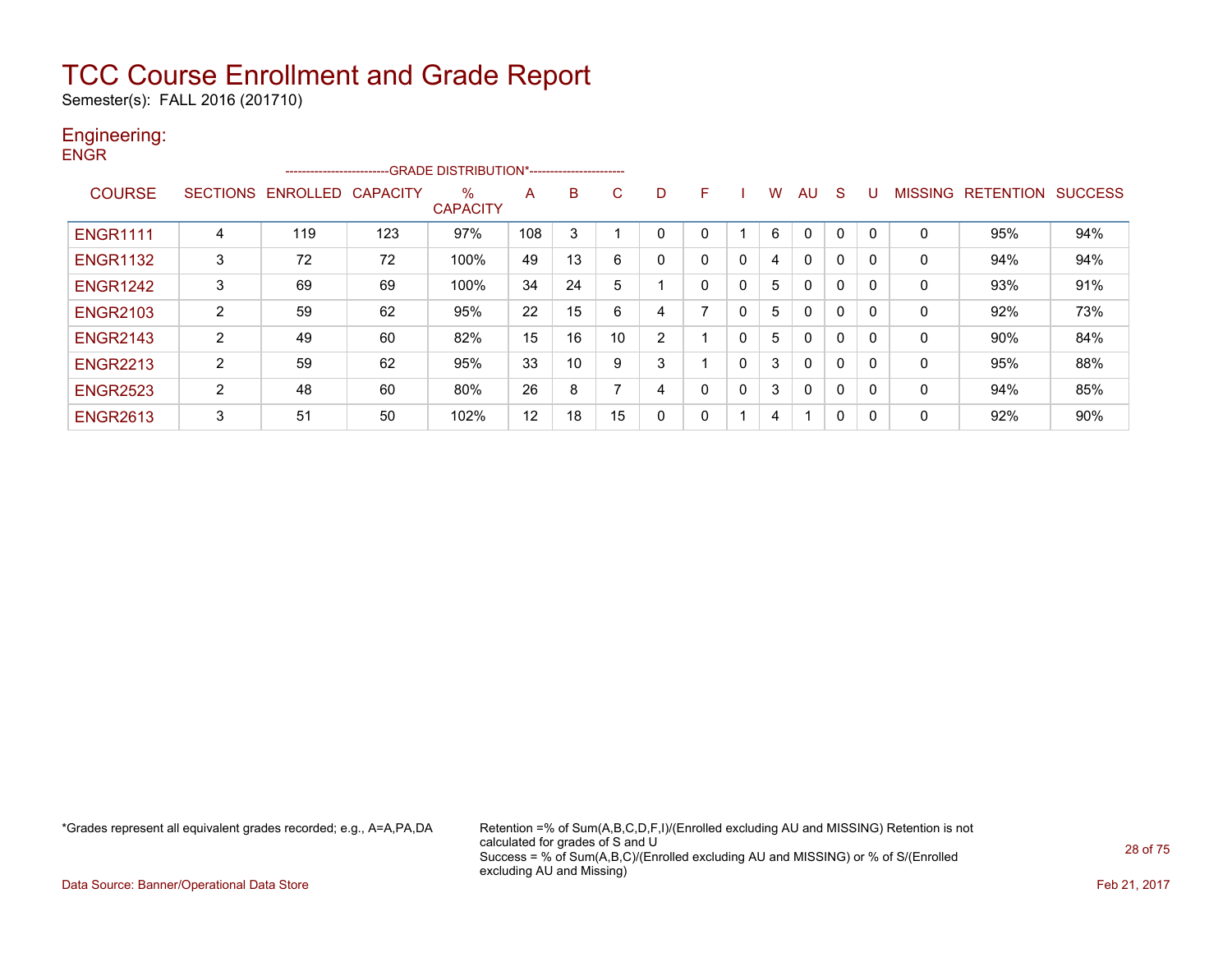# TCC Course Enrollment and Grade Report

Semester(s): FALL 2016 (201710)

## Engineering:

ENGR

| COURSE | SECTIONS | ENROLLED | CAPACITY | % CAPACITY | A | B | C | D | F | I | W | AU | S | U | MISSING | RETENTION | SUCCESS |
|---|---|---|---|---|---|---|---|---|---|---|---|---|---|---|---|---|---|
| | | | | GRADE DISTRIBUTION* | | | | | | | | | | | | | |
| ENGR1111 | 4 | 119 | 123 | 97% | 108 | 3 | 1 | 0 | 0 | 1 | 6 | 0 | 0 | 0 | 0 | 95% | 94% |
| ENGR1132 | 3 | 72 | 72 | 100% | 49 | 13 | 6 | 0 | 0 | 0 | 4 | 0 | 0 | 0 | 0 | 94% | 94% |
| ENGR1242 | 3 | 69 | 69 | 100% | 34 | 24 | 5 | 1 | 0 | 0 | 5 | 0 | 0 | 0 | 0 | 93% | 91% |
| ENGR2103 | 2 | 59 | 62 | 95% | 22 | 15 | 6 | 4 | 7 | 0 | 5 | 0 | 0 | 0 | 0 | 92% | 73% |
| ENGR2143 | 2 | 49 | 60 | 82% | 15 | 16 | 10 | 2 | 1 | 0 | 5 | 0 | 0 | 0 | 0 | 90% | 84% |
| ENGR2213 | 2 | 59 | 62 | 95% | 33 | 10 | 9 | 3 | 1 | 0 | 3 | 0 | 0 | 0 | 0 | 95% | 88% |
| ENGR2523 | 2 | 48 | 60 | 80% | 26 | 8 | 7 | 4 | 0 | 0 | 3 | 0 | 0 | 0 | 0 | 94% | 85% |
| ENGR2613 | 3 | 51 | 50 | 102% | 12 | 18 | 15 | 0 | 0 | 1 | 4 | 1 | 0 | 0 | 0 | 92% | 90% |

*Grades represent all equivalent grades recorded; e.g., A=A,PA,DA

Retention =% of Sum(A,B,C,D,F,I)/(Enrolled excluding AU and MISSING) Retention is not calculated for grades of S and U

Success = % of Sum(A,B,C)/(Enrolled excluding AU and MISSING) or % of S/(Enrolled excluding AU and Missing)

Data Source: Banner/Operational Data Store

Feb 21, 2017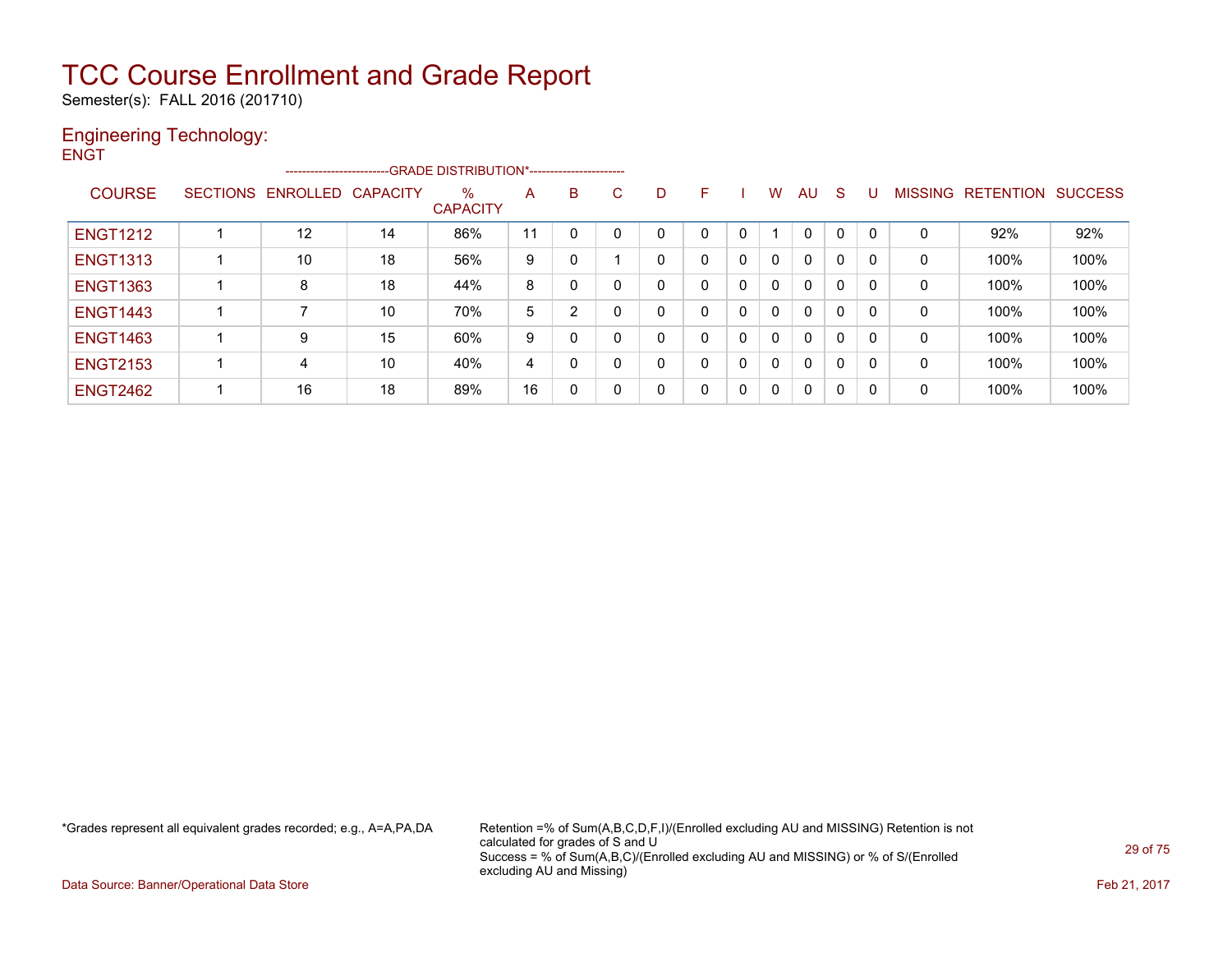# TCC Course Enrollment and Grade Report

Semester(s): FALL 2016 (201710)

## Engineering Technology:

ENGT

| COURSE | SECTIONS | ENROLLED | CAPACITY | % CAPACITY | A | B | C | D | F | I | W | AU | S | U | MISSING | RETENTION | SUCCESS |
|---|---|---|---|---|---|---|---|---|---|---|---|---|---|---|---|---|---|
| | | | | -------------------------GRADE DISTRIBUTION*----------------------- | | | | | | | | | | | | | |
| ENGT1212 | 1 | 12 | 14 | 86% | 11 | 0 | 0 | 0 | 0 | 0 | 1 | 0 | 0 | 0 | 0 | 92% | 92% |
| ENGT1313 | 1 | 10 | 18 | 56% | 9 | 0 | 1 | 0 | 0 | 0 | 0 | 0 | 0 | 0 | 0 | 100% | 100% |
| ENGT1363 | 1 | 8 | 18 | 44% | 8 | 0 | 0 | 0 | 0 | 0 | 0 | 0 | 0 | 0 | 0 | 100% | 100% |
| ENGT1443 | 1 | 7 | 10 | 70% | 5 | 2 | 0 | 0 | 0 | 0 | 0 | 0 | 0 | 0 | 0 | 100% | 100% |
| ENGT1463 | 1 | 9 | 15 | 60% | 9 | 0 | 0 | 0 | 0 | 0 | 0 | 0 | 0 | 0 | 0 | 100% | 100% |
| ENGT2153 | 1 | 4 | 10 | 40% | 4 | 0 | 0 | 0 | 0 | 0 | 0 | 0 | 0 | 0 | 0 | 100% | 100% |
| ENGT2462 | 1 | 16 | 18 | 89% | 16 | 0 | 0 | 0 | 0 | 0 | 0 | 0 | 0 | 0 | 0 | 100% | 100% |

*Grades represent all equivalent grades recorded; e.g., A=A,PA,DA

Retention =% of Sum(A,B,C,D,F,I)/(Enrolled excluding AU and MISSING) Retention is not calculated for grades of S and U
Success = % of Sum(A,B,C)/(Enrolled excluding AU and MISSING) or % of S/(Enrolled excluding AU and Missing)

Data Source: Banner/Operational Data Store

Feb 21, 2017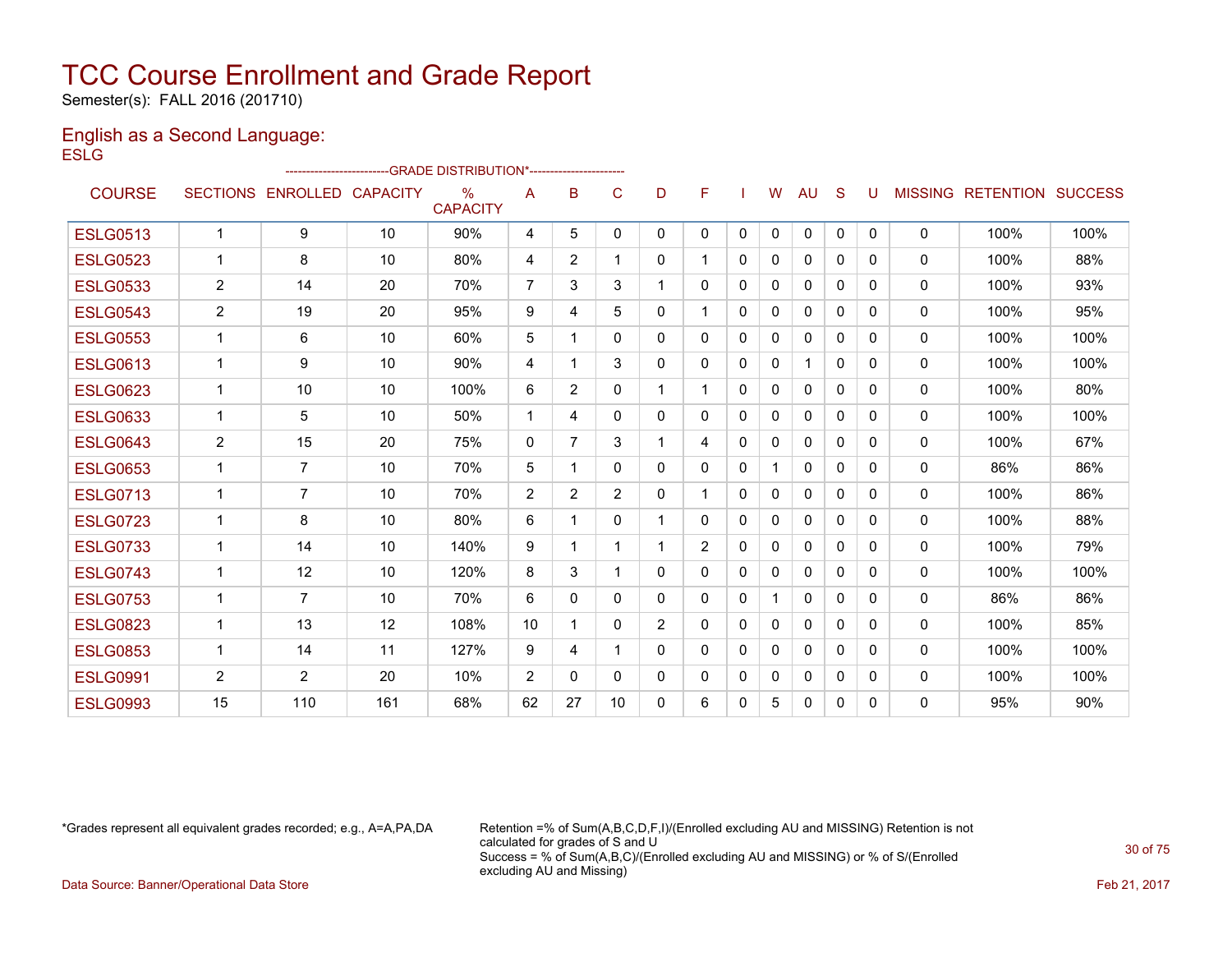# TCC Course Enrollment and Grade Report

Semester(s): FALL 2016 (201710)

## English as a Second Language:

ESLG

| COURSE | SECTIONS | ENROLLED | CAPACITY | % CAPACITY | A | B | C | D | F | I | W | AU | S | U | MISSING | RETENTION | SUCCESS |
|---|---|---|---|---|---|---|---|---|---|---|---|---|---|---|---|---|---|
| | | | | | ---GRADE DISTRIBUTION*--- | | | | | | | | | | | | |
| ESLG0513 | 1 | 9 | 10 | 90% | 4 | 5 | 0 | 0 | 0 | 0 | 0 | 0 | 0 | 0 | 0 | 100% | 100% |
| ESLG0523 | 1 | 8 | 10 | 80% | 4 | 2 | 1 | 0 | 1 | 0 | 0 | 0 | 0 | 0 | 0 | 100% | 88% |
| ESLG0533 | 2 | 14 | 20 | 70% | 7 | 3 | 3 | 1 | 0 | 0 | 0 | 0 | 0 | 0 | 0 | 100% | 93% |
| ESLG0543 | 2 | 19 | 20 | 95% | 9 | 4 | 5 | 0 | 1 | 0 | 0 | 0 | 0 | 0 | 0 | 100% | 95% |
| ESLG0553 | 1 | 6 | 10 | 60% | 5 | 1 | 0 | 0 | 0 | 0 | 0 | 0 | 0 | 0 | 0 | 100% | 100% |
| ESLG0613 | 1 | 9 | 10 | 90% | 4 | 1 | 3 | 0 | 0 | 0 | 0 | 1 | 0 | 0 | 0 | 100% | 100% |
| ESLG0623 | 1 | 10 | 10 | 100% | 6 | 2 | 0 | 1 | 1 | 0 | 0 | 0 | 0 | 0 | 0 | 100% | 80% |
| ESLG0633 | 1 | 5 | 10 | 50% | 1 | 4 | 0 | 0 | 0 | 0 | 0 | 0 | 0 | 0 | 0 | 100% | 100% |
| ESLG0643 | 2 | 15 | 20 | 75% | 0 | 7 | 3 | 1 | 4 | 0 | 0 | 0 | 0 | 0 | 0 | 100% | 67% |
| ESLG0653 | 1 | 7 | 10 | 70% | 5 | 1 | 0 | 0 | 0 | 0 | 1 | 0 | 0 | 0 | 0 | 86% | 86% |
| ESLG0713 | 1 | 7 | 10 | 70% | 2 | 2 | 2 | 0 | 1 | 0 | 0 | 0 | 0 | 0 | 0 | 100% | 86% |
| ESLG0723 | 1 | 8 | 10 | 80% | 6 | 1 | 0 | 1 | 0 | 0 | 0 | 0 | 0 | 0 | 0 | 100% | 88% |
| ESLG0733 | 1 | 14 | 10 | 140% | 9 | 1 | 1 | 1 | 2 | 0 | 0 | 0 | 0 | 0 | 0 | 100% | 79% |
| ESLG0743 | 1 | 12 | 10 | 120% | 8 | 3 | 1 | 0 | 0 | 0 | 0 | 0 | 0 | 0 | 0 | 100% | 100% |
| ESLG0753 | 1 | 7 | 10 | 70% | 6 | 0 | 0 | 0 | 0 | 0 | 1 | 0 | 0 | 0 | 0 | 86% | 86% |
| ESLG0823 | 1 | 13 | 12 | 108% | 10 | 1 | 0 | 2 | 0 | 0 | 0 | 0 | 0 | 0 | 0 | 100% | 85% |
| ESLG0853 | 1 | 14 | 11 | 127% | 9 | 4 | 1 | 0 | 0 | 0 | 0 | 0 | 0 | 0 | 0 | 100% | 100% |
| ESLG0991 | 2 | 2 | 20 | 10% | 2 | 0 | 0 | 0 | 0 | 0 | 0 | 0 | 0 | 0 | 0 | 100% | 100% |
| ESLG0993 | 15 | 110 | 161 | 68% | 62 | 27 | 10 | 0 | 6 | 0 | 5 | 0 | 0 | 0 | 0 | 95% | 90% |

*Grades represent all equivalent grades recorded; e.g., A=A,PA,DA

Retention =% of Sum(A,B,C,D,F,I)/(Enrolled excluding AU and MISSING) Retention is not calculated for grades of S and U
Success = % of Sum(A,B,C)/(Enrolled excluding AU and MISSING) or % of S/(Enrolled excluding AU and Missing)

Data Source: Banner/Operational Data Store

Feb 21, 2017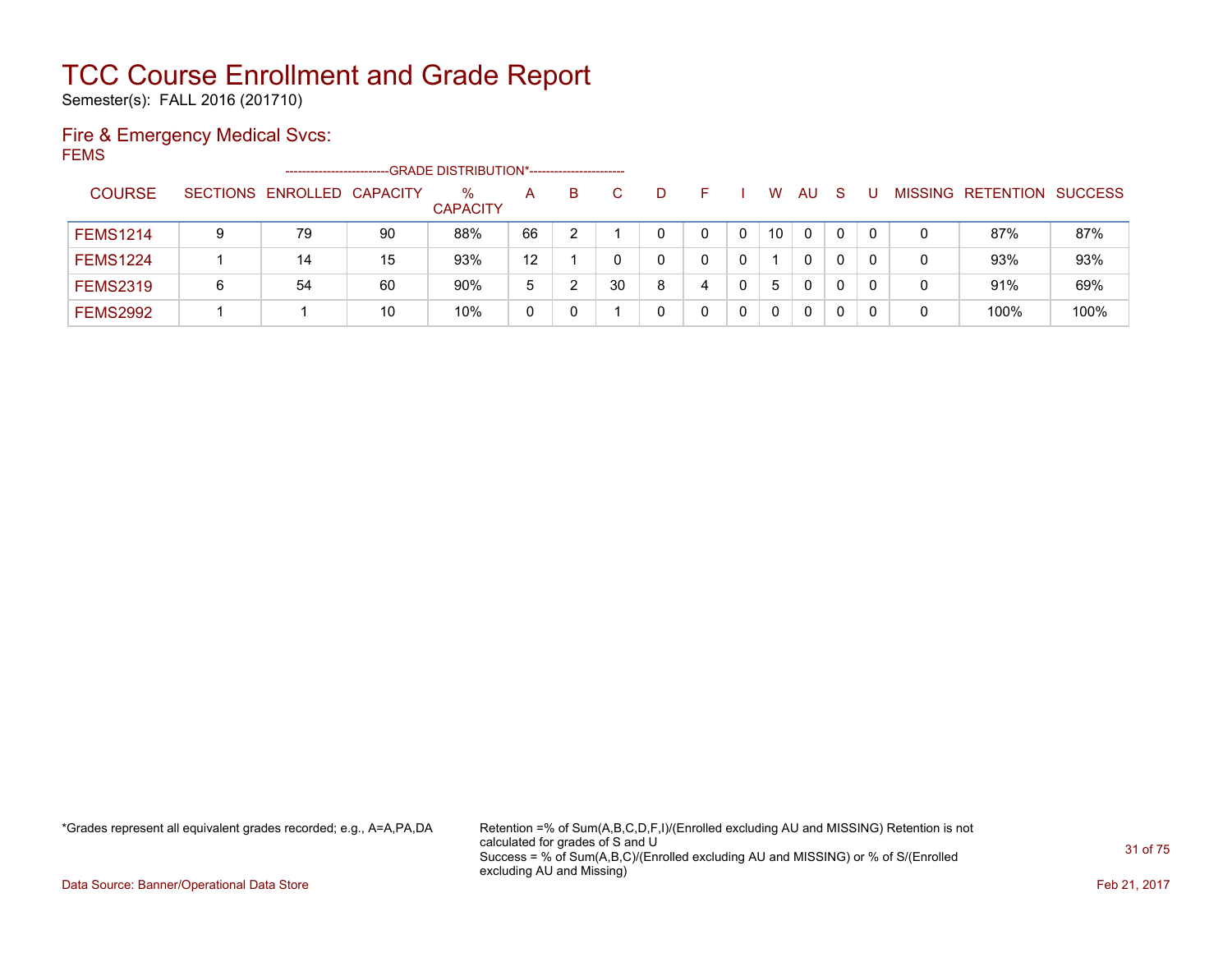# TCC Course Enrollment and Grade Report

Semester(s): FALL 2016 (201710)

## Fire & Emergency Medical Svcs:

FEMS

| COURSE | SECTIONS | ENROLLED | CAPACITY | % CAPACITY | A | B | C | D | F | I | W | AU | S | U | MISSING | RETENTION | SUCCESS |
|---|---|---|---|---|---|---|---|---|---|---|---|---|---|---|---|---|---|
| FEMS1214 | 9 | 79 | 90 | 88% | 66 | 2 | 1 | 0 | 0 | 0 | 10 | 0 | 0 | 0 | 0 | 87% | 87% |
| FEMS1224 | 1 | 14 | 15 | 93% | 12 | 1 | 0 | 0 | 0 | 0 | 1 | 0 | 0 | 0 | 0 | 93% | 93% |
| FEMS2319 | 6 | 54 | 60 | 90% | 5 | 2 | 30 | 8 | 4 | 0 | 5 | 0 | 0 | 0 | 0 | 91% | 69% |
| FEMS2992 | 1 | 1 | 10 | 10% | 0 | 0 | 1 | 0 | 0 | 0 | 0 | 0 | 0 | 0 | 0 | 100% | 100% |

(Columns A through MISSING fall under the heading "GRADE DISTRIBUTION*")

*Grades represent all equivalent grades recorded; e.g., A=A,PA,DA

Retention =% of Sum(A,B,C,D,F,I)/(Enrolled excluding AU and MISSING) Retention is not calculated for grades of S and U
Success = % of Sum(A,B,C)/(Enrolled excluding AU and MISSING) or % of S/(Enrolled excluding AU and Missing)

Data Source: Banner/Operational Data Store

Feb 21, 2017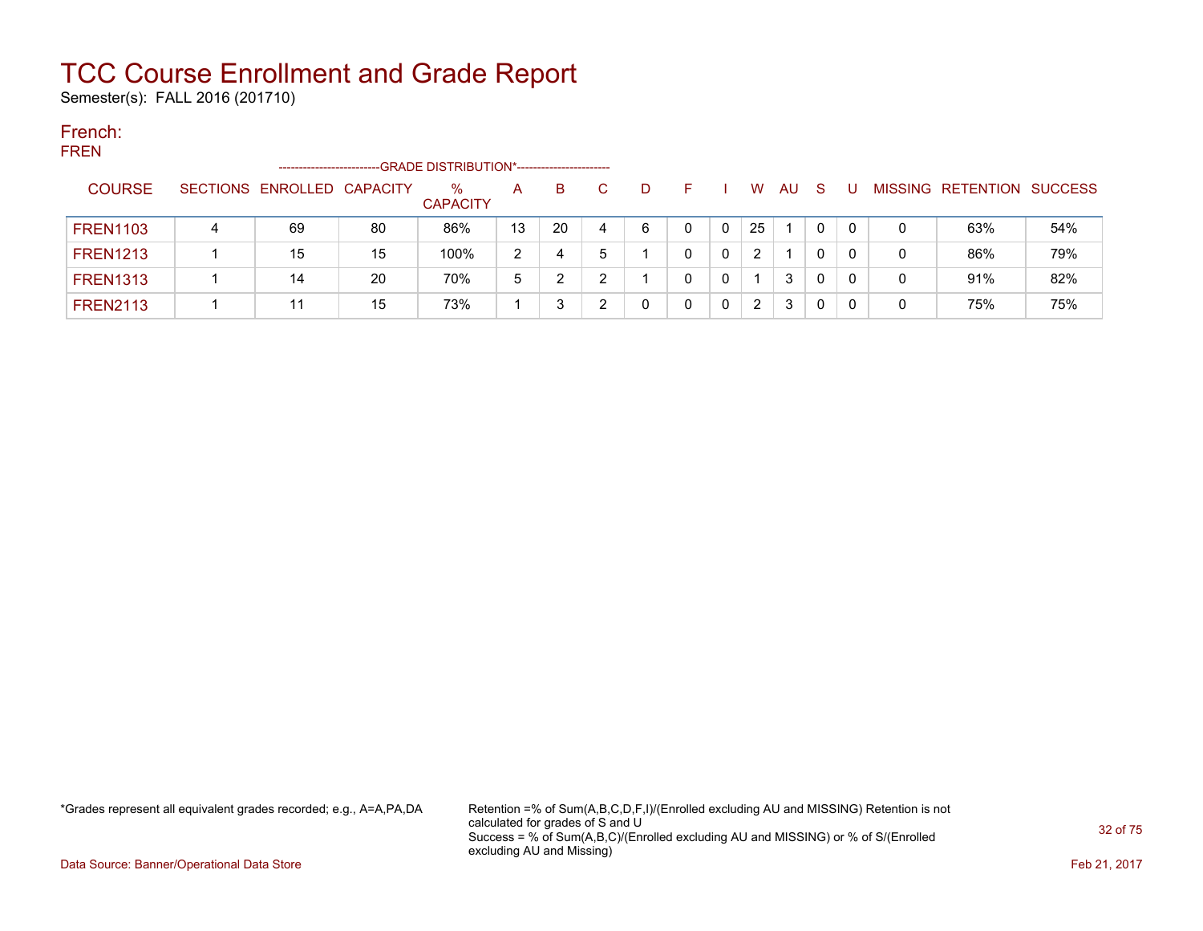# TCC Course Enrollment and Grade Report

Semester(s): FALL 2016 (201710)

## French:

### FREN

| COURSE | SECTIONS | ENROLLED | CAPACITY | % CAPACITY | A | B | C | D | F | I | W | AU | S | U | MISSING | RETENTION | SUCCESS |
|---|---|---|---|---|---|---|---|---|---|---|---|---|---|---|---|---|---|
| | | | | -------------------------GRADE DISTRIBUTION*----------------------- | | | | | | | | | | | | | |
| FREN1103 | 4 | 69 | 80 | 86% | 13 | 20 | 4 | 6 | 0 | 0 | 25 | 1 | 0 | 0 | 0 | 63% | 54% |
| FREN1213 | 1 | 15 | 15 | 100% | 2 | 4 | 5 | 1 | 0 | 0 | 2 | 1 | 0 | 0 | 0 | 86% | 79% |
| FREN1313 | 1 | 14 | 20 | 70% | 5 | 2 | 2 | 1 | 0 | 0 | 1 | 3 | 0 | 0 | 0 | 91% | 82% |
| FREN2113 | 1 | 11 | 15 | 73% | 1 | 3 | 2 | 0 | 0 | 0 | 2 | 3 | 0 | 0 | 0 | 75% | 75% |

*Grades represent all equivalent grades recorded; e.g., A=A,PA,DA

Retention =% of Sum(A,B,C,D,F,I)/(Enrolled excluding AU and MISSING) Retention is not calculated for grades of S and U
Success = % of Sum(A,B,C)/(Enrolled excluding AU and MISSING) or % of S/(Enrolled excluding AU and Missing)

Data Source: Banner/Operational Data Store

Feb 21, 2017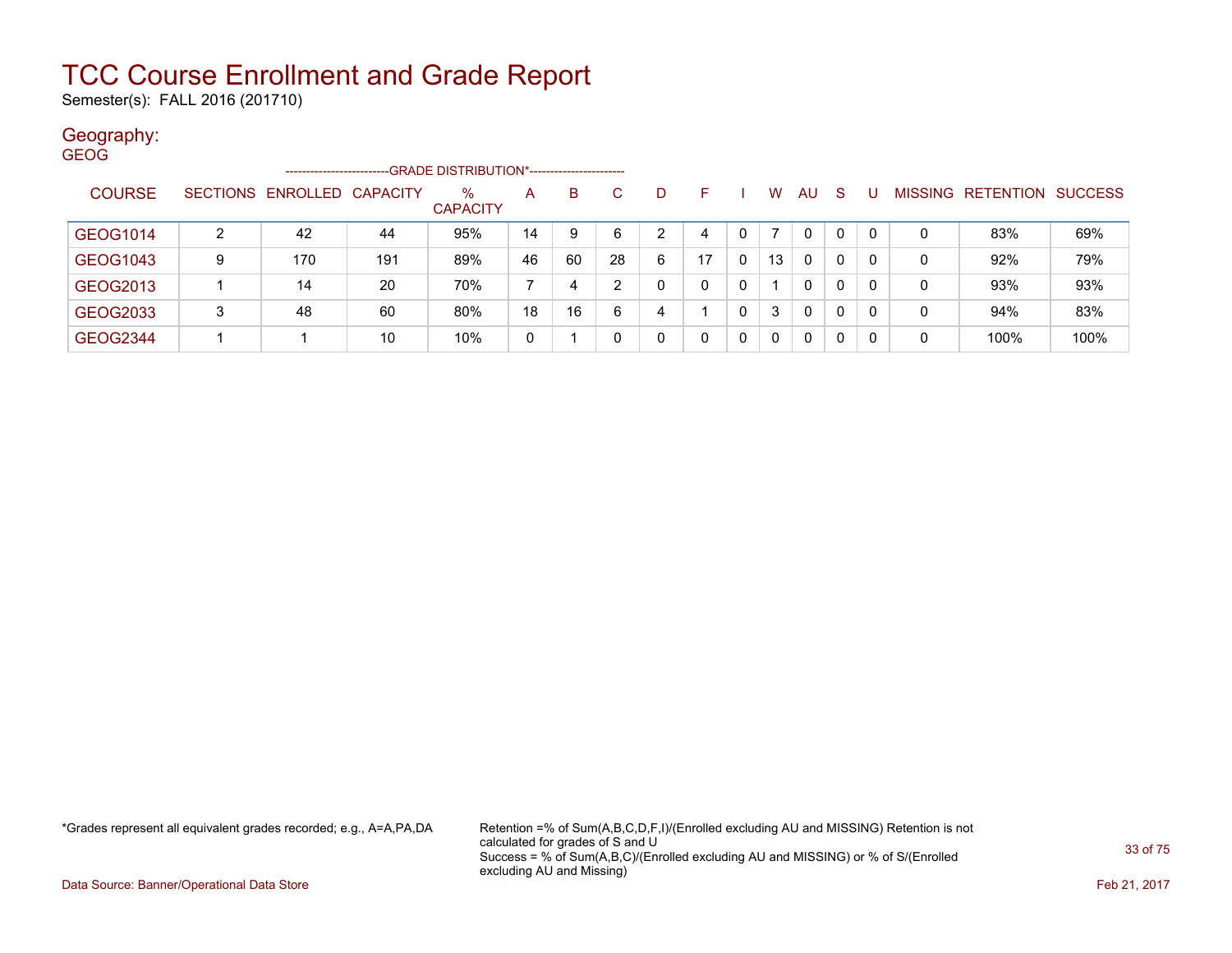# TCC Course Enrollment and Grade Report

Semester(s): FALL 2016 (201710)

## Geography:

GEOG

| COURSE | SECTIONS | ENROLLED | CAPACITY | % CAPACITY | A | B | C | D | F | I | W | AU | S | U | MISSING | RETENTION | SUCCESS |
|---|---|---|---|---|---|---|---|---|---|---|---|---|---|---|---|---|---|
| | | | | -------------------------GRADE DISTRIBUTION*----------------------- | | | | | | | | | | | | | |
| GEOG1014 | 2 | 42 | 44 | 95% | 14 | 9 | 6 | 2 | 4 | 0 | 7 | 0 | 0 | 0 | 0 | 83% | 69% |
| GEOG1043 | 9 | 170 | 191 | 89% | 46 | 60 | 28 | 6 | 17 | 0 | 13 | 0 | 0 | 0 | 0 | 92% | 79% |
| GEOG2013 | 1 | 14 | 20 | 70% | 7 | 4 | 2 | 0 | 0 | 0 | 1 | 0 | 0 | 0 | 0 | 93% | 93% |
| GEOG2033 | 3 | 48 | 60 | 80% | 18 | 16 | 6 | 4 | 1 | 0 | 3 | 0 | 0 | 0 | 0 | 94% | 83% |
| GEOG2344 | 1 | 1 | 10 | 10% | 0 | 1 | 0 | 0 | 0 | 0 | 0 | 0 | 0 | 0 | 0 | 100% | 100% |

*Grades represent all equivalent grades recorded; e.g., A=A,PA,DA

Retention =% of Sum(A,B,C,D,F,I)/(Enrolled excluding AU and MISSING) Retention is not calculated for grades of S and U
Success = % of Sum(A,B,C)/(Enrolled excluding AU and MISSING) or % of S/(Enrolled excluding AU and Missing)

Data Source: Banner/Operational Data Store

Feb 21, 2017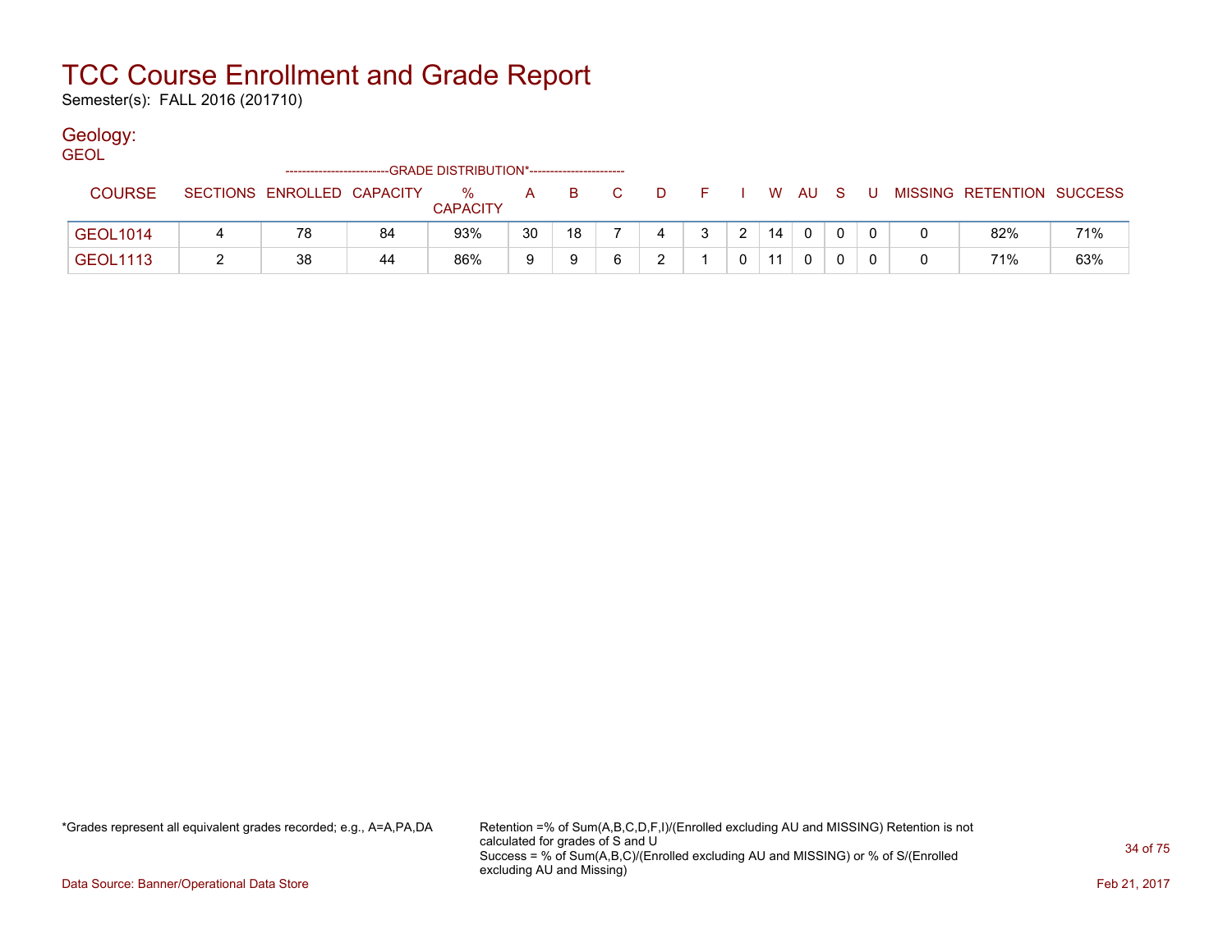# TCC Course Enrollment and Grade Report

Semester(s): FALL 2016 (201710)

## Geology:

GEOL

| COURSE | SECTIONS | ENROLLED | CAPACITY | % CAPACITY | A | B | C | D | F | I | W | AU | S | U | MISSING | RETENTION | SUCCESS |
|---|---|---|---|---|---|---|---|---|---|---|---|---|---|---|---|---|---|
| | | | | --GRADE DISTRIBUTION*-- | | | | | | | | | | | | | |
| GEOL1014 | 4 | 78 | 84 | 93% | 30 | 18 | 7 | 4 | 3 | 2 | 14 | 0 | 0 | 0 | 0 | 82% | 71% |
| GEOL1113 | 2 | 38 | 44 | 86% | 9 | 9 | 6 | 2 | 1 | 0 | 11 | 0 | 0 | 0 | 0 | 71% | 63% |

*Grades represent all equivalent grades recorded; e.g., A=A,PA,DA

Retention =% of Sum(A,B,C,D,F,I)/(Enrolled excluding AU and MISSING) Retention is not calculated for grades of S and U
Success = % of Sum(A,B,C)/(Enrolled excluding AU and MISSING) or % of S/(Enrolled excluding AU and Missing)

Data Source: Banner/Operational Data Store

Feb 21, 2017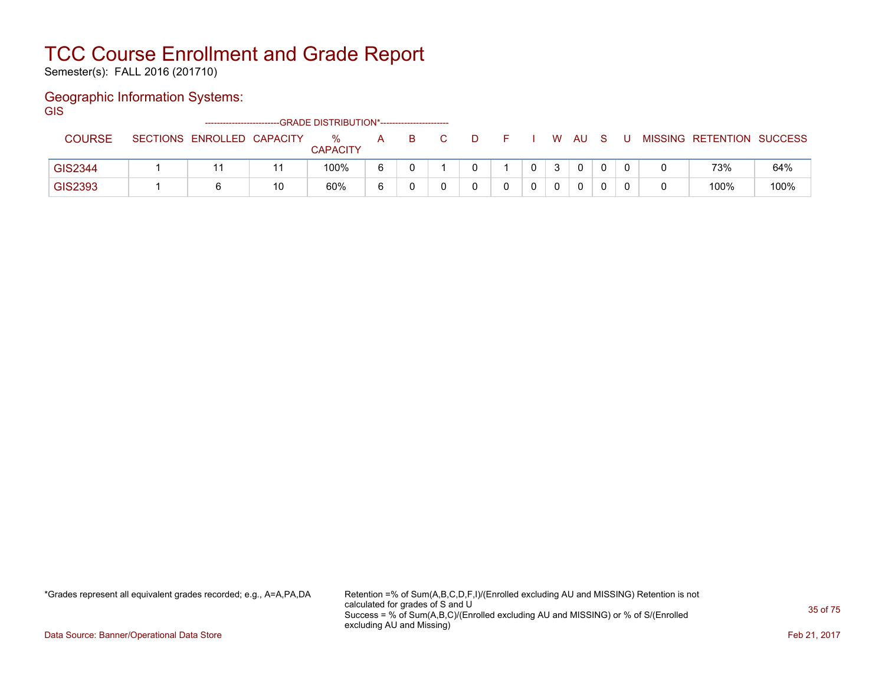# TCC Course Enrollment and Grade Report

Semester(s): FALL 2016 (201710)

## Geographic Information Systems:

GIS

| COURSE | SECTIONS | ENROLLED | CAPACITY | % CAPACITY | A | B | C | D | F | I | W | AU | S | U | MISSING | RETENTION | SUCCESS |
|---|---|---|---|---|---|---|---|---|---|---|---|---|---|---|---|---|---|
| | | | | -------------------------GRADE DISTRIBUTION*----------------------- | | | | | | | | | | | | | |
| GIS2344 | 1 | 11 | 11 | 100% | 6 | 0 | 1 | 0 | 1 | 0 | 3 | 0 | 0 | 0 | 0 | 73% | 64% |
| GIS2393 | 1 | 6 | 10 | 60% | 6 | 0 | 0 | 0 | 0 | 0 | 0 | 0 | 0 | 0 | 0 | 100% | 100% |

*Grades represent all equivalent grades recorded; e.g., A=A,PA,DA

Retention =% of Sum(A,B,C,D,F,I)/(Enrolled excluding AU and MISSING) Retention is not calculated for grades of S and U
Success = % of Sum(A,B,C)/(Enrolled excluding AU and MISSING) or % of S/(Enrolled excluding AU and Missing)

Data Source: Banner/Operational Data Store

Feb 21, 2017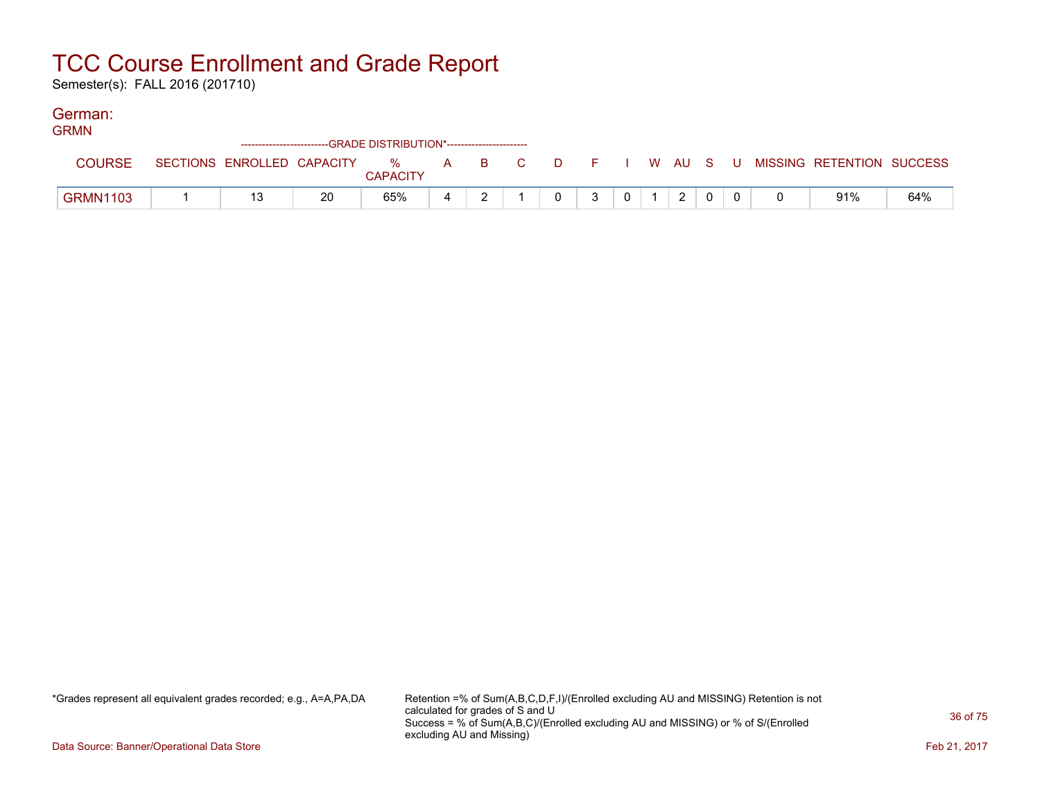# TCC Course Enrollment and Grade Report

Semester(s): FALL 2016 (201710)

## German:

GRMN

| COURSE | SECTIONS | ENROLLED | CAPACITY | % CAPACITY | A | B | C | D | F | I | W | AU | S | U | MISSING | RETENTION | SUCCESS |
|---|---|---|---|---|---|---|---|---|---|---|---|---|---|---|---|---|---|
| | | | | -GRADE DISTRIBUTION*- | | | | | | | | | | | | | |
| GRMN1103 | 1 | 13 | 20 | 65% | 4 | 2 | 1 | 0 | 3 | 0 | 1 | 2 | 0 | 0 | 0 | 91% | 64% |

*Grades represent all equivalent grades recorded; e.g., A=A,PA,DA

Retention =% of Sum(A,B,C,D,F,I)/(Enrolled excluding AU and MISSING) Retention is not calculated for grades of S and U
Success = % of Sum(A,B,C)/(Enrolled excluding AU and MISSING) or % of S/(Enrolled excluding AU and Missing)

Data Source: Banner/Operational Data Store

Feb 21, 2017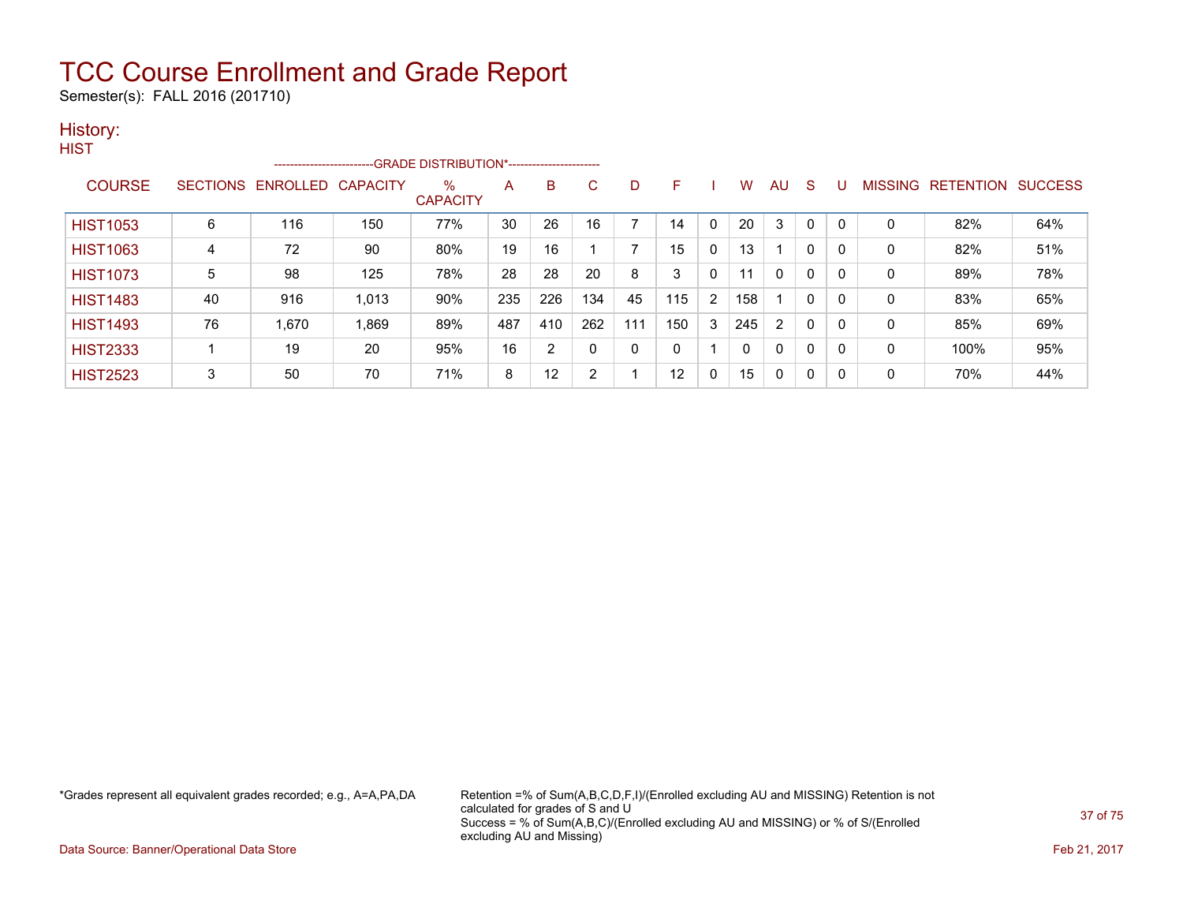# TCC Course Enrollment and Grade Report

Semester(s): FALL 2016 (201710)

## History:

### HIST

| COURSE | SECTIONS | ENROLLED | CAPACITY | % CAPACITY | A | B | C | D | F | I | W | AU | S | U | MISSING | RETENTION | SUCCESS |
|---|---|---|---|---|---|---|---|---|---|---|---|---|---|---|---|---|---|
| | | | --------------------------GRADE DISTRIBUTION*----------------------- | | | | | | | | | | | | | | |
| HIST1053 | 6 | 116 | 150 | 77% | 30 | 26 | 16 | 7 | 14 | 0 | 20 | 3 | 0 | 0 | 0 | 82% | 64% |
| HIST1063 | 4 | 72 | 90 | 80% | 19 | 16 | 1 | 7 | 15 | 0 | 13 | 1 | 0 | 0 | 0 | 82% | 51% |
| HIST1073 | 5 | 98 | 125 | 78% | 28 | 28 | 20 | 8 | 3 | 0 | 11 | 0 | 0 | 0 | 0 | 89% | 78% |
| HIST1483 | 40 | 916 | 1,013 | 90% | 235 | 226 | 134 | 45 | 115 | 2 | 158 | 1 | 0 | 0 | 0 | 83% | 65% |
| HIST1493 | 76 | 1,670 | 1,869 | 89% | 487 | 410 | 262 | 111 | 150 | 3 | 245 | 2 | 0 | 0 | 0 | 85% | 69% |
| HIST2333 | 1 | 19 | 20 | 95% | 16 | 2 | 0 | 0 | 0 | 1 | 0 | 0 | 0 | 0 | 0 | 100% | 95% |
| HIST2523 | 3 | 50 | 70 | 71% | 8 | 12 | 2 | 1 | 12 | 0 | 15 | 0 | 0 | 0 | 0 | 70% | 44% |

*Grades represent all equivalent grades recorded; e.g., A=A,PA,DA

Retention =% of Sum(A,B,C,D,F,I)/(Enrolled excluding AU and MISSING) Retention is not calculated for grades of S and U
Success = % of Sum(A,B,C)/(Enrolled excluding AU and MISSING) or % of S/(Enrolled excluding AU and Missing)

Data Source: Banner/Operational Data Store

Feb 21, 2017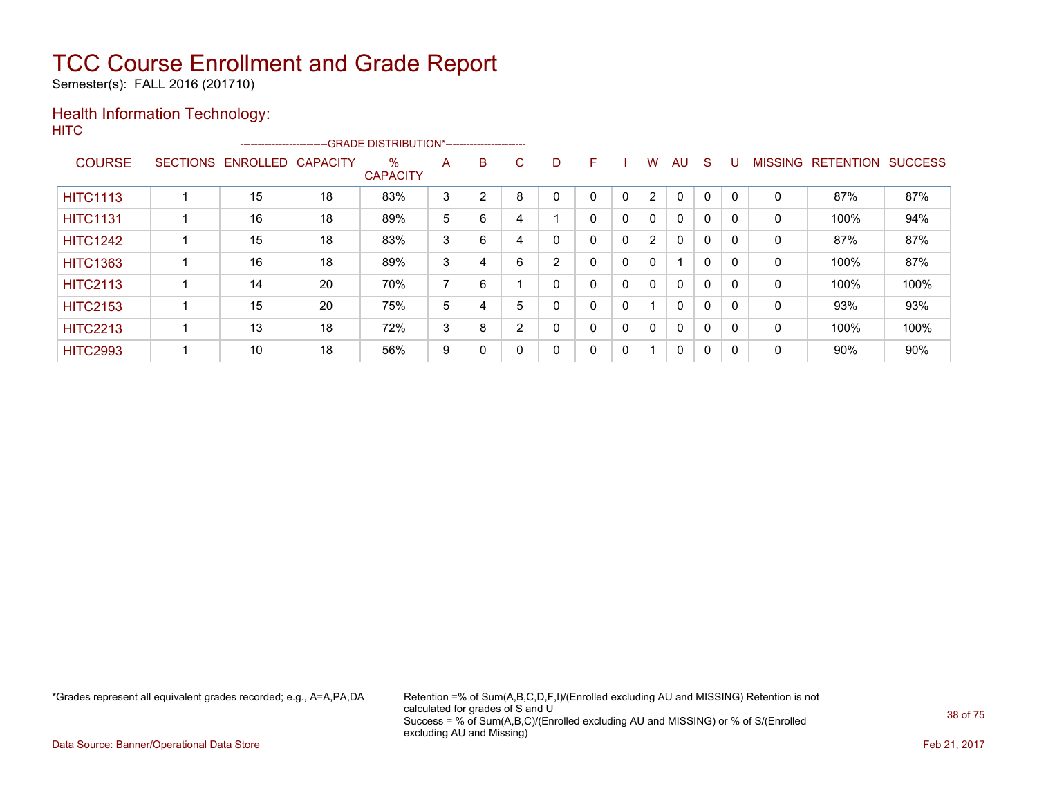# TCC Course Enrollment and Grade Report

Semester(s): FALL 2016 (201710)

## Health Information Technology:

HITC

| COURSE | SECTIONS | ENROLLED | CAPACITY | % CAPACITY | A | B | C | D | F | I | W | AU | S | U | MISSING | RETENTION | SUCCESS |
|---|---|---|---|---|---|---|---|---|---|---|---|---|---|---|---|---|---|
| | | | | --GRADE DISTRIBUTION*-- | | | | | | | | | | | | | |
| HITC1113 | 1 | 15 | 18 | 83% | 3 | 2 | 8 | 0 | 0 | 0 | 2 | 0 | 0 | 0 | 0 | 87% | 87% |
| HITC1131 | 1 | 16 | 18 | 89% | 5 | 6 | 4 | 1 | 0 | 0 | 0 | 0 | 0 | 0 | 0 | 100% | 94% |
| HITC1242 | 1 | 15 | 18 | 83% | 3 | 6 | 4 | 0 | 0 | 0 | 2 | 0 | 0 | 0 | 0 | 87% | 87% |
| HITC1363 | 1 | 16 | 18 | 89% | 3 | 4 | 6 | 2 | 0 | 0 | 0 | 1 | 0 | 0 | 0 | 100% | 87% |
| HITC2113 | 1 | 14 | 20 | 70% | 7 | 6 | 1 | 0 | 0 | 0 | 0 | 0 | 0 | 0 | 0 | 100% | 100% |
| HITC2153 | 1 | 15 | 20 | 75% | 5 | 4 | 5 | 0 | 0 | 0 | 1 | 0 | 0 | 0 | 0 | 93% | 93% |
| HITC2213 | 1 | 13 | 18 | 72% | 3 | 8 | 2 | 0 | 0 | 0 | 0 | 0 | 0 | 0 | 0 | 100% | 100% |
| HITC2993 | 1 | 10 | 18 | 56% | 9 | 0 | 0 | 0 | 0 | 0 | 1 | 0 | 0 | 0 | 0 | 90% | 90% |

*Grades represent all equivalent grades recorded; e.g., A=A,PA,DA

Retention =% of Sum(A,B,C,D,F,I)/(Enrolled excluding AU and MISSING) Retention is not calculated for grades of S and U
Success = % of Sum(A,B,C)/(Enrolled excluding AU and MISSING) or % of S/(Enrolled excluding AU and Missing)

Data Source: Banner/Operational Data Store

Feb 21, 2017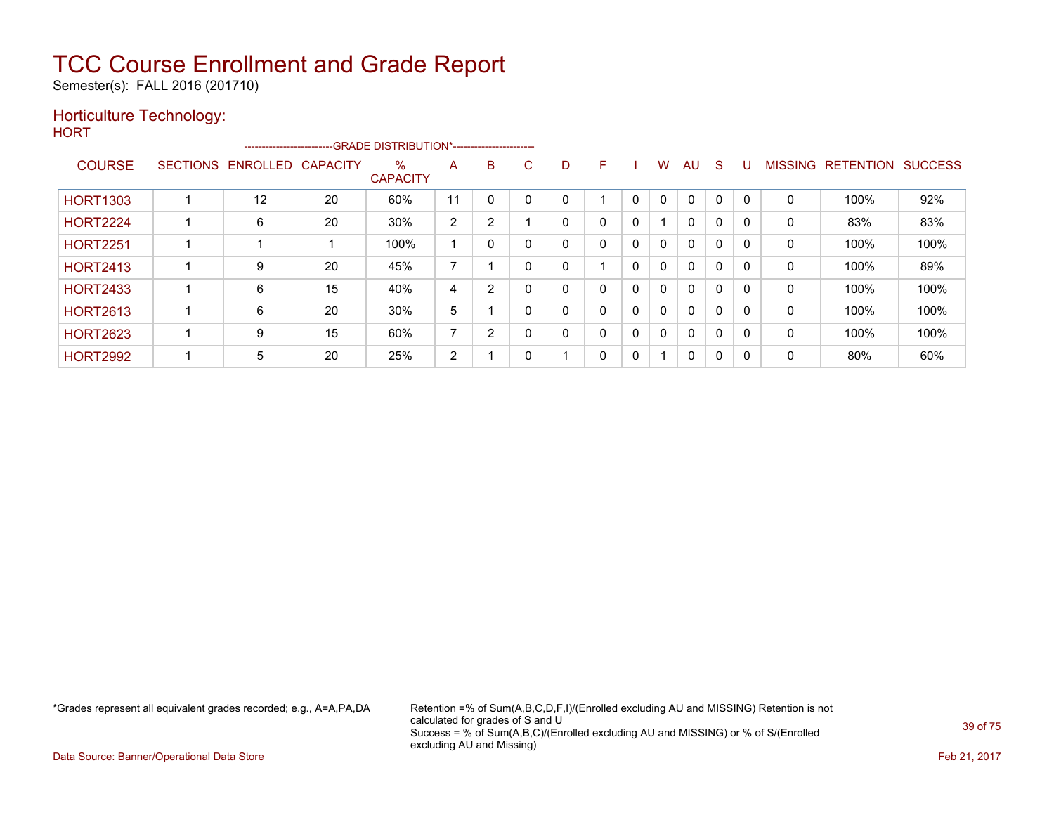# TCC Course Enrollment and Grade Report

Semester(s): FALL 2016 (201710)

## Horticulture Technology:

HORT

| COURSE | SECTIONS | ENROLLED | CAPACITY | % CAPACITY | A | B | C | D | F | I | W | AU | S | U | MISSING | RETENTION | SUCCESS |
|---|---|---|---|---|---|---|---|---|---|---|---|---|---|---|---|---|---|
| | | | | GRADE DISTRIBUTION* | | | | | | | | | | | | | |
| HORT1303 | 1 | 12 | 20 | 60% | 11 | 0 | 0 | 0 | 1 | 0 | 0 | 0 | 0 | 0 | 0 | 100% | 92% |
| HORT2224 | 1 | 6 | 20 | 30% | 2 | 2 | 1 | 0 | 0 | 0 | 1 | 0 | 0 | 0 | 0 | 83% | 83% |
| HORT2251 | 1 | 1 | 1 | 100% | 1 | 0 | 0 | 0 | 0 | 0 | 0 | 0 | 0 | 0 | 0 | 100% | 100% |
| HORT2413 | 1 | 9 | 20 | 45% | 7 | 1 | 0 | 0 | 1 | 0 | 0 | 0 | 0 | 0 | 0 | 100% | 89% |
| HORT2433 | 1 | 6 | 15 | 40% | 4 | 2 | 0 | 0 | 0 | 0 | 0 | 0 | 0 | 0 | 0 | 100% | 100% |
| HORT2613 | 1 | 6 | 20 | 30% | 5 | 1 | 0 | 0 | 0 | 0 | 0 | 0 | 0 | 0 | 0 | 100% | 100% |
| HORT2623 | 1 | 9 | 15 | 60% | 7 | 2 | 0 | 0 | 0 | 0 | 0 | 0 | 0 | 0 | 0 | 100% | 100% |
| HORT2992 | 1 | 5 | 20 | 25% | 2 | 1 | 0 | 1 | 0 | 0 | 1 | 0 | 0 | 0 | 0 | 80% | 60% |

*Grades represent all equivalent grades recorded; e.g., A=A,PA,DA

Retention =% of Sum(A,B,C,D,F,I)/(Enrolled excluding AU and MISSING) Retention is not calculated for grades of S and U
Success = % of Sum(A,B,C)/(Enrolled excluding AU and MISSING) or % of S/(Enrolled excluding AU and Missing)

Data Source: Banner/Operational Data Store

Feb 21, 2017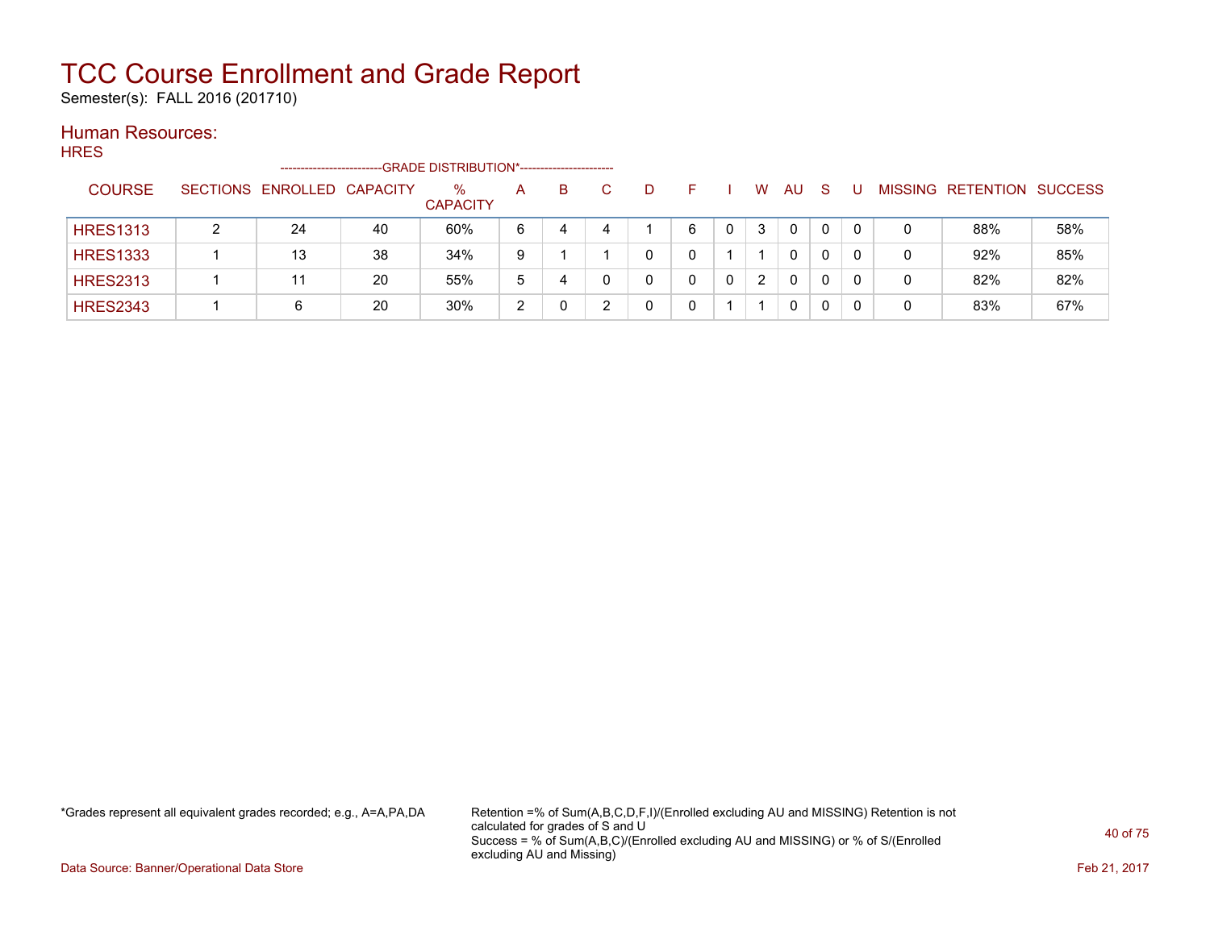# TCC Course Enrollment and Grade Report

Semester(s): FALL 2016 (201710)

## Human Resources:

HRES

| COURSE | SECTIONS | ENROLLED | CAPACITY | % CAPACITY | A | B | C | D | F | I | W | AU | S | U | MISSING | RETENTION | SUCCESS |
|---|---|---|---|---|---|---|---|---|---|---|---|---|---|---|---|---|---|
| | | | | --------GRADE DISTRIBUTION*-------- | | | | | | | | | | | | | |
| HRES1313 | 2 | 24 | 40 | 60% | 6 | 4 | 4 | 1 | 6 | 0 | 3 | 0 | 0 | 0 | 0 | 88% | 58% |
| HRES1333 | 1 | 13 | 38 | 34% | 9 | 1 | 1 | 0 | 0 | 1 | 1 | 0 | 0 | 0 | 0 | 92% | 85% |
| HRES2313 | 1 | 11 | 20 | 55% | 5 | 4 | 0 | 0 | 0 | 0 | 2 | 0 | 0 | 0 | 0 | 82% | 82% |
| HRES2343 | 1 | 6 | 20 | 30% | 2 | 0 | 2 | 0 | 0 | 1 | 1 | 0 | 0 | 0 | 0 | 83% | 67% |

*Grades represent all equivalent grades recorded; e.g., A=A,PA,DA

Retention =% of Sum(A,B,C,D,F,I)/(Enrolled excluding AU and MISSING) Retention is not calculated for grades of S and U
Success = % of Sum(A,B,C)/(Enrolled excluding AU and MISSING) or % of S/(Enrolled excluding AU and Missing)

Data Source: Banner/Operational Data Store

Feb 21, 2017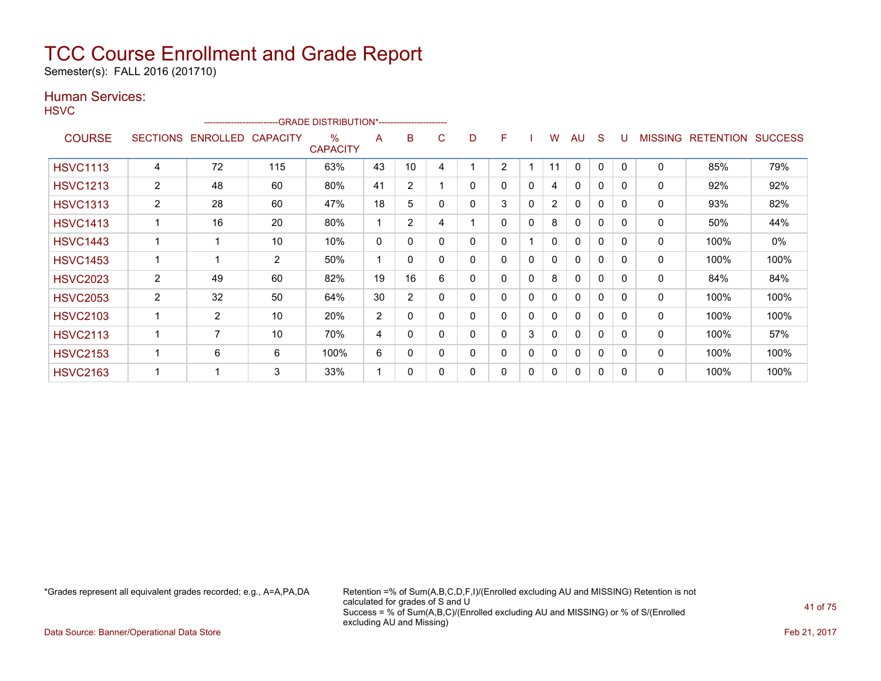# TCC Course Enrollment and Grade Report

Semester(s): FALL 2016 (201710)

## Human Services:

HSVC

| COURSE | SECTIONS | ENROLLED | CAPACITY | % CAPACITY | A | B | C | D | F | I | W | AU | S | U | MISSING | RETENTION | SUCCESS |
|---|---|---|---|---|---|---|---|---|---|---|---|---|---|---|---|---|---|
| HSVC1113 | 4 | 72 | 115 | 63% | 43 | 10 | 4 | 1 | 2 | 1 | 11 | 0 | 0 | 0 | 0 | 85% | 79% |
| HSVC1213 | 2 | 48 | 60 | 80% | 41 | 2 | 1 | 0 | 0 | 0 | 4 | 0 | 0 | 0 | 0 | 92% | 92% |
| HSVC1313 | 2 | 28 | 60 | 47% | 18 | 5 | 0 | 0 | 3 | 0 | 2 | 0 | 0 | 0 | 0 | 93% | 82% |
| HSVC1413 | 1 | 16 | 20 | 80% | 1 | 2 | 4 | 1 | 0 | 0 | 8 | 0 | 0 | 0 | 0 | 50% | 44% |
| HSVC1443 | 1 | 1 | 10 | 10% | 0 | 0 | 0 | 0 | 0 | 1 | 0 | 0 | 0 | 0 | 0 | 100% | 0% |
| HSVC1453 | 1 | 1 | 2 | 50% | 1 | 0 | 0 | 0 | 0 | 0 | 0 | 0 | 0 | 0 | 0 | 100% | 100% |
| HSVC2023 | 2 | 49 | 60 | 82% | 19 | 16 | 6 | 0 | 0 | 0 | 8 | 0 | 0 | 0 | 0 | 84% | 84% |
| HSVC2053 | 2 | 32 | 50 | 64% | 30 | 2 | 0 | 0 | 0 | 0 | 0 | 0 | 0 | 0 | 0 | 100% | 100% |
| HSVC2103 | 1 | 2 | 10 | 20% | 2 | 0 | 0 | 0 | 0 | 0 | 0 | 0 | 0 | 0 | 0 | 100% | 100% |
| HSVC2113 | 1 | 7 | 10 | 70% | 4 | 0 | 0 | 0 | 0 | 3 | 0 | 0 | 0 | 0 | 0 | 100% | 57% |
| HSVC2153 | 1 | 6 | 6 | 100% | 6 | 0 | 0 | 0 | 0 | 0 | 0 | 0 | 0 | 0 | 0 | 100% | 100% |
| HSVC2163 | 1 | 1 | 3 | 33% | 1 | 0 | 0 | 0 | 0 | 0 | 0 | 0 | 0 | 0 | 0 | 100% | 100% |

*Grades represent all equivalent grades recorded; e.g., A=A,PA,DA

Retention =% of Sum(A,B,C,D,F,I)/(Enrolled excluding AU and MISSING) Retention is not calculated for grades of S and U
Success = % of Sum(A,B,C)/(Enrolled excluding AU and MISSING) or % of S/(Enrolled excluding AU and Missing)

Data Source: Banner/Operational Data Store

Feb 21, 2017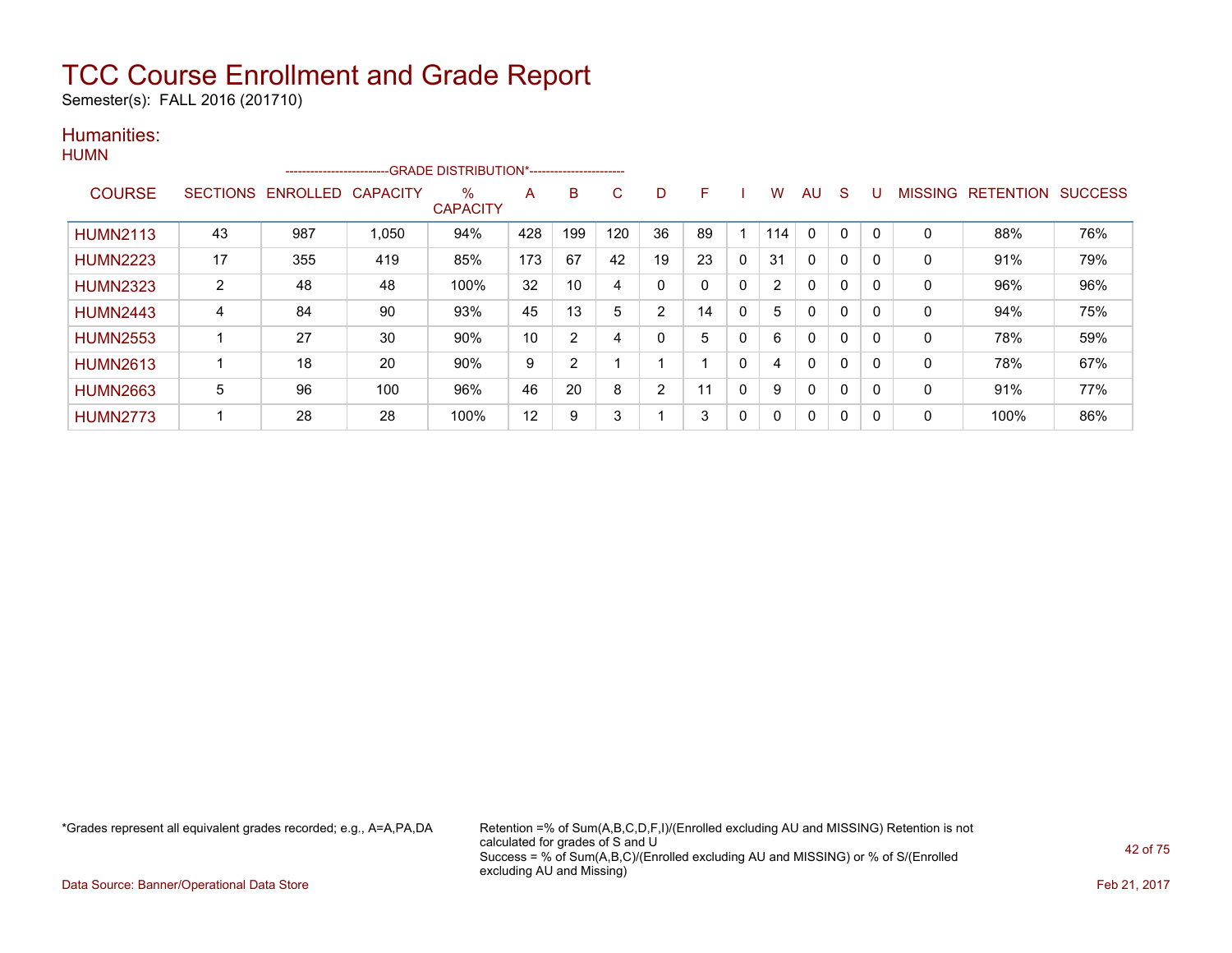# TCC Course Enrollment and Grade Report

Semester(s): FALL 2016 (201710)

## Humanities:

### HUMN

| COURSE | SECTIONS | ENROLLED | CAPACITY | % CAPACITY | A | B | C | D | F | I | W | AU | S | U | MISSING | RETENTION | SUCCESS |
|---|---|---|---|---|---|---|---|---|---|---|---|---|---|---|---|---|---|
| | | | | --GRADE DISTRIBUTION*-- | | | | | | | | | | | | | |
| HUMN2113 | 43 | 987 | 1,050 | 94% | 428 | 199 | 120 | 36 | 89 | 1 | 114 | 0 | 0 | 0 | 0 | 88% | 76% |
| HUMN2223 | 17 | 355 | 419 | 85% | 173 | 67 | 42 | 19 | 23 | 0 | 31 | 0 | 0 | 0 | 0 | 91% | 79% |
| HUMN2323 | 2 | 48 | 48 | 100% | 32 | 10 | 4 | 0 | 0 | 0 | 2 | 0 | 0 | 0 | 0 | 96% | 96% |
| HUMN2443 | 4 | 84 | 90 | 93% | 45 | 13 | 5 | 2 | 14 | 0 | 5 | 0 | 0 | 0 | 0 | 94% | 75% |
| HUMN2553 | 1 | 27 | 30 | 90% | 10 | 2 | 4 | 0 | 5 | 0 | 6 | 0 | 0 | 0 | 0 | 78% | 59% |
| HUMN2613 | 1 | 18 | 20 | 90% | 9 | 2 | 1 | 1 | 1 | 0 | 4 | 0 | 0 | 0 | 0 | 78% | 67% |
| HUMN2663 | 5 | 96 | 100 | 96% | 46 | 20 | 8 | 2 | 11 | 0 | 9 | 0 | 0 | 0 | 0 | 91% | 77% |
| HUMN2773 | 1 | 28 | 28 | 100% | 12 | 9 | 3 | 1 | 3 | 0 | 0 | 0 | 0 | 0 | 0 | 100% | 86% |

*Grades represent all equivalent grades recorded; e.g., A=A,PA,DA

Retention =% of Sum(A,B,C,D,F,I)/(Enrolled excluding AU and MISSING) Retention is not calculated for grades of S and U
Success = % of Sum(A,B,C)/(Enrolled excluding AU and MISSING) or % of S/(Enrolled excluding AU and Missing)

Data Source: Banner/Operational Data Store

Feb 21, 2017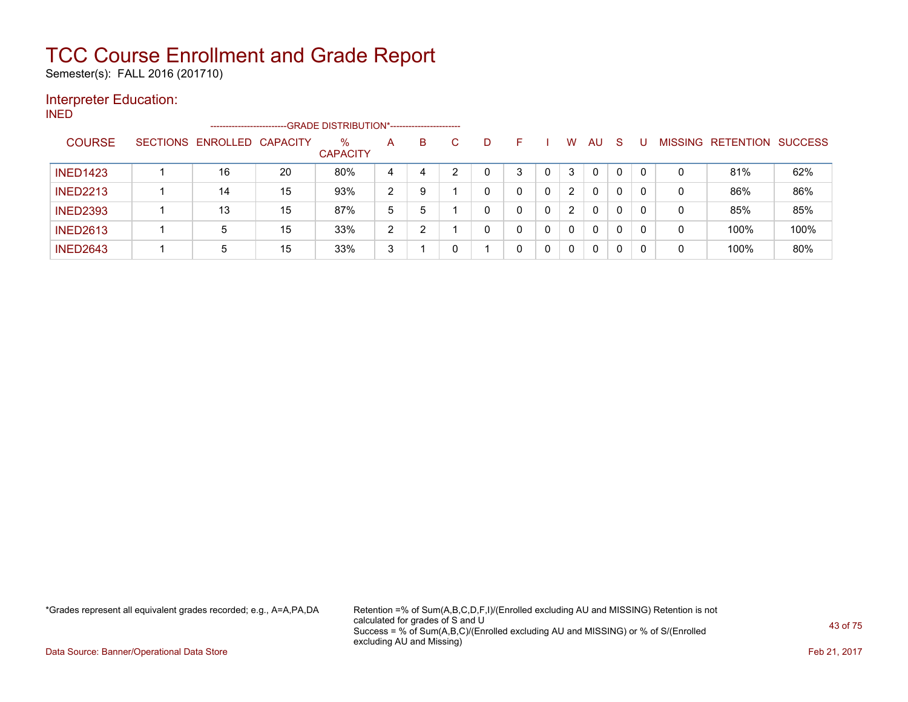# TCC Course Enrollment and Grade Report

Semester(s): FALL 2016 (201710)

## Interpreter Education:

INED

| COURSE | SECTIONS | ENROLLED | CAPACITY | % CAPACITY | A | B | C | D | F | I | W | AU | S | U | MISSING | RETENTION | SUCCESS |
|---|---|---|---|---|---|---|---|---|---|---|---|---|---|---|---|---|---|
| | | | | GRADE DISTRIBUTION* | | | | | | | | | | | | | |
| INED1423 | 1 | 16 | 20 | 80% | 4 | 4 | 2 | 0 | 3 | 0 | 3 | 0 | 0 | 0 | 0 | 81% | 62% |
| INED2213 | 1 | 14 | 15 | 93% | 2 | 9 | 1 | 0 | 0 | 0 | 2 | 0 | 0 | 0 | 0 | 86% | 86% |
| INED2393 | 1 | 13 | 15 | 87% | 5 | 5 | 1 | 0 | 0 | 0 | 2 | 0 | 0 | 0 | 0 | 85% | 85% |
| INED2613 | 1 | 5 | 15 | 33% | 2 | 2 | 1 | 0 | 0 | 0 | 0 | 0 | 0 | 0 | 0 | 100% | 100% |
| INED2643 | 1 | 5 | 15 | 33% | 3 | 1 | 0 | 1 | 0 | 0 | 0 | 0 | 0 | 0 | 0 | 100% | 80% |

*Grades represent all equivalent grades recorded; e.g., A=A,PA,DA

Retention =% of Sum(A,B,C,D,F,I)/(Enrolled excluding AU and MISSING) Retention is not calculated for grades of S and U
Success = % of Sum(A,B,C)/(Enrolled excluding AU and MISSING) or % of S/(Enrolled excluding AU and Missing)

Data Source: Banner/Operational Data Store

Feb 21, 2017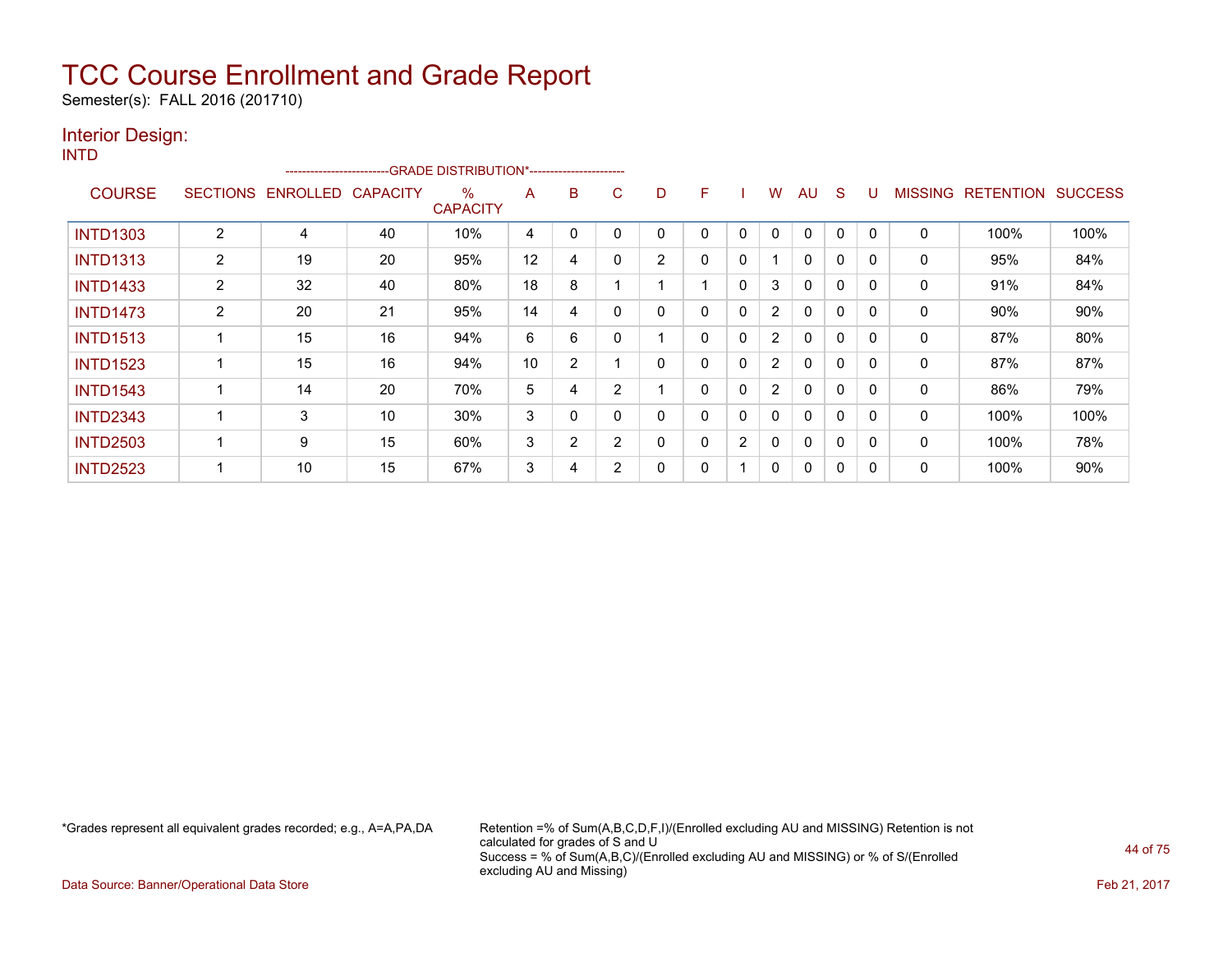# TCC Course Enrollment and Grade Report

Semester(s): FALL 2016 (201710)

## Interior Design:

INTD

| COURSE | SECTIONS | ENROLLED | CAPACITY | % CAPACITY | A | B | C | D | F | I | W | AU | S | U | MISSING | RETENTION | SUCCESS |
|---|---|---|---|---|---|---|---|---|---|---|---|---|---|---|---|---|---|
| | | | | -GRADE DISTRIBUTION*- | | | | | | | | | | | | | |
| INTD1303 | 2 | 4 | 40 | 10% | 4 | 0 | 0 | 0 | 0 | 0 | 0 | 0 | 0 | 0 | 0 | 100% | 100% |
| INTD1313 | 2 | 19 | 20 | 95% | 12 | 4 | 0 | 2 | 0 | 0 | 1 | 0 | 0 | 0 | 0 | 95% | 84% |
| INTD1433 | 2 | 32 | 40 | 80% | 18 | 8 | 1 | 1 | 1 | 0 | 3 | 0 | 0 | 0 | 0 | 91% | 84% |
| INTD1473 | 2 | 20 | 21 | 95% | 14 | 4 | 0 | 0 | 0 | 0 | 2 | 0 | 0 | 0 | 0 | 90% | 90% |
| INTD1513 | 1 | 15 | 16 | 94% | 6 | 6 | 0 | 1 | 0 | 0 | 2 | 0 | 0 | 0 | 0 | 87% | 80% |
| INTD1523 | 1 | 15 | 16 | 94% | 10 | 2 | 1 | 0 | 0 | 0 | 2 | 0 | 0 | 0 | 0 | 87% | 87% |
| INTD1543 | 1 | 14 | 20 | 70% | 5 | 4 | 2 | 1 | 0 | 0 | 2 | 0 | 0 | 0 | 0 | 86% | 79% |
| INTD2343 | 1 | 3 | 10 | 30% | 3 | 0 | 0 | 0 | 0 | 0 | 0 | 0 | 0 | 0 | 0 | 100% | 100% |
| INTD2503 | 1 | 9 | 15 | 60% | 3 | 2 | 2 | 0 | 0 | 2 | 0 | 0 | 0 | 0 | 0 | 100% | 78% |
| INTD2523 | 1 | 10 | 15 | 67% | 3 | 4 | 2 | 0 | 0 | 1 | 0 | 0 | 0 | 0 | 0 | 100% | 90% |

*Grades represent all equivalent grades recorded; e.g., A=A,PA,DA

Retention =% of Sum(A,B,C,D,F,I)/(Enrolled excluding AU and MISSING) Retention is not calculated for grades of S and U
Success = % of Sum(A,B,C)/(Enrolled excluding AU and MISSING) or % of S/(Enrolled excluding AU and Missing)

Data Source: Banner/Operational Data Store

Feb 21, 2017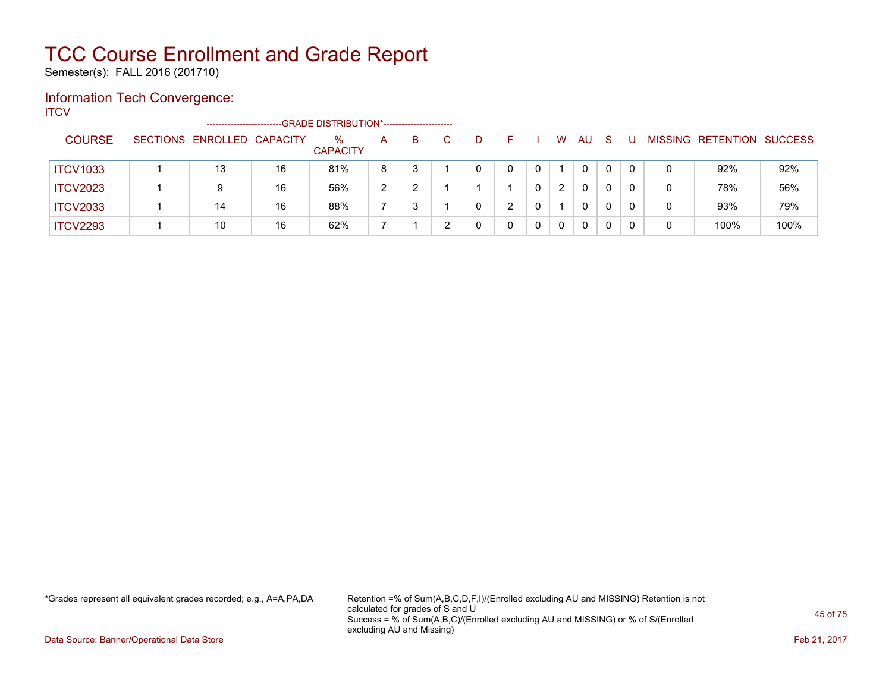# TCC Course Enrollment and Grade Report

Semester(s): FALL 2016 (201710)

## Information Tech Convergence:

ITCV

| COURSE | SECTIONS | ENROLLED | CAPACITY | % CAPACITY | A | B | C | D | F | I | W | AU | S | U | MISSING | RETENTION | SUCCESS |
|---|---|---|---|---|---|---|---|---|---|---|---|---|---|---|---|---|---|
| | | | | -------------------------GRADE DISTRIBUTION*----------------------- | | | | | | | | | | | | | |
| ITCV1033 | 1 | 13 | 16 | 81% | 8 | 3 | 1 | 0 | 0 | 0 | 1 | 0 | 0 | 0 | 0 | 92% | 92% |
| ITCV2023 | 1 | 9 | 16 | 56% | 2 | 2 | 1 | 1 | 1 | 0 | 2 | 0 | 0 | 0 | 0 | 78% | 56% |
| ITCV2033 | 1 | 14 | 16 | 88% | 7 | 3 | 1 | 0 | 2 | 0 | 1 | 0 | 0 | 0 | 0 | 93% | 79% |
| ITCV2293 | 1 | 10 | 16 | 62% | 7 | 1 | 2 | 0 | 0 | 0 | 0 | 0 | 0 | 0 | 0 | 100% | 100% |

*Grades represent all equivalent grades recorded; e.g., A=A,PA,DA

Retention =% of Sum(A,B,C,D,F,I)/(Enrolled excluding AU and MISSING) Retention is not calculated for grades of S and U
Success = % of Sum(A,B,C)/(Enrolled excluding AU and MISSING) or % of S/(Enrolled excluding AU and Missing)

Data Source: Banner/Operational Data Store

Feb 21, 2017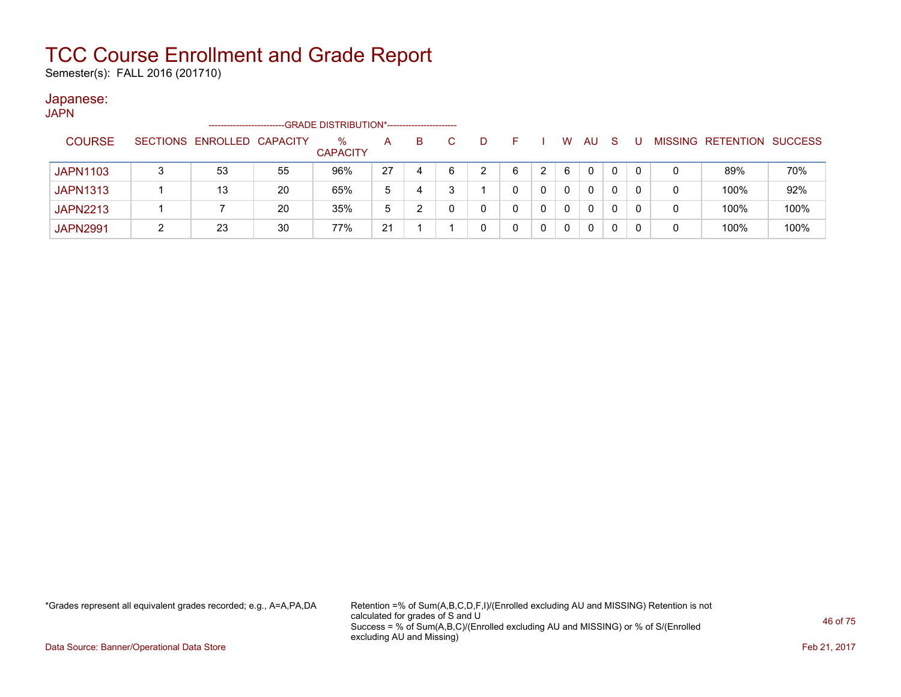# TCC Course Enrollment and Grade Report

Semester(s): FALL 2016 (201710)

## Japanese:

JAPN

| COURSE | SECTIONS | ENROLLED | CAPACITY | % CAPACITY | A | B | C | D | F | I | W | AU | S | U | MISSING | RETENTION | SUCCESS |
|---|---|---|---|---|---|---|---|---|---|---|---|---|---|---|---|---|---|
| JAPN1103 | 3 | 53 | 55 | 96% | 27 | 4 | 6 | 2 | 6 | 2 | 6 | 0 | 0 | 0 | 0 | 89% | 70% |
| JAPN1313 | 1 | 13 | 20 | 65% | 5 | 4 | 3 | 1 | 0 | 0 | 0 | 0 | 0 | 0 | 0 | 100% | 92% |
| JAPN2213 | 1 | 7 | 20 | 35% | 5 | 2 | 0 | 0 | 0 | 0 | 0 | 0 | 0 | 0 | 0 | 100% | 100% |
| JAPN2991 | 2 | 23 | 30 | 77% | 21 | 1 | 1 | 0 | 0 | 0 | 0 | 0 | 0 | 0 | 0 | 100% | 100% |

The A through U columns fall under the GRADE DISTRIBUTION* header.

*Grades represent all equivalent grades recorded; e.g., A=A,PA,DA

Retention =% of Sum(A,B,C,D,F,I)/(Enrolled excluding AU and MISSING) Retention is not calculated for grades of S and U

Success = % of Sum(A,B,C)/(Enrolled excluding AU and MISSING) or % of S/(Enrolled excluding AU and Missing)

Data Source: Banner/Operational Data Store

Feb 21, 2017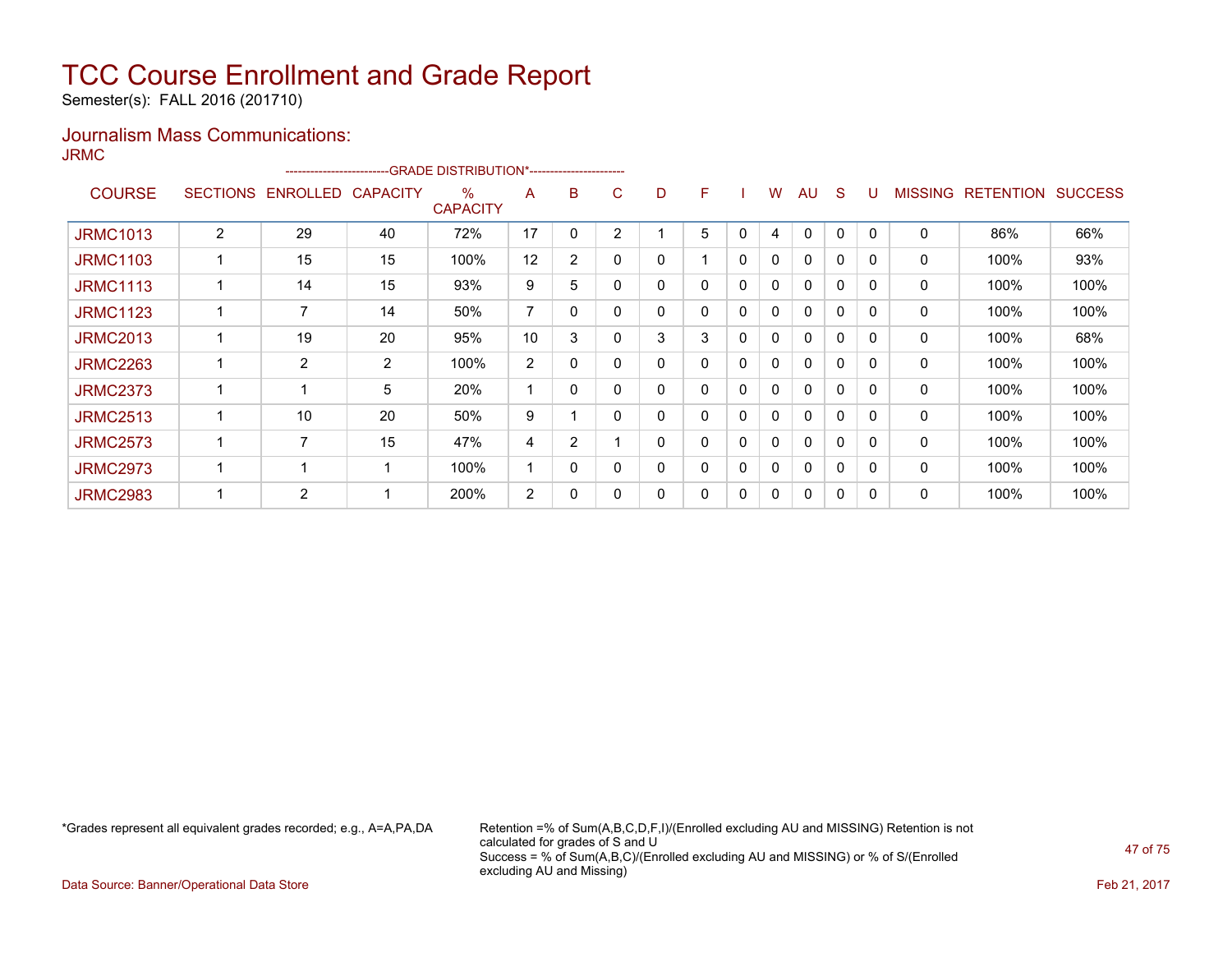# TCC Course Enrollment and Grade Report

Semester(s): FALL 2016 (201710)

## Journalism Mass Communications:

JRMC

| COURSE | SECTIONS | ENROLLED | CAPACITY | % CAPACITY | A | B | C | D | F | I | W | AU | S | U | MISSING | RETENTION | SUCCESS |
|---|---|---|---|---|---|---|---|---|---|---|---|---|---|---|---|---|---|
| | | | | GRADE DISTRIBUTION* | | | | | | | | | | | | | |
| JRMC1013 | 2 | 29 | 40 | 72% | 17 | 0 | 2 | 1 | 5 | 0 | 4 | 0 | 0 | 0 | 0 | 86% | 66% |
| JRMC1103 | 1 | 15 | 15 | 100% | 12 | 2 | 0 | 0 | 1 | 0 | 0 | 0 | 0 | 0 | 0 | 100% | 93% |
| JRMC1113 | 1 | 14 | 15 | 93% | 9 | 5 | 0 | 0 | 0 | 0 | 0 | 0 | 0 | 0 | 0 | 100% | 100% |
| JRMC1123 | 1 | 7 | 14 | 50% | 7 | 0 | 0 | 0 | 0 | 0 | 0 | 0 | 0 | 0 | 0 | 100% | 100% |
| JRMC2013 | 1 | 19 | 20 | 95% | 10 | 3 | 0 | 3 | 3 | 0 | 0 | 0 | 0 | 0 | 0 | 100% | 68% |
| JRMC2263 | 1 | 2 | 2 | 100% | 2 | 0 | 0 | 0 | 0 | 0 | 0 | 0 | 0 | 0 | 0 | 100% | 100% |
| JRMC2373 | 1 | 1 | 5 | 20% | 1 | 0 | 0 | 0 | 0 | 0 | 0 | 0 | 0 | 0 | 0 | 100% | 100% |
| JRMC2513 | 1 | 10 | 20 | 50% | 9 | 1 | 0 | 0 | 0 | 0 | 0 | 0 | 0 | 0 | 0 | 100% | 100% |
| JRMC2573 | 1 | 7 | 15 | 47% | 4 | 2 | 1 | 0 | 0 | 0 | 0 | 0 | 0 | 0 | 0 | 100% | 100% |
| JRMC2973 | 1 | 1 | 1 | 100% | 1 | 0 | 0 | 0 | 0 | 0 | 0 | 0 | 0 | 0 | 0 | 100% | 100% |
| JRMC2983 | 1 | 2 | 1 | 200% | 2 | 0 | 0 | 0 | 0 | 0 | 0 | 0 | 0 | 0 | 0 | 100% | 100% |

*Grades represent all equivalent grades recorded; e.g., A=A,PA,DA

Retention =% of Sum(A,B,C,D,F,I)/(Enrolled excluding AU and MISSING) Retention is not calculated for grades of S and U
Success = % of Sum(A,B,C)/(Enrolled excluding AU and MISSING) or % of S/(Enrolled excluding AU and Missing)

Data Source: Banner/Operational Data Store

Feb 21, 2017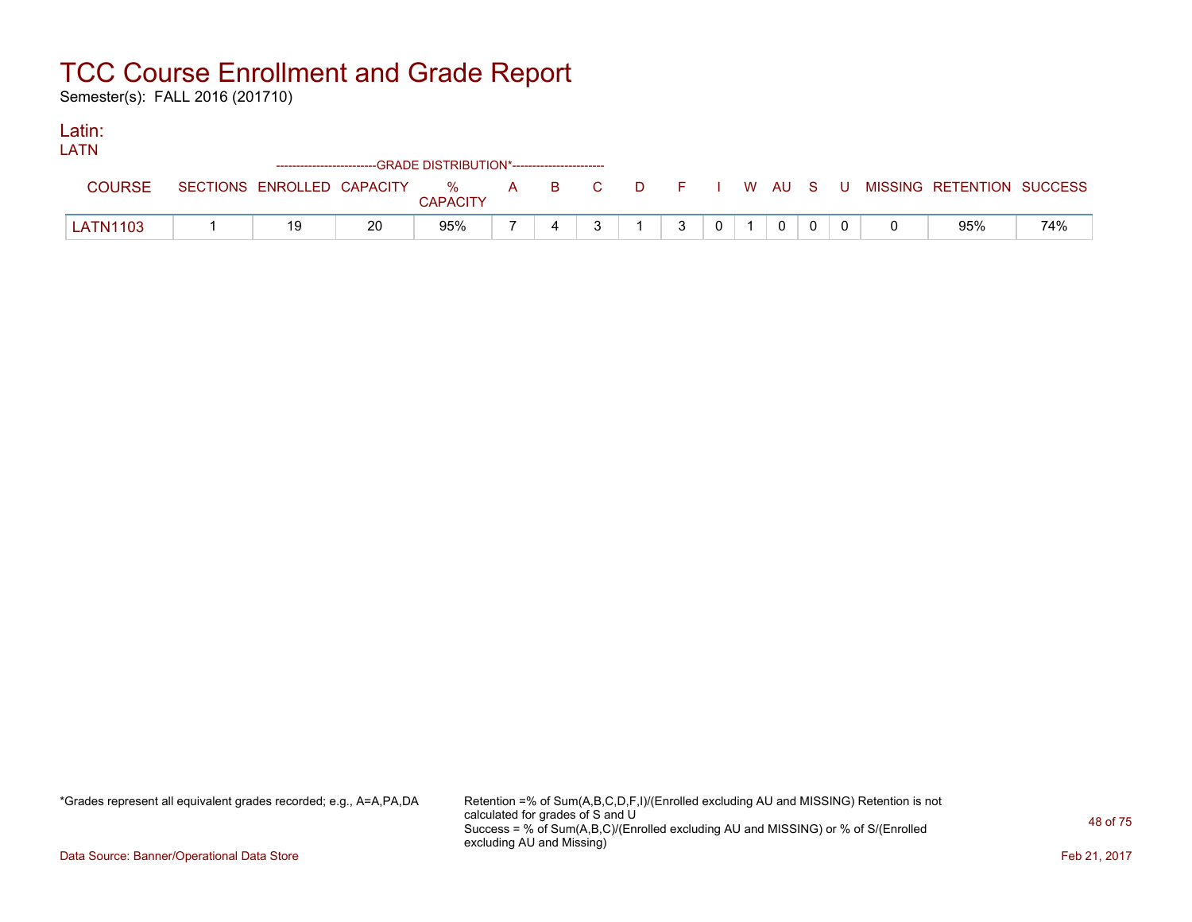# TCC Course Enrollment and Grade Report

Semester(s): FALL 2016 (201710)

## Latin:

### LATN

| COURSE | SECTIONS | ENROLLED | CAPACITY | % CAPACITY | A | B | C | D | F | I | W | AU | S | U | MISSING | RETENTION | SUCCESS |
|---|---|---|---|---|---|---|---|---|---|---|---|---|---|---|---|---|---|
| LATN1103 | 1 | 19 | 20 | 95% | 7 | 4 | 3 | 1 | 3 | 0 | 1 | 0 | 0 | 0 | 0 | 95% | 74% |

*Grades represent all equivalent grades recorded; e.g., A=A,PA,DA

Retention =% of Sum(A,B,C,D,F,I)/(Enrolled excluding AU and MISSING) Retention is not calculated for grades of S and U
Success = % of Sum(A,B,C)/(Enrolled excluding AU and MISSING) or % of S/(Enrolled excluding AU and Missing)

Data Source: Banner/Operational Data Store

Feb 21, 2017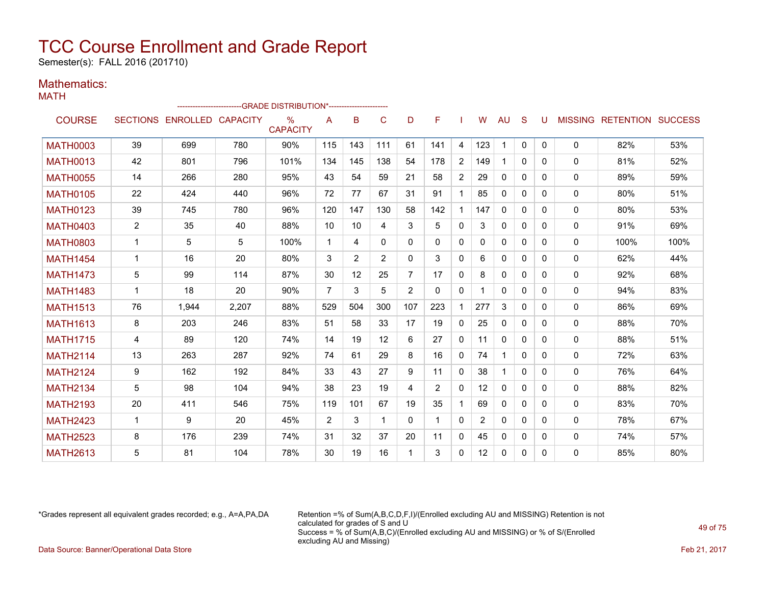# TCC Course Enrollment and Grade Report

Semester(s): FALL 2016 (201710)

## Mathematics:

MATH

| COURSE | SECTIONS | ENROLLED | CAPACITY | % CAPACITY | A | B | C | D | F | I | W | AU | S | U | MISSING | RETENTION | SUCCESS |
|---|---|---|---|---|---|---|---|---|---|---|---|---|---|---|---|---|---|
| | | | | -------------------------GRADE DISTRIBUTION*----------------------- | | | | | | | | | | | | | |
| MATH0003 | 39 | 699 | 780 | 90% | 115 | 143 | 111 | 61 | 141 | 4 | 123 | 1 | 0 | 0 | 0 | 82% | 53% |
| MATH0013 | 42 | 801 | 796 | 101% | 134 | 145 | 138 | 54 | 178 | 2 | 149 | 1 | 0 | 0 | 0 | 81% | 52% |
| MATH0055 | 14 | 266 | 280 | 95% | 43 | 54 | 59 | 21 | 58 | 2 | 29 | 0 | 0 | 0 | 0 | 89% | 59% |
| MATH0105 | 22 | 424 | 440 | 96% | 72 | 77 | 67 | 31 | 91 | 1 | 85 | 0 | 0 | 0 | 0 | 80% | 51% |
| MATH0123 | 39 | 745 | 780 | 96% | 120 | 147 | 130 | 58 | 142 | 1 | 147 | 0 | 0 | 0 | 0 | 80% | 53% |
| MATH0403 | 2 | 35 | 40 | 88% | 10 | 10 | 4 | 3 | 5 | 0 | 3 | 0 | 0 | 0 | 0 | 91% | 69% |
| MATH0803 | 1 | 5 | 5 | 100% | 1 | 4 | 0 | 0 | 0 | 0 | 0 | 0 | 0 | 0 | 0 | 100% | 100% |
| MATH1454 | 1 | 16 | 20 | 80% | 3 | 2 | 2 | 0 | 3 | 0 | 6 | 0 | 0 | 0 | 0 | 62% | 44% |
| MATH1473 | 5 | 99 | 114 | 87% | 30 | 12 | 25 | 7 | 17 | 0 | 8 | 0 | 0 | 0 | 0 | 92% | 68% |
| MATH1483 | 1 | 18 | 20 | 90% | 7 | 3 | 5 | 2 | 0 | 0 | 1 | 0 | 0 | 0 | 0 | 94% | 83% |
| MATH1513 | 76 | 1,944 | 2,207 | 88% | 529 | 504 | 300 | 107 | 223 | 1 | 277 | 3 | 0 | 0 | 0 | 86% | 69% |
| MATH1613 | 8 | 203 | 246 | 83% | 51 | 58 | 33 | 17 | 19 | 0 | 25 | 0 | 0 | 0 | 0 | 88% | 70% |
| MATH1715 | 4 | 89 | 120 | 74% | 14 | 19 | 12 | 6 | 27 | 0 | 11 | 0 | 0 | 0 | 0 | 88% | 51% |
| MATH2114 | 13 | 263 | 287 | 92% | 74 | 61 | 29 | 8 | 16 | 0 | 74 | 1 | 0 | 0 | 0 | 72% | 63% |
| MATH2124 | 9 | 162 | 192 | 84% | 33 | 43 | 27 | 9 | 11 | 0 | 38 | 1 | 0 | 0 | 0 | 76% | 64% |
| MATH2134 | 5 | 98 | 104 | 94% | 38 | 23 | 19 | 4 | 2 | 0 | 12 | 0 | 0 | 0 | 0 | 88% | 82% |
| MATH2193 | 20 | 411 | 546 | 75% | 119 | 101 | 67 | 19 | 35 | 1 | 69 | 0 | 0 | 0 | 0 | 83% | 70% |
| MATH2423 | 1 | 9 | 20 | 45% | 2 | 3 | 1 | 0 | 1 | 0 | 2 | 0 | 0 | 0 | 0 | 78% | 67% |
| MATH2523 | 8 | 176 | 239 | 74% | 31 | 32 | 37 | 20 | 11 | 0 | 45 | 0 | 0 | 0 | 0 | 74% | 57% |
| MATH2613 | 5 | 81 | 104 | 78% | 30 | 19 | 16 | 1 | 3 | 0 | 12 | 0 | 0 | 0 | 0 | 85% | 80% |

*Grades represent all equivalent grades recorded; e.g., A=A,PA,DA

Retention =% of Sum(A,B,C,D,F,I)/(Enrolled excluding AU and MISSING) Retention is not calculated for grades of S and U
Success = % of Sum(A,B,C)/(Enrolled excluding AU and MISSING) or % of S/(Enrolled excluding AU and Missing)

Data Source: Banner/Operational Data Store

Feb 21, 2017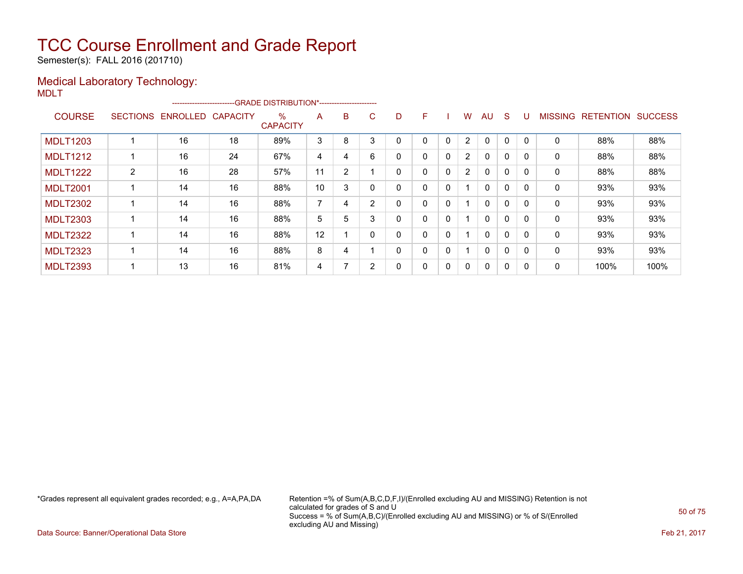# TCC Course Enrollment and Grade Report

Semester(s): FALL 2016 (201710)

## Medical Laboratory Technology:

MDLT

| COURSE | SECTIONS | ENROLLED | CAPACITY | % CAPACITY | A | B | C | D | F | I | W | AU | S | U | MISSING | RETENTION | SUCCESS |
|---|---|---|---|---|---|---|---|---|---|---|---|---|---|---|---|---|---|
| | | | | --GRADE DISTRIBUTION*-- | | | | | | | | | | | | | |
| MDLT1203 | 1 | 16 | 18 | 89% | 3 | 8 | 3 | 0 | 0 | 0 | 2 | 0 | 0 | 0 | 0 | 88% | 88% |
| MDLT1212 | 1 | 16 | 24 | 67% | 4 | 4 | 6 | 0 | 0 | 0 | 2 | 0 | 0 | 0 | 0 | 88% | 88% |
| MDLT1222 | 2 | 16 | 28 | 57% | 11 | 2 | 1 | 0 | 0 | 0 | 2 | 0 | 0 | 0 | 0 | 88% | 88% |
| MDLT2001 | 1 | 14 | 16 | 88% | 10 | 3 | 0 | 0 | 0 | 0 | 1 | 0 | 0 | 0 | 0 | 93% | 93% |
| MDLT2302 | 1 | 14 | 16 | 88% | 7 | 4 | 2 | 0 | 0 | 0 | 1 | 0 | 0 | 0 | 0 | 93% | 93% |
| MDLT2303 | 1 | 14 | 16 | 88% | 5 | 5 | 3 | 0 | 0 | 0 | 1 | 0 | 0 | 0 | 0 | 93% | 93% |
| MDLT2322 | 1 | 14 | 16 | 88% | 12 | 1 | 0 | 0 | 0 | 0 | 1 | 0 | 0 | 0 | 0 | 93% | 93% |
| MDLT2323 | 1 | 14 | 16 | 88% | 8 | 4 | 1 | 0 | 0 | 0 | 1 | 0 | 0 | 0 | 0 | 93% | 93% |
| MDLT2393 | 1 | 13 | 16 | 81% | 4 | 7 | 2 | 0 | 0 | 0 | 0 | 0 | 0 | 0 | 0 | 100% | 100% |

*Grades represent all equivalent grades recorded; e.g., A=A,PA,DA

Retention =% of Sum(A,B,C,D,F,I)/(Enrolled excluding AU and MISSING) Retention is not calculated for grades of S and U
Success = % of Sum(A,B,C)/(Enrolled excluding AU and MISSING) or % of S/(Enrolled excluding AU and Missing)

Data Source: Banner/Operational Data Store

Feb 21, 2017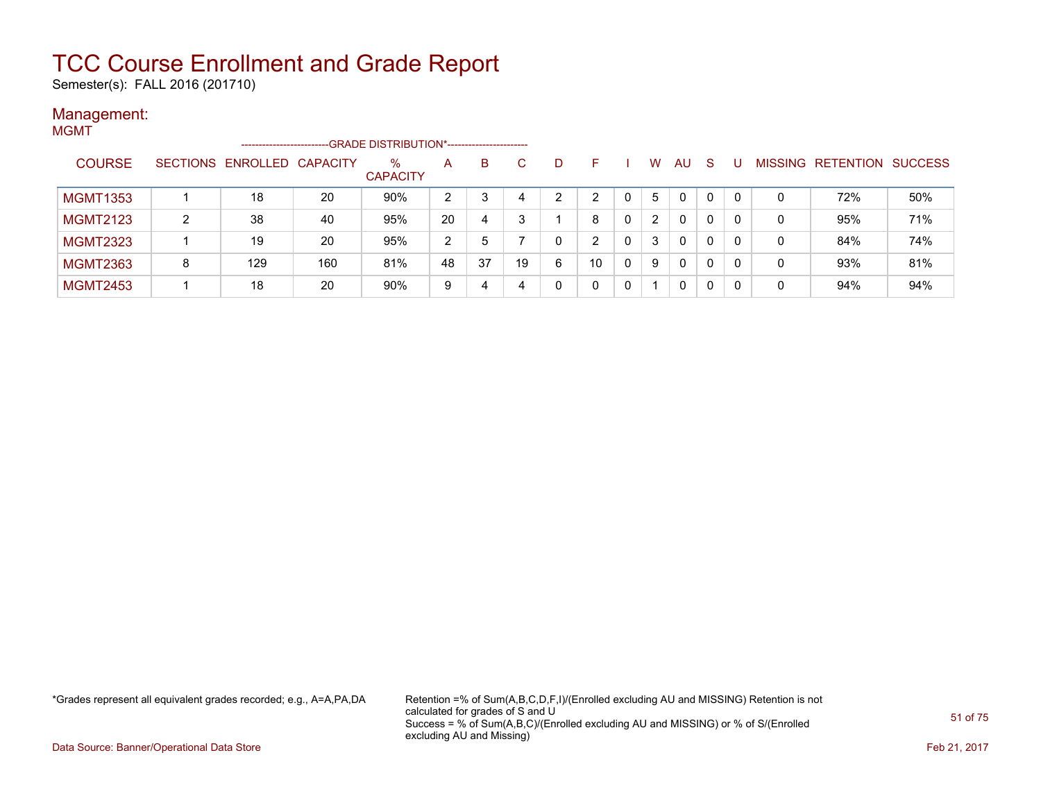# TCC Course Enrollment and Grade Report

Semester(s): FALL 2016 (201710)

## Management:

MGMT

| COURSE | SECTIONS | ENROLLED | CAPACITY | % CAPACITY | A | B | C | D | F | I | W | AU | S | U | MISSING | RETENTION | SUCCESS |
|---|---|---|---|---|---|---|---|---|---|---|---|---|---|---|---|---|---|
| | | | | GRADE DISTRIBUTION* | | | | | | | | | | | | | |
| MGMT1353 | 1 | 18 | 20 | 90% | 2 | 3 | 4 | 2 | 2 | 0 | 5 | 0 | 0 | 0 | 0 | 72% | 50% |
| MGMT2123 | 2 | 38 | 40 | 95% | 20 | 4 | 3 | 1 | 8 | 0 | 2 | 0 | 0 | 0 | 0 | 95% | 71% |
| MGMT2323 | 1 | 19 | 20 | 95% | 2 | 5 | 7 | 0 | 2 | 0 | 3 | 0 | 0 | 0 | 0 | 84% | 74% |
| MGMT2363 | 8 | 129 | 160 | 81% | 48 | 37 | 19 | 6 | 10 | 0 | 9 | 0 | 0 | 0 | 0 | 93% | 81% |
| MGMT2453 | 1 | 18 | 20 | 90% | 9 | 4 | 4 | 0 | 0 | 0 | 1 | 0 | 0 | 0 | 0 | 94% | 94% |

*Grades represent all equivalent grades recorded; e.g., A=A,PA,DA

Retention =% of Sum(A,B,C,D,F,I)/(Enrolled excluding AU and MISSING) Retention is not calculated for grades of S and U
Success = % of Sum(A,B,C)/(Enrolled excluding AU and MISSING) or % of S/(Enrolled excluding AU and Missing)

Data Source: Banner/Operational Data Store

Feb 21, 2017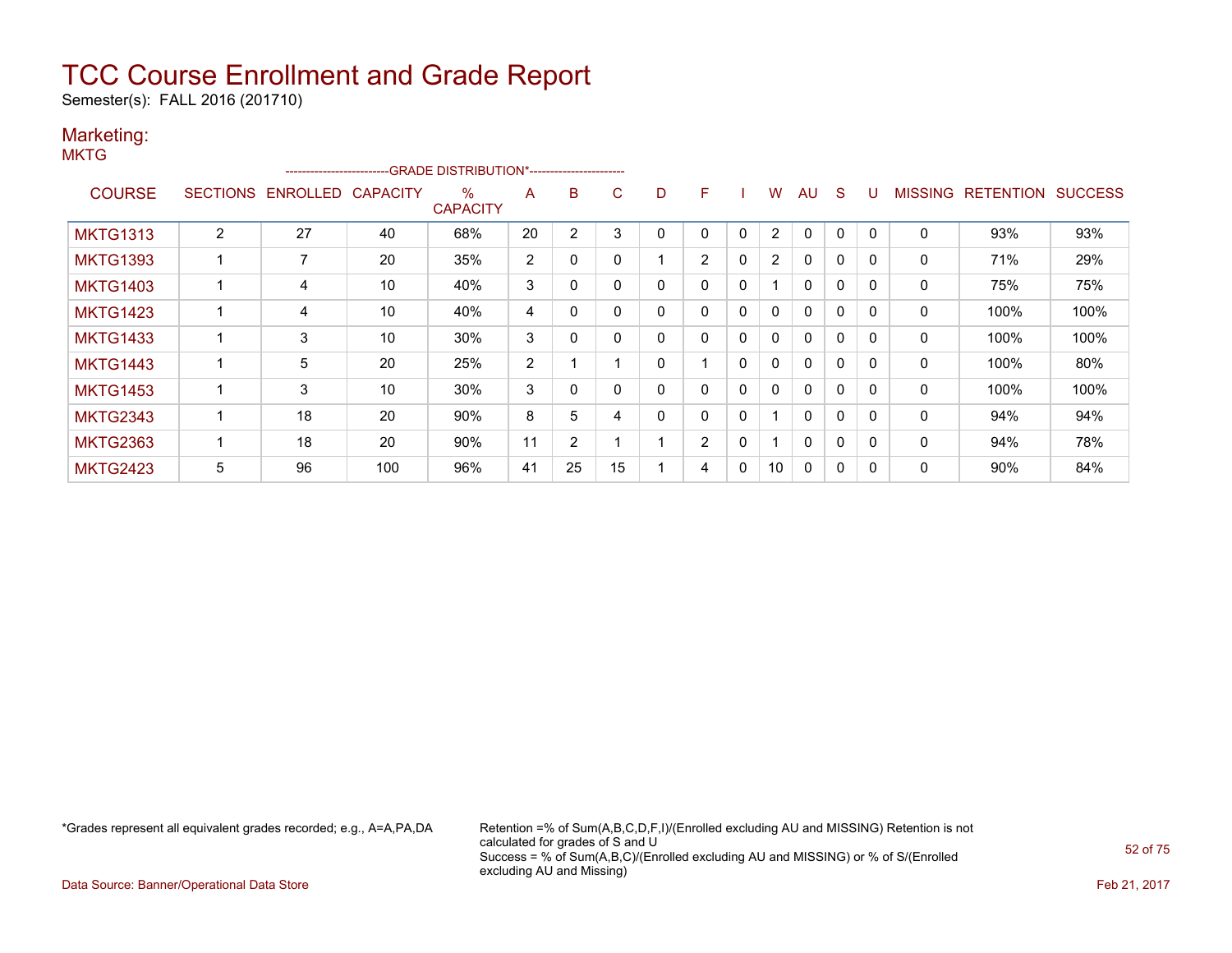# TCC Course Enrollment and Grade Report

Semester(s): FALL 2016 (201710)

## Marketing:

MKTG

| COURSE | SECTIONS | ENROLLED | CAPACITY | % CAPACITY | A | B | C | D | F | I | W | AU | S | U | MISSING | RETENTION | SUCCESS |
|---|---|---|---|---|---|---|---|---|---|---|---|---|---|---|---|---|---|
| | | | | --GRADE DISTRIBUTION*-- | | | | | | | | | | | | | |
| MKTG1313 | 2 | 27 | 40 | 68% | 20 | 2 | 3 | 0 | 0 | 0 | 2 | 0 | 0 | 0 | 0 | 93% | 93% |
| MKTG1393 | 1 | 7 | 20 | 35% | 2 | 0 | 0 | 1 | 2 | 0 | 2 | 0 | 0 | 0 | 0 | 71% | 29% |
| MKTG1403 | 1 | 4 | 10 | 40% | 3 | 0 | 0 | 0 | 0 | 0 | 1 | 0 | 0 | 0 | 0 | 75% | 75% |
| MKTG1423 | 1 | 4 | 10 | 40% | 4 | 0 | 0 | 0 | 0 | 0 | 0 | 0 | 0 | 0 | 0 | 100% | 100% |
| MKTG1433 | 1 | 3 | 10 | 30% | 3 | 0 | 0 | 0 | 0 | 0 | 0 | 0 | 0 | 0 | 0 | 100% | 100% |
| MKTG1443 | 1 | 5 | 20 | 25% | 2 | 1 | 1 | 0 | 1 | 0 | 0 | 0 | 0 | 0 | 0 | 100% | 80% |
| MKTG1453 | 1 | 3 | 10 | 30% | 3 | 0 | 0 | 0 | 0 | 0 | 0 | 0 | 0 | 0 | 0 | 100% | 100% |
| MKTG2343 | 1 | 18 | 20 | 90% | 8 | 5 | 4 | 0 | 0 | 0 | 1 | 0 | 0 | 0 | 0 | 94% | 94% |
| MKTG2363 | 1 | 18 | 20 | 90% | 11 | 2 | 1 | 1 | 2 | 0 | 1 | 0 | 0 | 0 | 0 | 94% | 78% |
| MKTG2423 | 5 | 96 | 100 | 96% | 41 | 25 | 15 | 1 | 4 | 0 | 10 | 0 | 0 | 0 | 0 | 90% | 84% |

*Grades represent all equivalent grades recorded; e.g., A=A,PA,DA

Retention =% of Sum(A,B,C,D,F,I)/(Enrolled excluding AU and MISSING) Retention is not calculated for grades of S and U
Success = % of Sum(A,B,C)/(Enrolled excluding AU and MISSING) or % of S/(Enrolled excluding AU and Missing)

Data Source: Banner/Operational Data Store

Feb 21, 2017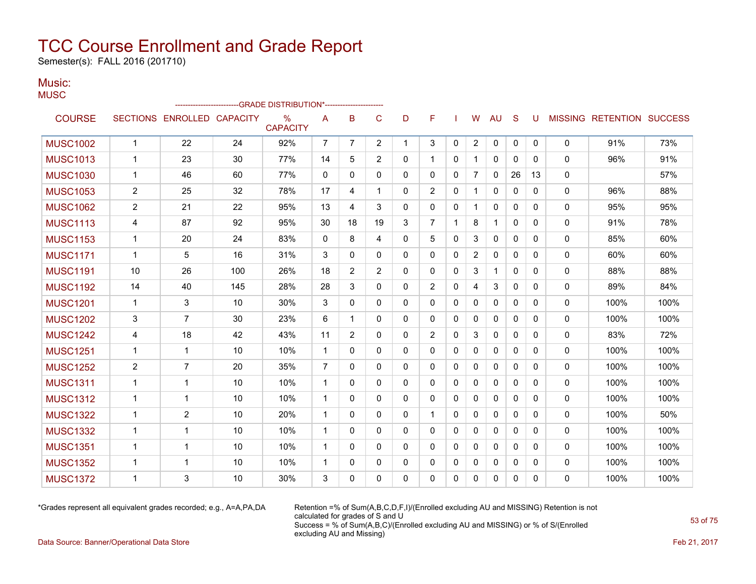# TCC Course Enrollment and Grade Report

Semester(s): FALL 2016 (201710)

## Music:

MUSC

| COURSE | SECTIONS | ENROLLED | CAPACITY | % CAPACITY | A | B | C | D | F | I | W | AU | S | U | MISSING | RETENTION | SUCCESS |
|---|---|---|---|---|---|---|---|---|---|---|---|---|---|---|---|---|---|
| | | | | --GRADE DISTRIBUTION*-- | | | | | | | | | | | | | |
| MUSC1002 | 1 | 22 | 24 | 92% | 7 | 7 | 2 | 1 | 3 | 0 | 2 | 0 | 0 | 0 | 0 | 91% | 73% |
| MUSC1013 | 1 | 23 | 30 | 77% | 14 | 5 | 2 | 0 | 1 | 0 | 1 | 0 | 0 | 0 | 0 | 96% | 91% |
| MUSC1030 | 1 | 46 | 60 | 77% | 0 | 0 | 0 | 0 | 0 | 0 | 7 | 0 | 26 | 13 | 0 | | 57% |
| MUSC1053 | 2 | 25 | 32 | 78% | 17 | 4 | 1 | 0 | 2 | 0 | 1 | 0 | 0 | 0 | 0 | 96% | 88% |
| MUSC1062 | 2 | 21 | 22 | 95% | 13 | 4 | 3 | 0 | 0 | 0 | 1 | 0 | 0 | 0 | 0 | 95% | 95% |
| MUSC1113 | 4 | 87 | 92 | 95% | 30 | 18 | 19 | 3 | 7 | 1 | 8 | 1 | 0 | 0 | 0 | 91% | 78% |
| MUSC1153 | 1 | 20 | 24 | 83% | 0 | 8 | 4 | 0 | 5 | 0 | 3 | 0 | 0 | 0 | 0 | 85% | 60% |
| MUSC1171 | 1 | 5 | 16 | 31% | 3 | 0 | 0 | 0 | 0 | 0 | 2 | 0 | 0 | 0 | 0 | 60% | 60% |
| MUSC1191 | 10 | 26 | 100 | 26% | 18 | 2 | 2 | 0 | 0 | 0 | 3 | 1 | 0 | 0 | 0 | 88% | 88% |
| MUSC1192 | 14 | 40 | 145 | 28% | 28 | 3 | 0 | 0 | 2 | 0 | 4 | 3 | 0 | 0 | 0 | 89% | 84% |
| MUSC1201 | 1 | 3 | 10 | 30% | 3 | 0 | 0 | 0 | 0 | 0 | 0 | 0 | 0 | 0 | 0 | 100% | 100% |
| MUSC1202 | 3 | 7 | 30 | 23% | 6 | 1 | 0 | 0 | 0 | 0 | 0 | 0 | 0 | 0 | 0 | 100% | 100% |
| MUSC1242 | 4 | 18 | 42 | 43% | 11 | 2 | 0 | 0 | 2 | 0 | 3 | 0 | 0 | 0 | 0 | 83% | 72% |
| MUSC1251 | 1 | 1 | 10 | 10% | 1 | 0 | 0 | 0 | 0 | 0 | 0 | 0 | 0 | 0 | 0 | 100% | 100% |
| MUSC1252 | 2 | 7 | 20 | 35% | 7 | 0 | 0 | 0 | 0 | 0 | 0 | 0 | 0 | 0 | 0 | 100% | 100% |
| MUSC1311 | 1 | 1 | 10 | 10% | 1 | 0 | 0 | 0 | 0 | 0 | 0 | 0 | 0 | 0 | 0 | 100% | 100% |
| MUSC1312 | 1 | 1 | 10 | 10% | 1 | 0 | 0 | 0 | 0 | 0 | 0 | 0 | 0 | 0 | 0 | 100% | 100% |
| MUSC1322 | 1 | 2 | 10 | 20% | 1 | 0 | 0 | 0 | 1 | 0 | 0 | 0 | 0 | 0 | 0 | 100% | 50% |
| MUSC1332 | 1 | 1 | 10 | 10% | 1 | 0 | 0 | 0 | 0 | 0 | 0 | 0 | 0 | 0 | 0 | 100% | 100% |
| MUSC1351 | 1 | 1 | 10 | 10% | 1 | 0 | 0 | 0 | 0 | 0 | 0 | 0 | 0 | 0 | 0 | 100% | 100% |
| MUSC1352 | 1 | 1 | 10 | 10% | 1 | 0 | 0 | 0 | 0 | 0 | 0 | 0 | 0 | 0 | 0 | 100% | 100% |
| MUSC1372 | 1 | 3 | 10 | 30% | 3 | 0 | 0 | 0 | 0 | 0 | 0 | 0 | 0 | 0 | 0 | 100% | 100% |

*Grades represent all equivalent grades recorded; e.g., A=A,PA,DA

Retention =% of Sum(A,B,C,D,F,I)/(Enrolled excluding AU and MISSING) Retention is not calculated for grades of S and U

Success = % of Sum(A,B,C)/(Enrolled excluding AU and MISSING) or % of S/(Enrolled excluding AU and Missing)

Data Source: Banner/Operational Data Store

Feb 21, 2017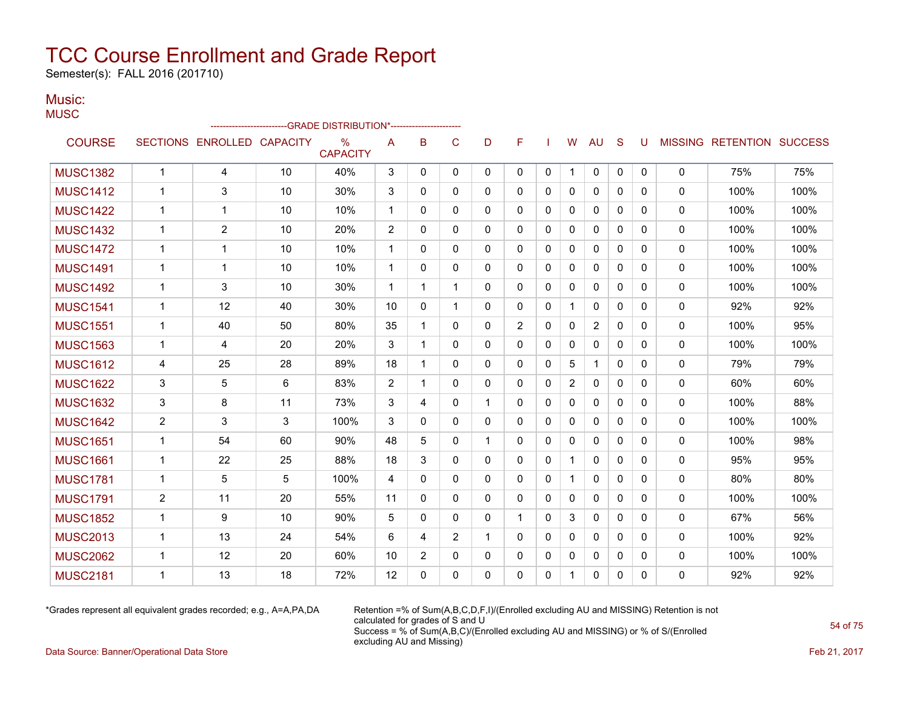# TCC Course Enrollment and Grade Report

Semester(s): FALL 2016 (201710)

## Music:

MUSC

| COURSE | SECTIONS | ENROLLED | CAPACITY | % CAPACITY | A | B | C | D | F | I | W | AU | S | U | MISSING | RETENTION | SUCCESS |
|---|---|---|---|---|---|---|---|---|---|---|---|---|---|---|---|---|---|
| | | | -------------------------GRADE DISTRIBUTION*----------------------- | | | | | | | | | | | | | | |
| MUSC1382 | 1 | 4 | 10 | 40% | 3 | 0 | 0 | 0 | 0 | 0 | 1 | 0 | 0 | 0 | 0 | 75% | 75% |
| MUSC1412 | 1 | 3 | 10 | 30% | 3 | 0 | 0 | 0 | 0 | 0 | 0 | 0 | 0 | 0 | 0 | 100% | 100% |
| MUSC1422 | 1 | 1 | 10 | 10% | 1 | 0 | 0 | 0 | 0 | 0 | 0 | 0 | 0 | 0 | 0 | 100% | 100% |
| MUSC1432 | 1 | 2 | 10 | 20% | 2 | 0 | 0 | 0 | 0 | 0 | 0 | 0 | 0 | 0 | 0 | 100% | 100% |
| MUSC1472 | 1 | 1 | 10 | 10% | 1 | 0 | 0 | 0 | 0 | 0 | 0 | 0 | 0 | 0 | 0 | 100% | 100% |
| MUSC1491 | 1 | 1 | 10 | 10% | 1 | 0 | 0 | 0 | 0 | 0 | 0 | 0 | 0 | 0 | 0 | 100% | 100% |
| MUSC1492 | 1 | 3 | 10 | 30% | 1 | 1 | 1 | 0 | 0 | 0 | 0 | 0 | 0 | 0 | 0 | 100% | 100% |
| MUSC1541 | 1 | 12 | 40 | 30% | 10 | 0 | 1 | 0 | 0 | 0 | 1 | 0 | 0 | 0 | 0 | 92% | 92% |
| MUSC1551 | 1 | 40 | 50 | 80% | 35 | 1 | 0 | 0 | 2 | 0 | 0 | 2 | 0 | 0 | 0 | 100% | 95% |
| MUSC1563 | 1 | 4 | 20 | 20% | 3 | 1 | 0 | 0 | 0 | 0 | 0 | 0 | 0 | 0 | 0 | 100% | 100% |
| MUSC1612 | 4 | 25 | 28 | 89% | 18 | 1 | 0 | 0 | 0 | 0 | 5 | 1 | 0 | 0 | 0 | 79% | 79% |
| MUSC1622 | 3 | 5 | 6 | 83% | 2 | 1 | 0 | 0 | 0 | 0 | 2 | 0 | 0 | 0 | 0 | 60% | 60% |
| MUSC1632 | 3 | 8 | 11 | 73% | 3 | 4 | 0 | 1 | 0 | 0 | 0 | 0 | 0 | 0 | 0 | 100% | 88% |
| MUSC1642 | 2 | 3 | 3 | 100% | 3 | 0 | 0 | 0 | 0 | 0 | 0 | 0 | 0 | 0 | 0 | 100% | 100% |
| MUSC1651 | 1 | 54 | 60 | 90% | 48 | 5 | 0 | 1 | 0 | 0 | 0 | 0 | 0 | 0 | 0 | 100% | 98% |
| MUSC1661 | 1 | 22 | 25 | 88% | 18 | 3 | 0 | 0 | 0 | 0 | 1 | 0 | 0 | 0 | 0 | 95% | 95% |
| MUSC1781 | 1 | 5 | 5 | 100% | 4 | 0 | 0 | 0 | 0 | 0 | 1 | 0 | 0 | 0 | 0 | 80% | 80% |
| MUSC1791 | 2 | 11 | 20 | 55% | 11 | 0 | 0 | 0 | 0 | 0 | 0 | 0 | 0 | 0 | 0 | 100% | 100% |
| MUSC1852 | 1 | 9 | 10 | 90% | 5 | 0 | 0 | 0 | 1 | 0 | 3 | 0 | 0 | 0 | 0 | 67% | 56% |
| MUSC2013 | 1 | 13 | 24 | 54% | 6 | 4 | 2 | 1 | 0 | 0 | 0 | 0 | 0 | 0 | 0 | 100% | 92% |
| MUSC2062 | 1 | 12 | 20 | 60% | 10 | 2 | 0 | 0 | 0 | 0 | 0 | 0 | 0 | 0 | 0 | 100% | 100% |
| MUSC2181 | 1 | 13 | 18 | 72% | 12 | 0 | 0 | 0 | 0 | 0 | 1 | 0 | 0 | 0 | 0 | 92% | 92% |

*Grades represent all equivalent grades recorded; e.g., A=A,PA,DA

Retention =% of Sum(A,B,C,D,F,I)/(Enrolled excluding AU and MISSING) Retention is not calculated for grades of S and U
Success = % of Sum(A,B,C)/(Enrolled excluding AU and MISSING) or % of S/(Enrolled excluding AU and Missing)

Data Source: Banner/Operational Data Store

Feb 21, 2017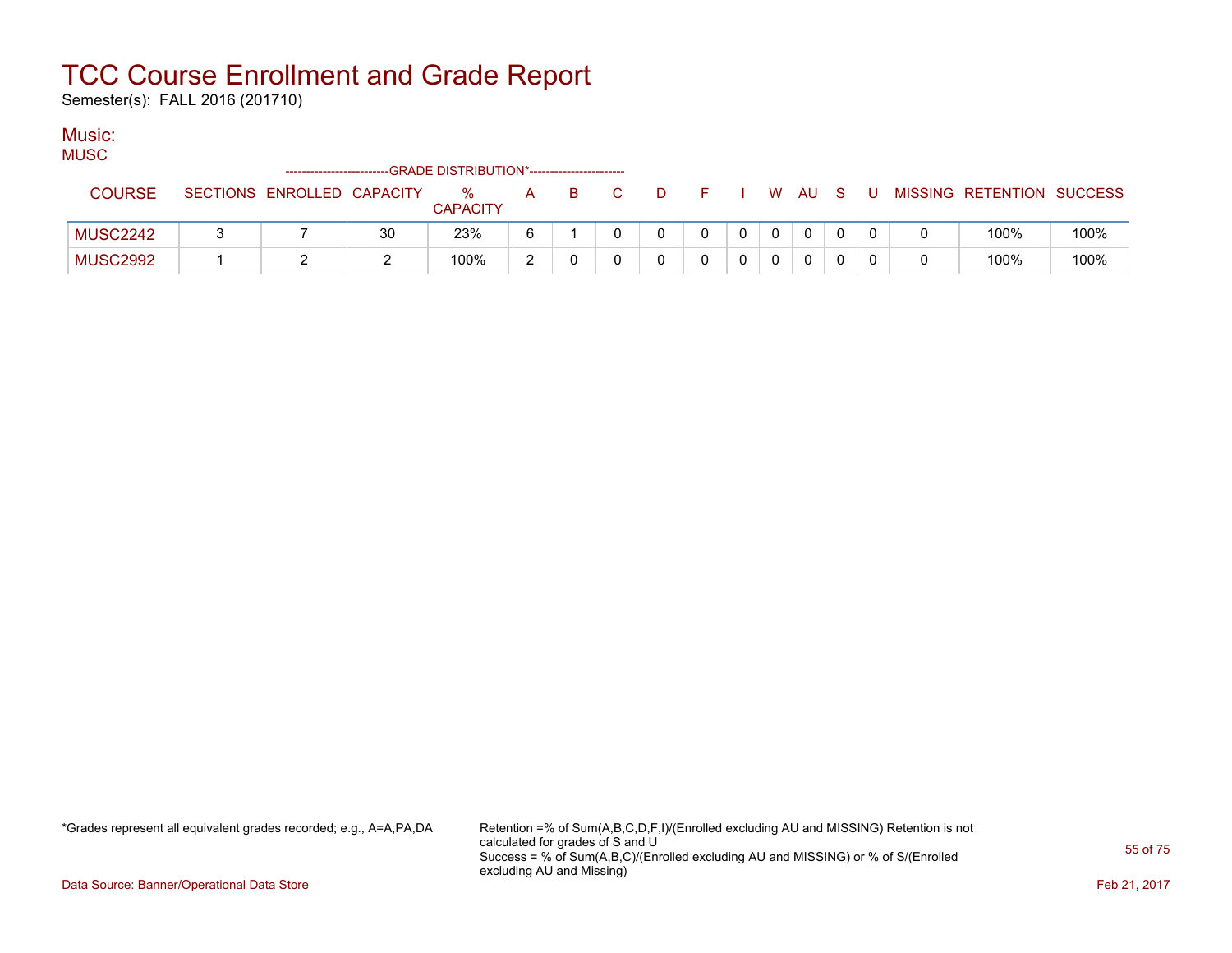# TCC Course Enrollment and Grade Report

Semester(s): FALL 2016 (201710)

## Music:

### MUSC

| COURSE | SECTIONS | ENROLLED | CAPACITY | % CAPACITY | A | B | C | D | F | I | W | AU | S | U | MISSING | RETENTION | SUCCESS |
|---|---|---|---|---|---|---|---|---|---|---|---|---|---|---|---|---|---|
| | | | | GRADE DISTRIBUTION* | | | | | | | | | | | | | |
| MUSC2242 | 3 | 7 | 30 | 23% | 6 | 1 | 0 | 0 | 0 | 0 | 0 | 0 | 0 | 0 | 0 | 100% | 100% |
| MUSC2992 | 1 | 2 | 2 | 100% | 2 | 0 | 0 | 0 | 0 | 0 | 0 | 0 | 0 | 0 | 0 | 100% | 100% |

*Grades represent all equivalent grades recorded; e.g., A=A,PA,DA

Retention =% of Sum(A,B,C,D,F,I)/(Enrolled excluding AU and MISSING) Retention is not calculated for grades of S and U
Success = % of Sum(A,B,C)/(Enrolled excluding AU and MISSING) or % of S/(Enrolled excluding AU and Missing)

Data Source: Banner/Operational Data Store

Feb 21, 2017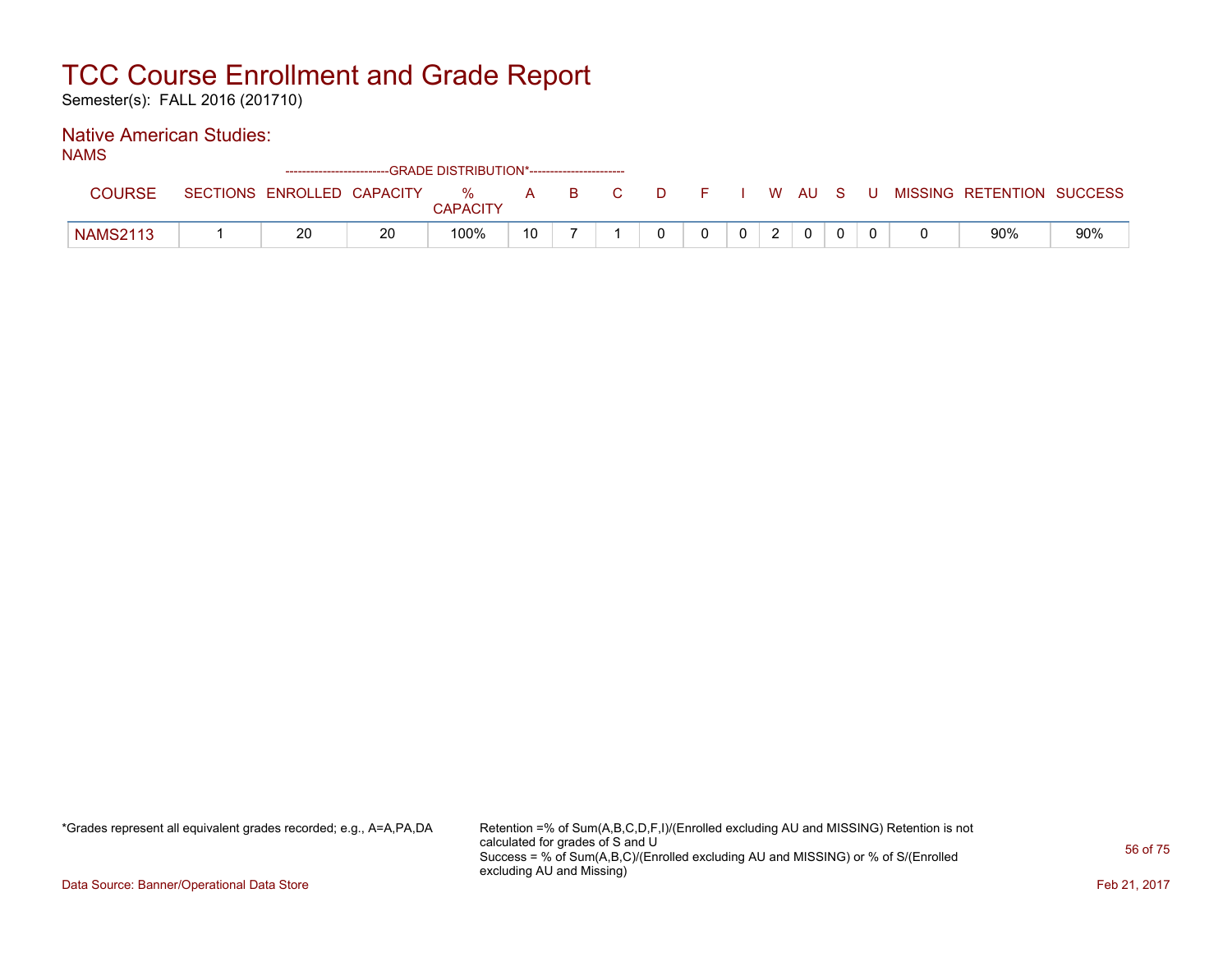# TCC Course Enrollment and Grade Report

Semester(s): FALL 2016 (201710)

## Native American Studies:

NAMS

| COURSE | SECTIONS | ENROLLED | CAPACITY | % CAPACITY | A | B | C | D | F | I | W | AU | S | U | MISSING | RETENTION | SUCCESS |
|---|---|---|---|---|---|---|---|---|---|---|---|---|---|---|---|---|---|
| | | | | -------------------------GRADE DISTRIBUTION*----------------------- | | | | | | | | | | | | | |
| NAMS2113 | 1 | 20 | 20 | 100% | 10 | 7 | 1 | 0 | 0 | 0 | 2 | 0 | 0 | 0 | 0 | 90% | 90% |

*Grades represent all equivalent grades recorded; e.g., A=A,PA,DA

Retention =% of Sum(A,B,C,D,F,I)/(Enrolled excluding AU and MISSING) Retention is not calculated for grades of S and U

Success = % of Sum(A,B,C)/(Enrolled excluding AU and MISSING) or % of S/(Enrolled excluding AU and Missing)

Data Source: Banner/Operational Data Store

Feb 21, 2017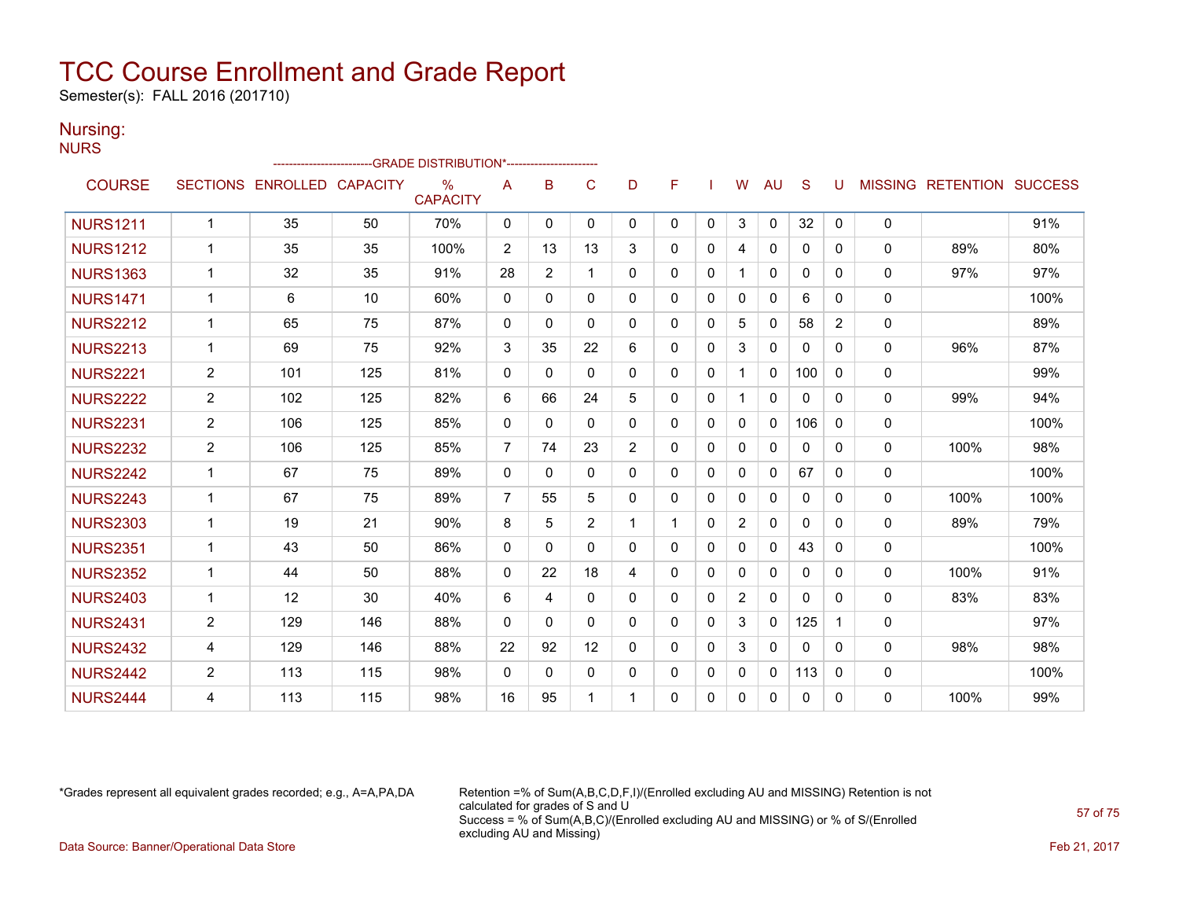# TCC Course Enrollment and Grade Report

Semester(s): FALL 2016 (201710)

## Nursing:

NURS

| COURSE | SECTIONS | ENROLLED | CAPACITY | % CAPACITY | A | B | C | D | F | I | W | AU | S | U | MISSING | RETENTION | SUCCESS |
|---|---|---|---|---|---|---|---|---|---|---|---|---|---|---|---|---|---|
| | | | | --------GRADE DISTRIBUTION*-------- | | | | | | | | | | | | | |
| NURS1211 | 1 | 35 | 50 | 70% | 0 | 0 | 0 | 0 | 0 | 0 | 3 | 0 | 32 | 0 | 0 | | 91% |
| NURS1212 | 1 | 35 | 35 | 100% | 2 | 13 | 13 | 3 | 0 | 0 | 4 | 0 | 0 | 0 | 0 | 89% | 80% |
| NURS1363 | 1 | 32 | 35 | 91% | 28 | 2 | 1 | 0 | 0 | 0 | 1 | 0 | 0 | 0 | 0 | 97% | 97% |
| NURS1471 | 1 | 6 | 10 | 60% | 0 | 0 | 0 | 0 | 0 | 0 | 0 | 0 | 6 | 0 | 0 | | 100% |
| NURS2212 | 1 | 65 | 75 | 87% | 0 | 0 | 0 | 0 | 0 | 0 | 5 | 0 | 58 | 2 | 0 | | 89% |
| NURS2213 | 1 | 69 | 75 | 92% | 3 | 35 | 22 | 6 | 0 | 0 | 3 | 0 | 0 | 0 | 0 | 96% | 87% |
| NURS2221 | 2 | 101 | 125 | 81% | 0 | 0 | 0 | 0 | 0 | 0 | 1 | 0 | 100 | 0 | 0 | | 99% |
| NURS2222 | 2 | 102 | 125 | 82% | 6 | 66 | 24 | 5 | 0 | 0 | 1 | 0 | 0 | 0 | 0 | 99% | 94% |
| NURS2231 | 2 | 106 | 125 | 85% | 0 | 0 | 0 | 0 | 0 | 0 | 0 | 0 | 106 | 0 | 0 | | 100% |
| NURS2232 | 2 | 106 | 125 | 85% | 7 | 74 | 23 | 2 | 0 | 0 | 0 | 0 | 0 | 0 | 0 | 100% | 98% |
| NURS2242 | 1 | 67 | 75 | 89% | 0 | 0 | 0 | 0 | 0 | 0 | 0 | 0 | 67 | 0 | 0 | | 100% |
| NURS2243 | 1 | 67 | 75 | 89% | 7 | 55 | 5 | 0 | 0 | 0 | 0 | 0 | 0 | 0 | 0 | 100% | 100% |
| NURS2303 | 1 | 19 | 21 | 90% | 8 | 5 | 2 | 1 | 1 | 0 | 2 | 0 | 0 | 0 | 0 | 89% | 79% |
| NURS2351 | 1 | 43 | 50 | 86% | 0 | 0 | 0 | 0 | 0 | 0 | 0 | 0 | 43 | 0 | 0 | | 100% |
| NURS2352 | 1 | 44 | 50 | 88% | 0 | 22 | 18 | 4 | 0 | 0 | 0 | 0 | 0 | 0 | 0 | 100% | 91% |
| NURS2403 | 1 | 12 | 30 | 40% | 6 | 4 | 0 | 0 | 0 | 0 | 2 | 0 | 0 | 0 | 0 | 83% | 83% |
| NURS2431 | 2 | 129 | 146 | 88% | 0 | 0 | 0 | 0 | 0 | 0 | 3 | 0 | 125 | 1 | 0 | | 97% |
| NURS2432 | 4 | 129 | 146 | 88% | 22 | 92 | 12 | 0 | 0 | 0 | 3 | 0 | 0 | 0 | 0 | 98% | 98% |
| NURS2442 | 2 | 113 | 115 | 98% | 0 | 0 | 0 | 0 | 0 | 0 | 0 | 0 | 113 | 0 | 0 | | 100% |
| NURS2444 | 4 | 113 | 115 | 98% | 16 | 95 | 1 | 1 | 0 | 0 | 0 | 0 | 0 | 0 | 0 | 100% | 99% |

*Grades represent all equivalent grades recorded; e.g., A=A,PA,DA

Retention =% of Sum(A,B,C,D,F,I)/(Enrolled excluding AU and MISSING) Retention is not calculated for grades of S and U
Success = % of Sum(A,B,C)/(Enrolled excluding AU and MISSING) or % of S/(Enrolled excluding AU and Missing)

Data Source: Banner/Operational Data Store

Feb 21, 2017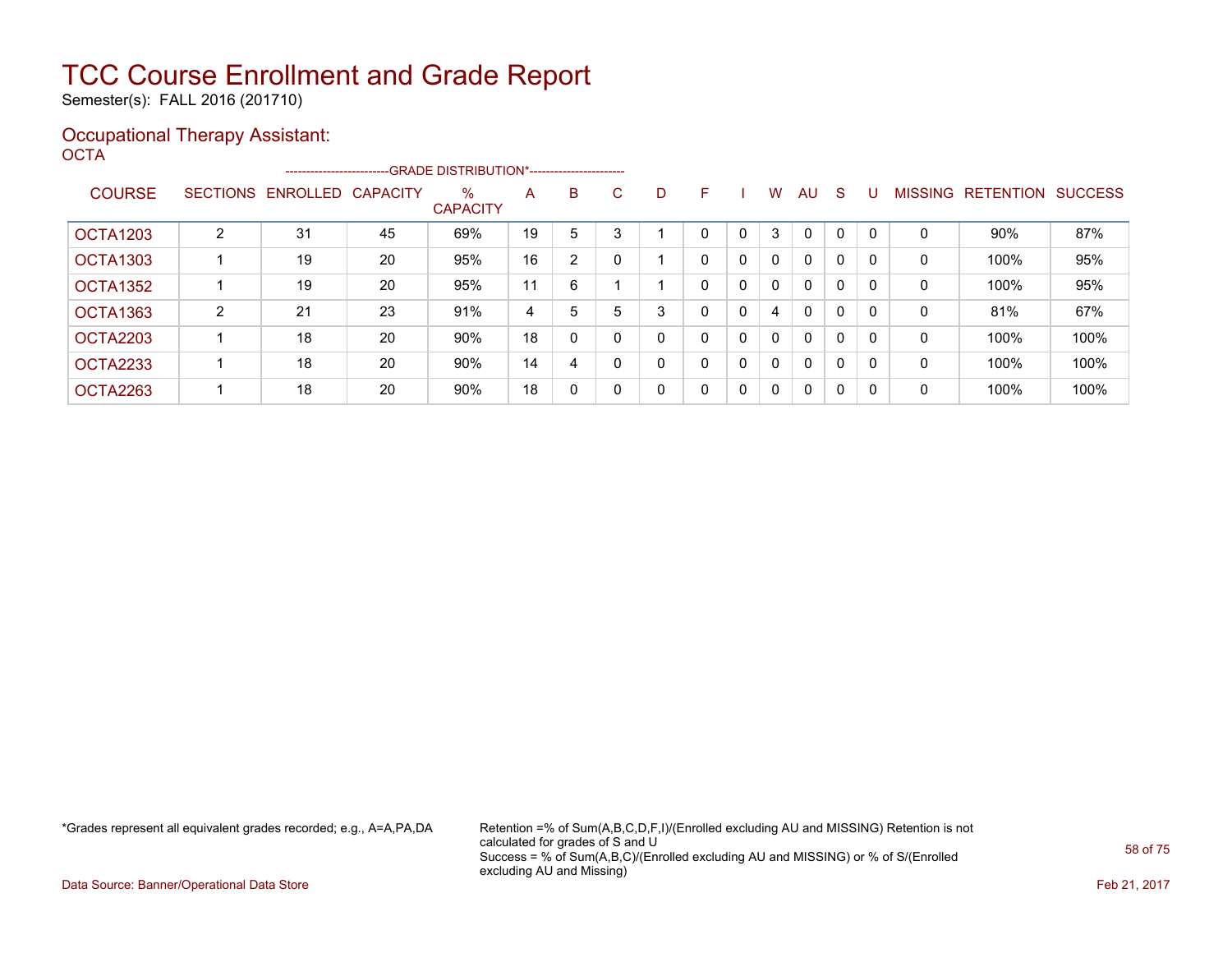# TCC Course Enrollment and Grade Report

Semester(s): FALL 2016 (201710)

## Occupational Therapy Assistant:

OCTA

| COURSE | SECTIONS | ENROLLED | CAPACITY | % CAPACITY | A | B | C | D | F | I | W | AU | S | U | MISSING | RETENTION | SUCCESS |
|---|---|---|---|---|---|---|---|---|---|---|---|---|---|---|---|---|---|
| | | | | -------------------------GRADE DISTRIBUTION*----------------------- | | | | | | | | | | | | | |
| OCTA1203 | 2 | 31 | 45 | 69% | 19 | 5 | 3 | 1 | 0 | 0 | 3 | 0 | 0 | 0 | 0 | 90% | 87% |
| OCTA1303 | 1 | 19 | 20 | 95% | 16 | 2 | 0 | 1 | 0 | 0 | 0 | 0 | 0 | 0 | 0 | 100% | 95% |
| OCTA1352 | 1 | 19 | 20 | 95% | 11 | 6 | 1 | 1 | 0 | 0 | 0 | 0 | 0 | 0 | 0 | 100% | 95% |
| OCTA1363 | 2 | 21 | 23 | 91% | 4 | 5 | 5 | 3 | 0 | 0 | 4 | 0 | 0 | 0 | 0 | 81% | 67% |
| OCTA2203 | 1 | 18 | 20 | 90% | 18 | 0 | 0 | 0 | 0 | 0 | 0 | 0 | 0 | 0 | 0 | 100% | 100% |
| OCTA2233 | 1 | 18 | 20 | 90% | 14 | 4 | 0 | 0 | 0 | 0 | 0 | 0 | 0 | 0 | 0 | 100% | 100% |
| OCTA2263 | 1 | 18 | 20 | 90% | 18 | 0 | 0 | 0 | 0 | 0 | 0 | 0 | 0 | 0 | 0 | 100% | 100% |

*Grades represent all equivalent grades recorded; e.g., A=A,PA,DA

Retention =% of Sum(A,B,C,D,F,I)/(Enrolled excluding AU and MISSING) Retention is not calculated for grades of S and U
Success = % of Sum(A,B,C)/(Enrolled excluding AU and MISSING) or % of S/(Enrolled excluding AU and Missing)

Data Source: Banner/Operational Data Store

Feb 21, 2017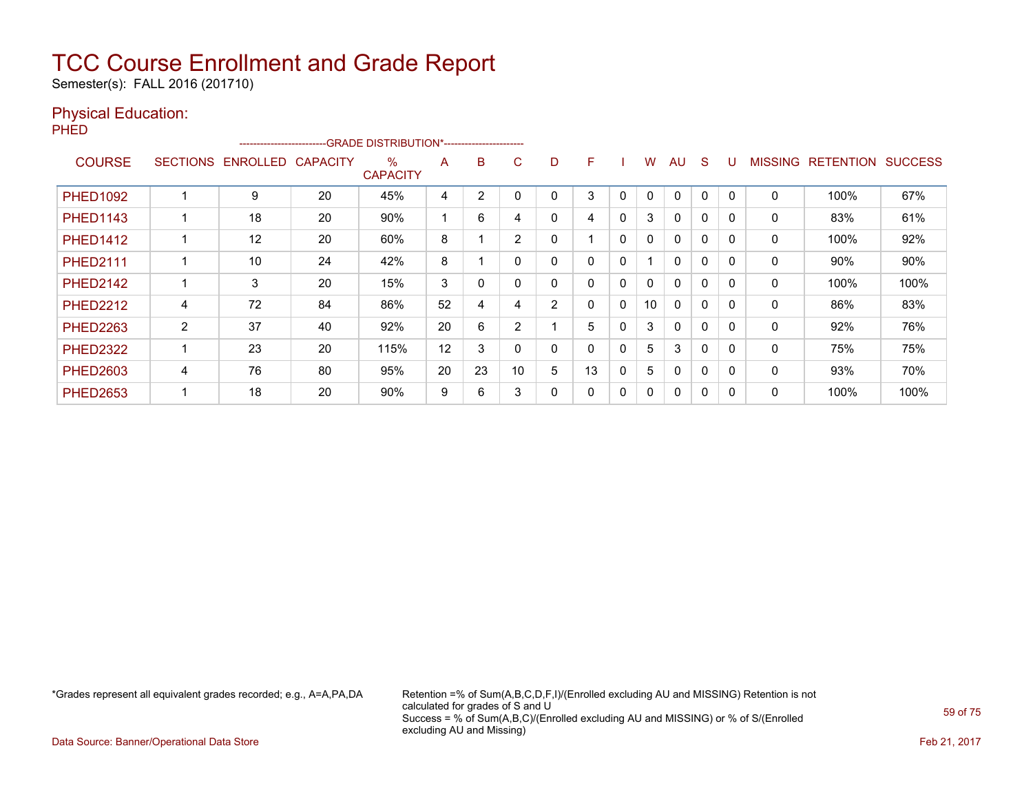# TCC Course Enrollment and Grade Report

Semester(s): FALL 2016 (201710)

## Physical Education:

### PHED

| COURSE | SECTIONS | ENROLLED | CAPACITY | % CAPACITY | A | B | C | D | F | I | W | AU | S | U | MISSING | RETENTION | SUCCESS |
|---|---|---|---|---|---|---|---|---|---|---|---|---|---|---|---|---|---|
| | | | | --GRADE DISTRIBUTION*-- | | | | | | | | | | | | | |
| PHED1092 | 1 | 9 | 20 | 45% | 4 | 2 | 0 | 0 | 3 | 0 | 0 | 0 | 0 | 0 | 0 | 100% | 67% |
| PHED1143 | 1 | 18 | 20 | 90% | 1 | 6 | 4 | 0 | 4 | 0 | 3 | 0 | 0 | 0 | 0 | 83% | 61% |
| PHED1412 | 1 | 12 | 20 | 60% | 8 | 1 | 2 | 0 | 1 | 0 | 0 | 0 | 0 | 0 | 0 | 100% | 92% |
| PHED2111 | 1 | 10 | 24 | 42% | 8 | 1 | 0 | 0 | 0 | 0 | 1 | 0 | 0 | 0 | 0 | 90% | 90% |
| PHED2142 | 1 | 3 | 20 | 15% | 3 | 0 | 0 | 0 | 0 | 0 | 0 | 0 | 0 | 0 | 0 | 100% | 100% |
| PHED2212 | 4 | 72 | 84 | 86% | 52 | 4 | 4 | 2 | 0 | 0 | 10 | 0 | 0 | 0 | 0 | 86% | 83% |
| PHED2263 | 2 | 37 | 40 | 92% | 20 | 6 | 2 | 1 | 5 | 0 | 3 | 0 | 0 | 0 | 0 | 92% | 76% |
| PHED2322 | 1 | 23 | 20 | 115% | 12 | 3 | 0 | 0 | 0 | 0 | 5 | 3 | 0 | 0 | 0 | 75% | 75% |
| PHED2603 | 4 | 76 | 80 | 95% | 20 | 23 | 10 | 5 | 13 | 0 | 5 | 0 | 0 | 0 | 0 | 93% | 70% |
| PHED2653 | 1 | 18 | 20 | 90% | 9 | 6 | 3 | 0 | 0 | 0 | 0 | 0 | 0 | 0 | 0 | 100% | 100% |

*Grades represent all equivalent grades recorded; e.g., A=A,PA,DA

Retention =% of Sum(A,B,C,D,F,I)/(Enrolled excluding AU and MISSING) Retention is not calculated for grades of S and U
Success = % of Sum(A,B,C)/(Enrolled excluding AU and MISSING) or % of S/(Enrolled excluding AU and Missing)

Data Source: Banner/Operational Data Store

Feb 21, 2017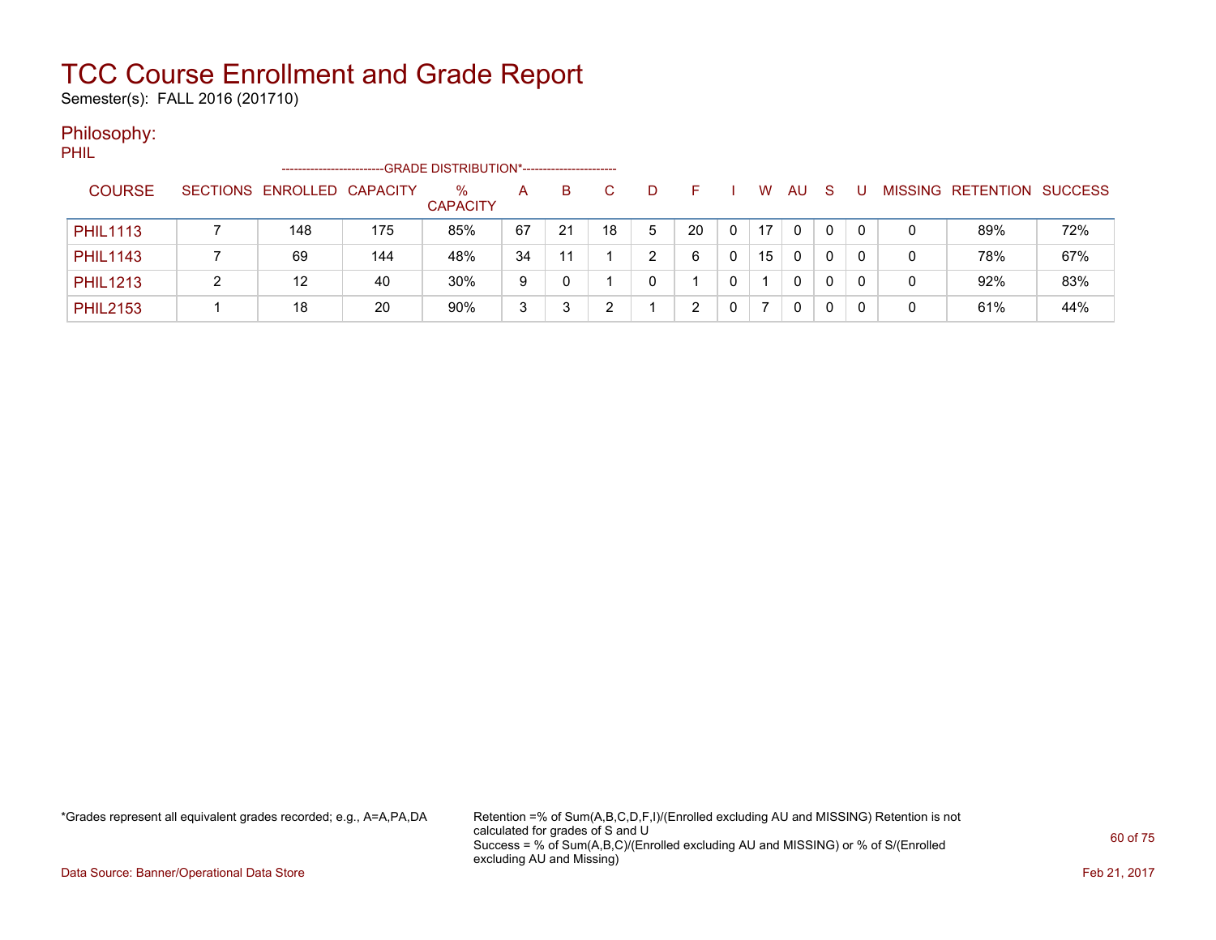# TCC Course Enrollment and Grade Report

Semester(s): FALL 2016 (201710)

## Philosophy:

### PHIL

| COURSE | SECTIONS | ENROLLED | CAPACITY | % CAPACITY | A | B | C | D | F | I | W | AU | S | U | MISSING | RETENTION | SUCCESS |
|---|---|---|---|---|---|---|---|---|---|---|---|---|---|---|---|---|---|
| | | | | | ------GRADE DISTRIBUTION*------ | | | | | | | | | | | | |
| PHIL1113 | 7 | 148 | 175 | 85% | 67 | 21 | 18 | 5 | 20 | 0 | 17 | 0 | 0 | 0 | 0 | 89% | 72% |
| PHIL1143 | 7 | 69 | 144 | 48% | 34 | 11 | 1 | 2 | 6 | 0 | 15 | 0 | 0 | 0 | 0 | 78% | 67% |
| PHIL1213 | 2 | 12 | 40 | 30% | 9 | 0 | 1 | 0 | 1 | 0 | 1 | 0 | 0 | 0 | 0 | 92% | 83% |
| PHIL2153 | 1 | 18 | 20 | 90% | 3 | 3 | 2 | 1 | 2 | 0 | 7 | 0 | 0 | 0 | 0 | 61% | 44% |

*Grades represent all equivalent grades recorded; e.g., A=A,PA,DA

Retention =% of Sum(A,B,C,D,F,I)/(Enrolled excluding AU and MISSING) Retention is not calculated for grades of S and U
Success = % of Sum(A,B,C)/(Enrolled excluding AU and MISSING) or % of S/(Enrolled excluding AU and Missing)

Data Source: Banner/Operational Data Store

Feb 21, 2017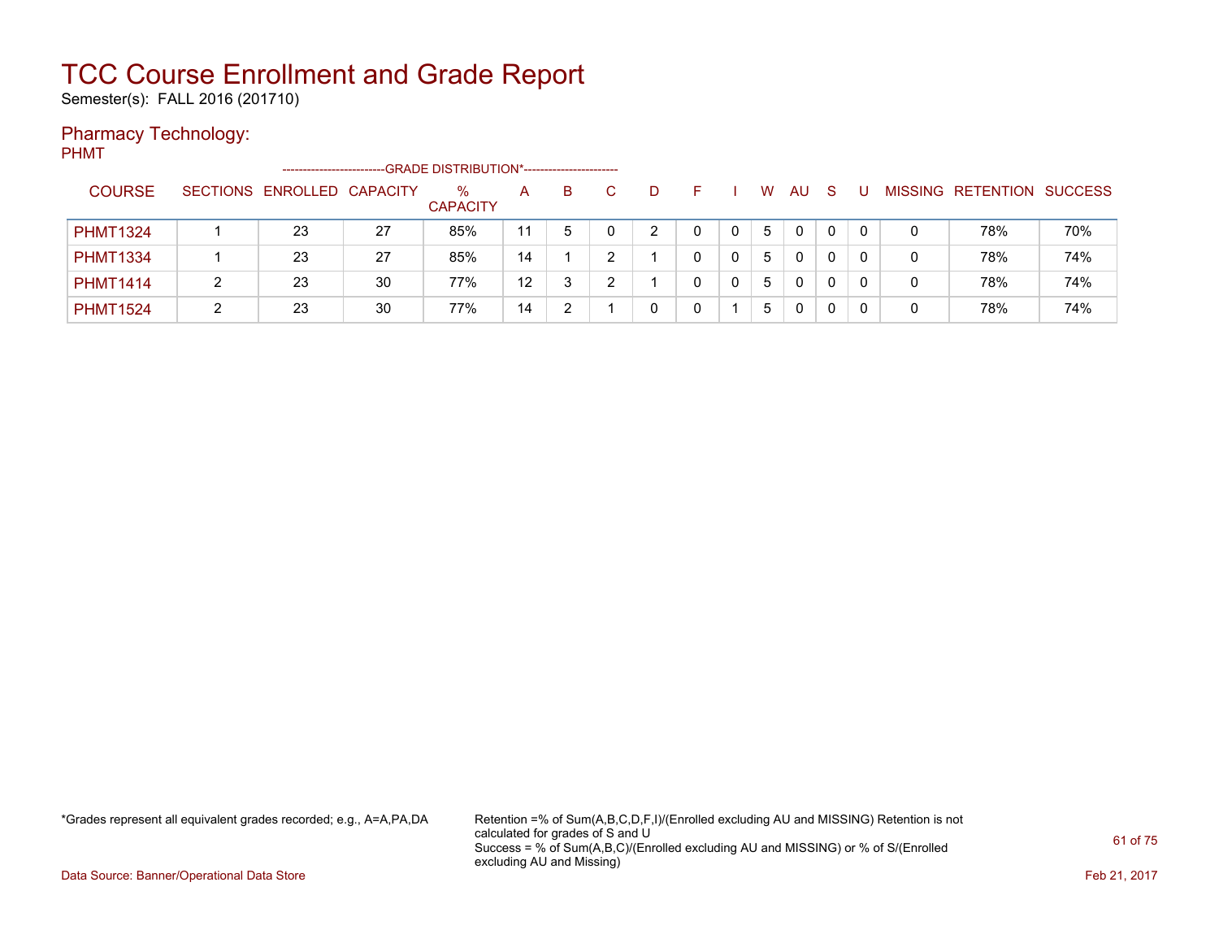# TCC Course Enrollment and Grade Report

Semester(s): FALL 2016 (201710)

## Pharmacy Technology:

PHMT

| COURSE | SECTIONS | ENROLLED | CAPACITY | % CAPACITY | A | B | C | D | F | I | W | AU | S | U | MISSING | RETENTION | SUCCESS |
|---|---|---|---|---|---|---|---|---|---|---|---|---|---|---|---|---|---|
| | | | | --GRADE DISTRIBUTION*-- | | | | | | | | | | | | | |
| PHMT1324 | 1 | 23 | 27 | 85% | 11 | 5 | 0 | 2 | 0 | 0 | 5 | 0 | 0 | 0 | 0 | 78% | 70% |
| PHMT1334 | 1 | 23 | 27 | 85% | 14 | 1 | 2 | 1 | 0 | 0 | 5 | 0 | 0 | 0 | 0 | 78% | 74% |
| PHMT1414 | 2 | 23 | 30 | 77% | 12 | 3 | 2 | 1 | 0 | 0 | 5 | 0 | 0 | 0 | 0 | 78% | 74% |
| PHMT1524 | 2 | 23 | 30 | 77% | 14 | 2 | 1 | 0 | 0 | 1 | 5 | 0 | 0 | 0 | 0 | 78% | 74% |

*Grades represent all equivalent grades recorded; e.g., A=A,PA,DA

Retention =% of Sum(A,B,C,D,F,I)/(Enrolled excluding AU and MISSING) Retention is not calculated for grades of S and U

Success = % of Sum(A,B,C)/(Enrolled excluding AU and MISSING) or % of S/(Enrolled excluding AU and Missing)

Data Source: Banner/Operational Data Store

Feb 21, 2017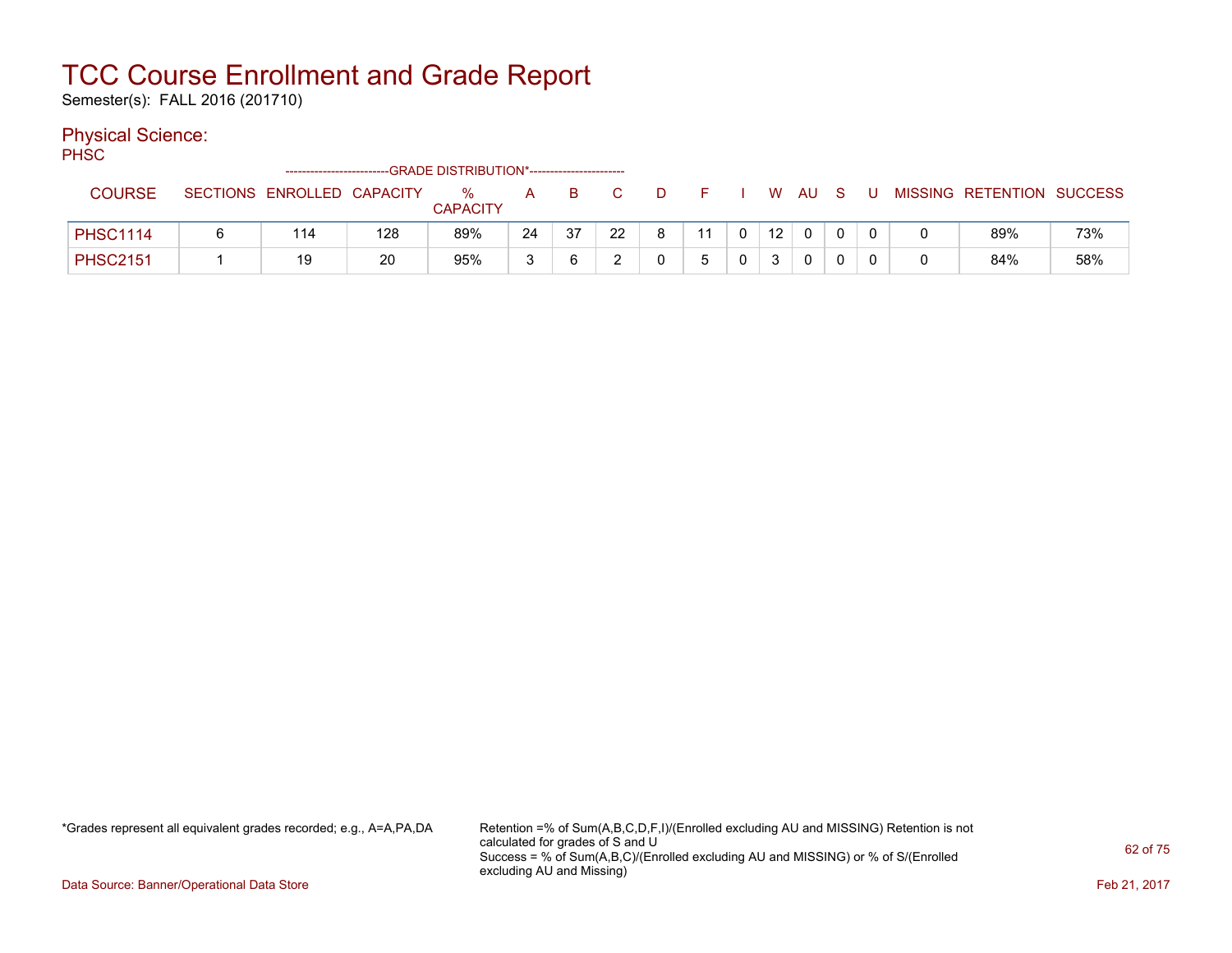# TCC Course Enrollment and Grade Report

Semester(s): FALL 2016 (201710)

## Physical Science:

PHSC

| COURSE | SECTIONS | ENROLLED | CAPACITY | % CAPACITY | A | B | C | D | F | I | W | AU | S | U | MISSING | RETENTION | SUCCESS |
|---|---|---|---|---|---|---|---|---|---|---|---|---|---|---|---|---|---|
| | | | | GRADE DISTRIBUTION* | | | | | | | | | | | | | |
| PHSC1114 | 6 | 114 | 128 | 89% | 24 | 37 | 22 | 8 | 11 | 0 | 12 | 0 | 0 | 0 | 0 | 89% | 73% |
| PHSC2151 | 1 | 19 | 20 | 95% | 3 | 6 | 2 | 0 | 5 | 0 | 3 | 0 | 0 | 0 | 0 | 84% | 58% |

*Grades represent all equivalent grades recorded; e.g., A=A,PA,DA

Retention =% of Sum(A,B,C,D,F,I)/(Enrolled excluding AU and MISSING) Retention is not calculated for grades of S and U
Success = % of Sum(A,B,C)/(Enrolled excluding AU and MISSING) or % of S/(Enrolled excluding AU and Missing)

Data Source: Banner/Operational Data Store

Feb 21, 2017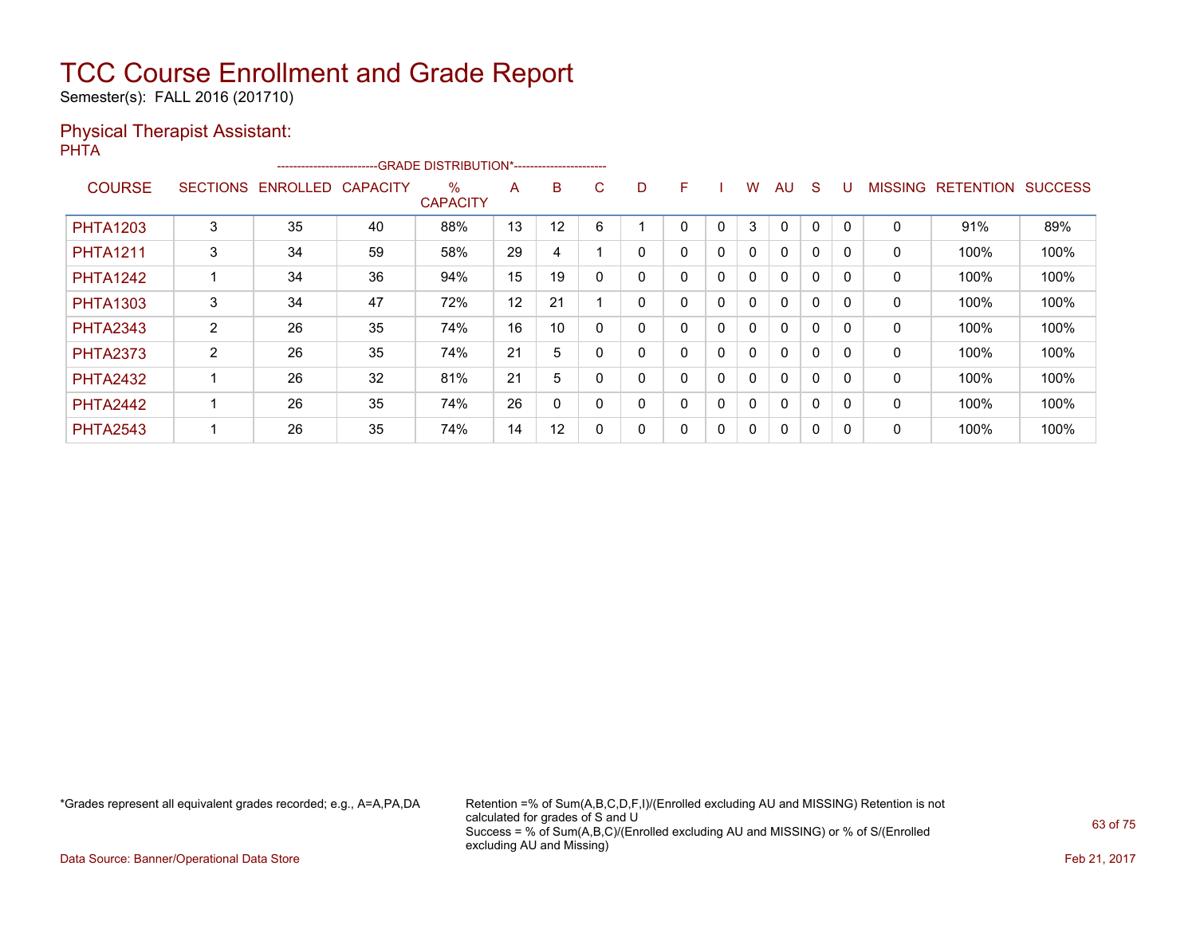# TCC Course Enrollment and Grade Report

Semester(s): FALL 2016 (201710)

## Physical Therapist Assistant:

PHTA

| COURSE | SECTIONS | ENROLLED | CAPACITY | % CAPACITY | A | B | C | D | F | I | W | AU | S | U | MISSING | RETENTION | SUCCESS |
|---|---|---|---|---|---|---|---|---|---|---|---|---|---|---|---|---|---|
| | | | | -------------------------GRADE DISTRIBUTION*----------------------- | | | | | | | | | | | | | |
| PHTA1203 | 3 | 35 | 40 | 88% | 13 | 12 | 6 | 1 | 0 | 0 | 3 | 0 | 0 | 0 | 0 | 91% | 89% |
| PHTA1211 | 3 | 34 | 59 | 58% | 29 | 4 | 1 | 0 | 0 | 0 | 0 | 0 | 0 | 0 | 0 | 100% | 100% |
| PHTA1242 | 1 | 34 | 36 | 94% | 15 | 19 | 0 | 0 | 0 | 0 | 0 | 0 | 0 | 0 | 0 | 100% | 100% |
| PHTA1303 | 3 | 34 | 47 | 72% | 12 | 21 | 1 | 0 | 0 | 0 | 0 | 0 | 0 | 0 | 0 | 100% | 100% |
| PHTA2343 | 2 | 26 | 35 | 74% | 16 | 10 | 0 | 0 | 0 | 0 | 0 | 0 | 0 | 0 | 0 | 100% | 100% |
| PHTA2373 | 2 | 26 | 35 | 74% | 21 | 5 | 0 | 0 | 0 | 0 | 0 | 0 | 0 | 0 | 0 | 100% | 100% |
| PHTA2432 | 1 | 26 | 32 | 81% | 21 | 5 | 0 | 0 | 0 | 0 | 0 | 0 | 0 | 0 | 0 | 100% | 100% |
| PHTA2442 | 1 | 26 | 35 | 74% | 26 | 0 | 0 | 0 | 0 | 0 | 0 | 0 | 0 | 0 | 0 | 100% | 100% |
| PHTA2543 | 1 | 26 | 35 | 74% | 14 | 12 | 0 | 0 | 0 | 0 | 0 | 0 | 0 | 0 | 0 | 100% | 100% |

*Grades represent all equivalent grades recorded; e.g., A=A,PA,DA

Retention =% of Sum(A,B,C,D,F,I)/(Enrolled excluding AU and MISSING) Retention is not calculated for grades of S and U
Success = % of Sum(A,B,C)/(Enrolled excluding AU and MISSING) or % of S/(Enrolled excluding AU and Missing)

Data Source: Banner/Operational Data Store

Feb 21, 2017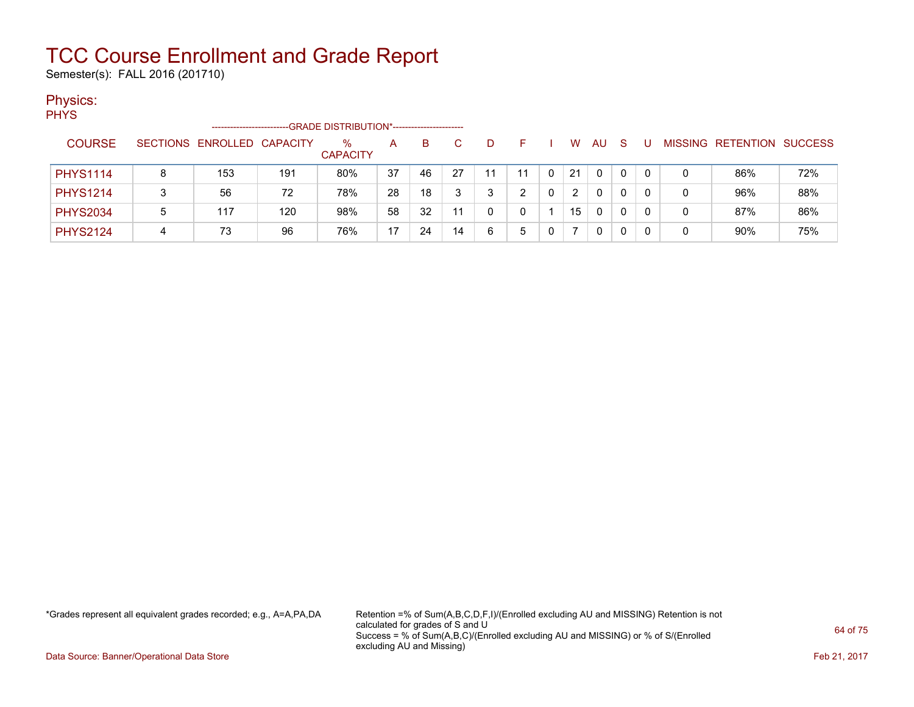# TCC Course Enrollment and Grade Report

Semester(s): FALL 2016 (201710)

## Physics:

PHYS

| COURSE | SECTIONS | ENROLLED | CAPACITY | % CAPACITY | A | B | C | D | F | I | W | AU | S | U | MISSING | RETENTION | SUCCESS |
|---|---|---|---|---|---|---|---|---|---|---|---|---|---|---|---|---|---|
| | | | | GRADE DISTRIBUTION* | | | | | | | | | | | | | |
| PHYS1114 | 8 | 153 | 191 | 80% | 37 | 46 | 27 | 11 | 11 | 0 | 21 | 0 | 0 | 0 | 0 | 86% | 72% |
| PHYS1214 | 3 | 56 | 72 | 78% | 28 | 18 | 3 | 3 | 2 | 0 | 2 | 0 | 0 | 0 | 0 | 96% | 88% |
| PHYS2034 | 5 | 117 | 120 | 98% | 58 | 32 | 11 | 0 | 0 | 1 | 15 | 0 | 0 | 0 | 0 | 87% | 86% |
| PHYS2124 | 4 | 73 | 96 | 76% | 17 | 24 | 14 | 6 | 5 | 0 | 7 | 0 | 0 | 0 | 0 | 90% | 75% |

*Grades represent all equivalent grades recorded; e.g., A=A,PA,DA

Retention =% of Sum(A,B,C,D,F,I)/(Enrolled excluding AU and MISSING) Retention is not calculated for grades of S and U
Success = % of Sum(A,B,C)/(Enrolled excluding AU and MISSING) or % of S/(Enrolled excluding AU and Missing)

Data Source: Banner/Operational Data Store

Feb 21, 2017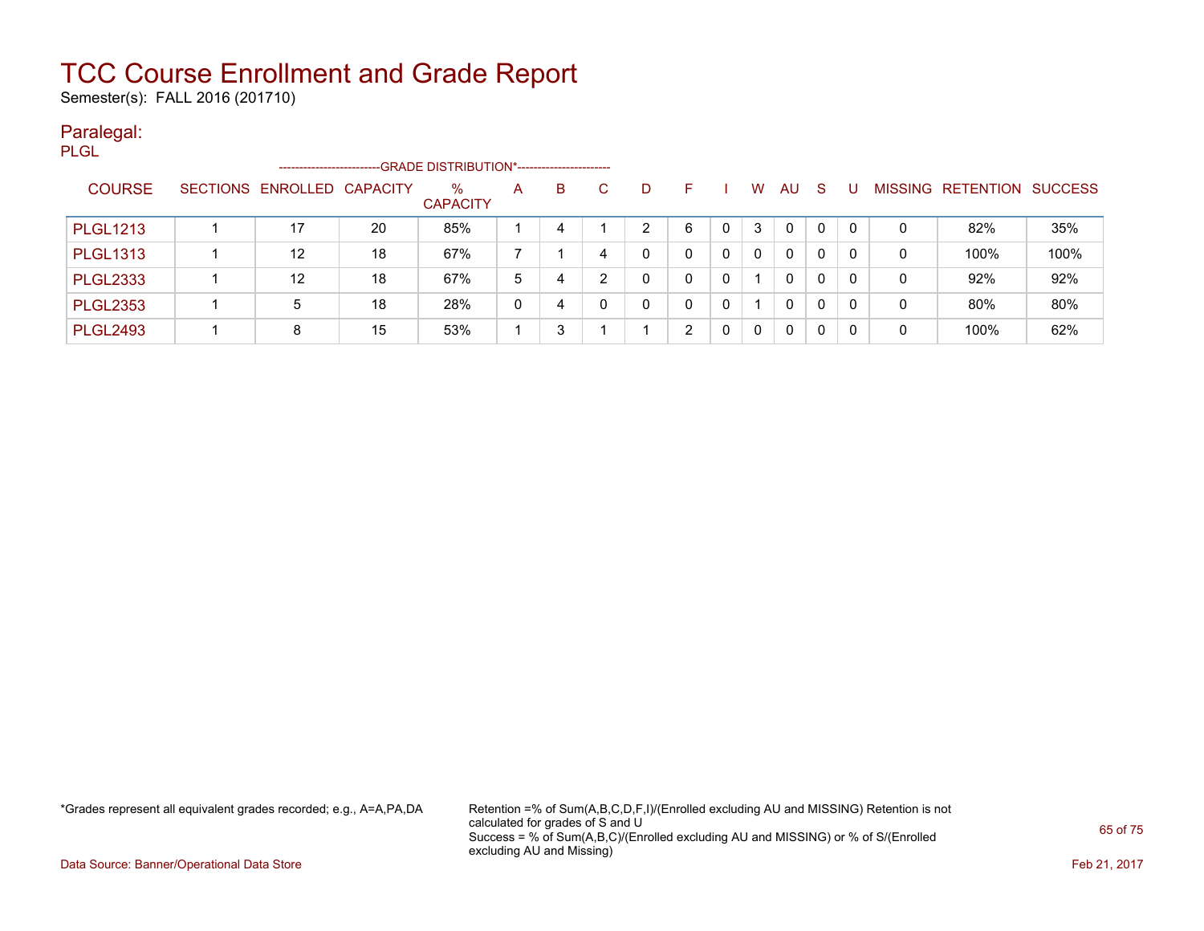# TCC Course Enrollment and Grade Report

Semester(s): FALL 2016 (201710)

## Paralegal:

PLGL

| COURSE | SECTIONS | ENROLLED | CAPACITY | % CAPACITY | A | B | C | D | F | I | W | AU | S | U | MISSING | RETENTION | SUCCESS |
|---|---|---|---|---|---|---|---|---|---|---|---|---|---|---|---|---|---|
| | | | | ---GRADE DISTRIBUTION*--- | | | | | | | | | | | | | |
| PLGL1213 | 1 | 17 | 20 | 85% | 1 | 4 | 1 | 2 | 6 | 0 | 3 | 0 | 0 | 0 | 0 | 82% | 35% |
| PLGL1313 | 1 | 12 | 18 | 67% | 7 | 1 | 4 | 0 | 0 | 0 | 0 | 0 | 0 | 0 | 0 | 100% | 100% |
| PLGL2333 | 1 | 12 | 18 | 67% | 5 | 4 | 2 | 0 | 0 | 0 | 1 | 0 | 0 | 0 | 0 | 92% | 92% |
| PLGL2353 | 1 | 5 | 18 | 28% | 0 | 4 | 0 | 0 | 0 | 0 | 1 | 0 | 0 | 0 | 0 | 80% | 80% |
| PLGL2493 | 1 | 8 | 15 | 53% | 1 | 3 | 1 | 1 | 2 | 0 | 0 | 0 | 0 | 0 | 0 | 100% | 62% |

*Grades represent all equivalent grades recorded; e.g., A=A,PA,DA

Retention =% of Sum(A,B,C,D,F,I)/(Enrolled excluding AU and MISSING) Retention is not calculated for grades of S and U
Success = % of Sum(A,B,C)/(Enrolled excluding AU and MISSING) or % of S/(Enrolled excluding AU and Missing)

Data Source: Banner/Operational Data Store

Feb 21, 2017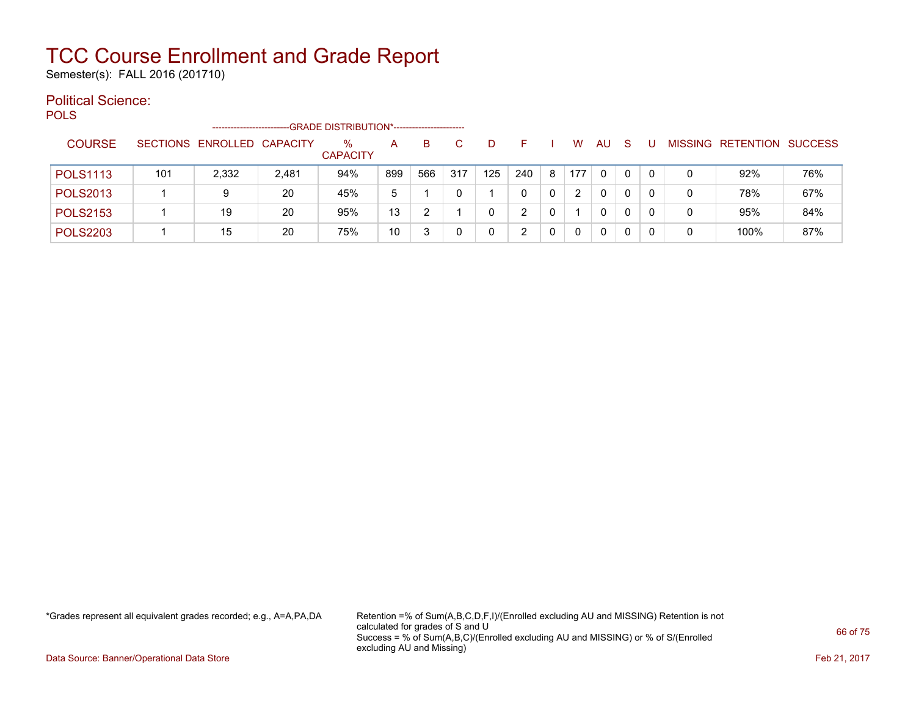# TCC Course Enrollment and Grade Report

Semester(s): FALL 2016 (201710)

## Political Science:

POLS

| COURSE | SECTIONS | ENROLLED | CAPACITY | % CAPACITY | A | B | C | D | F | I | W | AU | S | U | MISSING | RETENTION | SUCCESS |
|---|---|---|---|---|---|---|---|---|---|---|---|---|---|---|---|---|---|
| | | | | ---GRADE DISTRIBUTION*--- | | | | | | | | | | | | | |
| POLS1113 | 101 | 2,332 | 2,481 | 94% | 899 | 566 | 317 | 125 | 240 | 8 | 177 | 0 | 0 | 0 | 0 | 92% | 76% |
| POLS2013 | 1 | 9 | 20 | 45% | 5 | 1 | 0 | 1 | 0 | 0 | 2 | 0 | 0 | 0 | 0 | 78% | 67% |
| POLS2153 | 1 | 19 | 20 | 95% | 13 | 2 | 1 | 0 | 2 | 0 | 1 | 0 | 0 | 0 | 0 | 95% | 84% |
| POLS2203 | 1 | 15 | 20 | 75% | 10 | 3 | 0 | 0 | 2 | 0 | 0 | 0 | 0 | 0 | 0 | 100% | 87% |

*Grades represent all equivalent grades recorded; e.g., A=A,PA,DA

Retention =% of Sum(A,B,C,D,F,I)/(Enrolled excluding AU and MISSING) Retention is not calculated for grades of S and U
Success = % of Sum(A,B,C)/(Enrolled excluding AU and MISSING) or % of S/(Enrolled excluding AU and Missing)

Data Source: Banner/Operational Data Store

Feb 21, 2017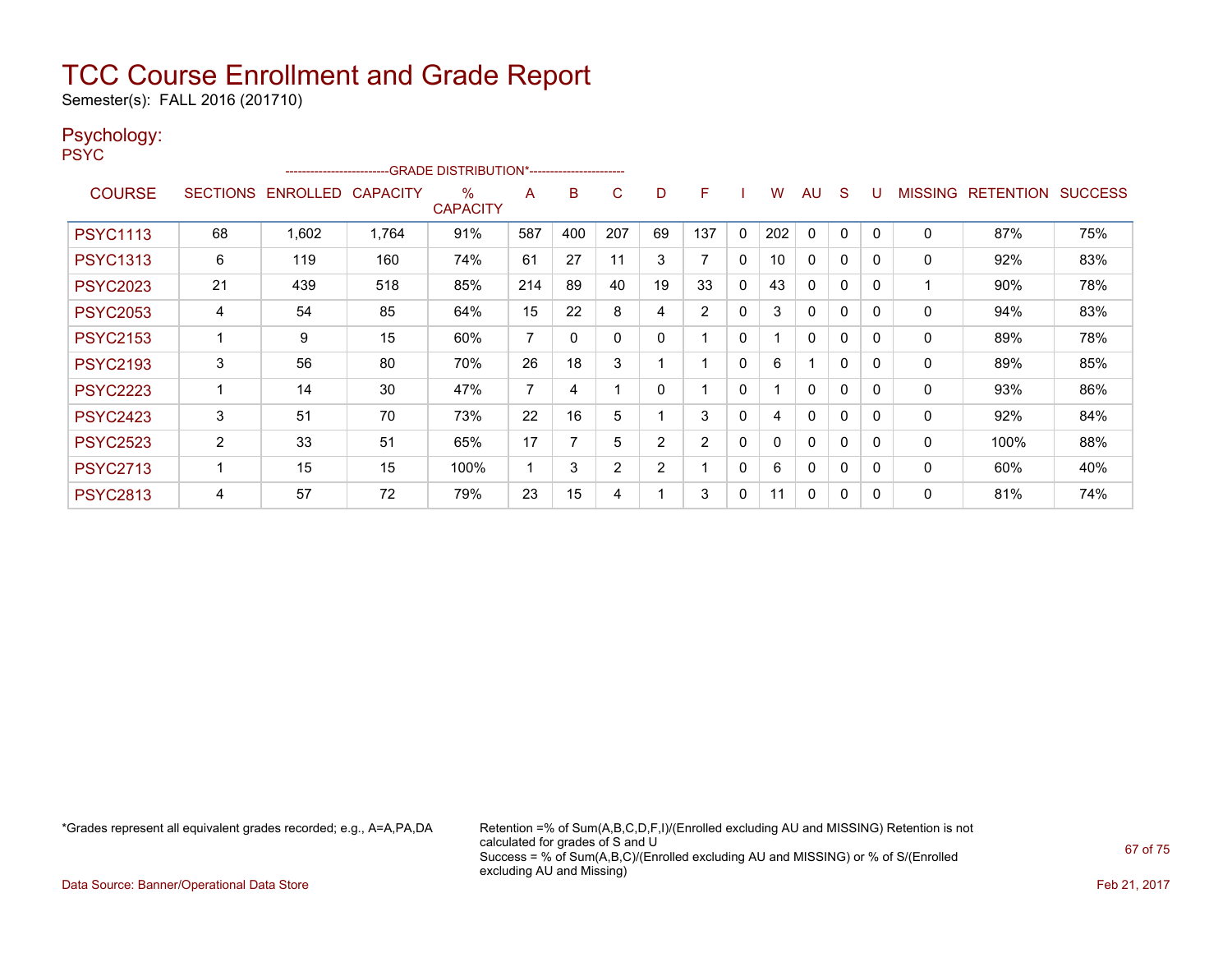# TCC Course Enrollment and Grade Report

Semester(s): FALL 2016 (201710)

## Psychology:

PSYC

| COURSE | SECTIONS | ENROLLED | CAPACITY | % CAPACITY | A | B | C | D | F | I | W | AU | S | U | MISSING | RETENTION | SUCCESS |
|---|---|---|---|---|---|---|---|---|---|---|---|---|---|---|---|---|---|
| | | | | -------------------------GRADE DISTRIBUTION*----------------------- | | | | | | | | | | | | | |
| PSYC1113 | 68 | 1,602 | 1,764 | 91% | 587 | 400 | 207 | 69 | 137 | 0 | 202 | 0 | 0 | 0 | 0 | 87% | 75% |
| PSYC1313 | 6 | 119 | 160 | 74% | 61 | 27 | 11 | 3 | 7 | 0 | 10 | 0 | 0 | 0 | 0 | 92% | 83% |
| PSYC2023 | 21 | 439 | 518 | 85% | 214 | 89 | 40 | 19 | 33 | 0 | 43 | 0 | 0 | 0 | 1 | 90% | 78% |
| PSYC2053 | 4 | 54 | 85 | 64% | 15 | 22 | 8 | 4 | 2 | 0 | 3 | 0 | 0 | 0 | 0 | 94% | 83% |
| PSYC2153 | 1 | 9 | 15 | 60% | 7 | 0 | 0 | 0 | 1 | 0 | 1 | 0 | 0 | 0 | 0 | 89% | 78% |
| PSYC2193 | 3 | 56 | 80 | 70% | 26 | 18 | 3 | 1 | 1 | 0 | 6 | 1 | 0 | 0 | 0 | 89% | 85% |
| PSYC2223 | 1 | 14 | 30 | 47% | 7 | 4 | 1 | 0 | 1 | 0 | 1 | 0 | 0 | 0 | 0 | 93% | 86% |
| PSYC2423 | 3 | 51 | 70 | 73% | 22 | 16 | 5 | 1 | 3 | 0 | 4 | 0 | 0 | 0 | 0 | 92% | 84% |
| PSYC2523 | 2 | 33 | 51 | 65% | 17 | 7 | 5 | 2 | 2 | 0 | 0 | 0 | 0 | 0 | 0 | 100% | 88% |
| PSYC2713 | 1 | 15 | 15 | 100% | 1 | 3 | 2 | 2 | 1 | 0 | 6 | 0 | 0 | 0 | 0 | 60% | 40% |
| PSYC2813 | 4 | 57 | 72 | 79% | 23 | 15 | 4 | 1 | 3 | 0 | 11 | 0 | 0 | 0 | 0 | 81% | 74% |

*Grades represent all equivalent grades recorded; e.g., A=A,PA,DA

Retention =% of Sum(A,B,C,D,F,I)/(Enrolled excluding AU and MISSING) Retention is not calculated for grades of S and U

Success = % of Sum(A,B,C)/(Enrolled excluding AU and MISSING) or % of S/(Enrolled excluding AU and Missing)

Data Source: Banner/Operational Data Store

Feb 21, 2017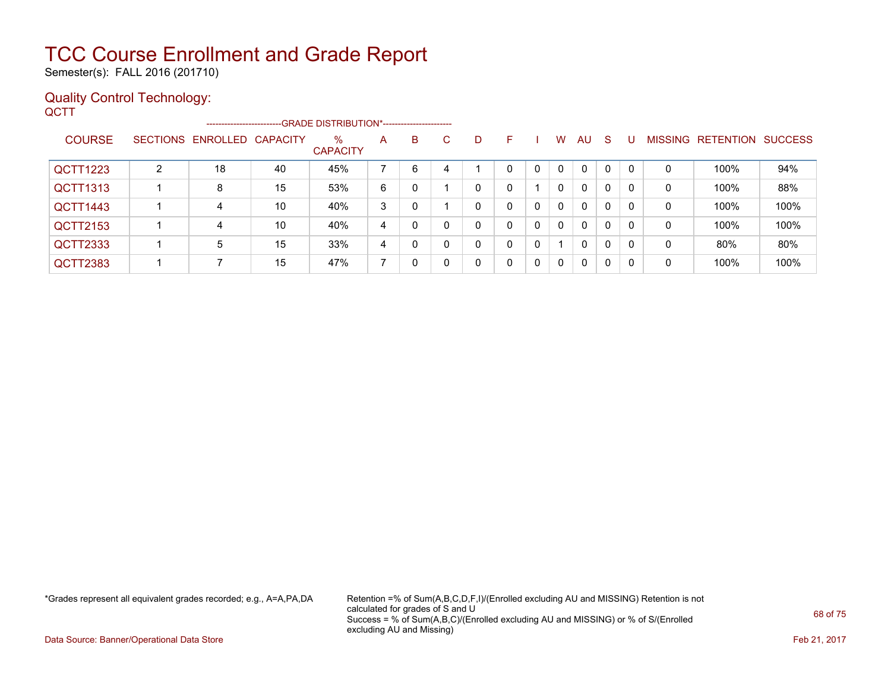# TCC Course Enrollment and Grade Report

Semester(s): FALL 2016 (201710)

## Quality Control Technology:

QCTT

| COURSE | SECTIONS | ENROLLED | CAPACITY | % CAPACITY | A | B | C | D | F | I | W | AU | S | U | MISSING | RETENTION | SUCCESS |
|---|---|---|---|---|---|---|---|---|---|---|---|---|---|---|---|---|---|
| | | | | --------GRADE DISTRIBUTION*-------- | | | | | | | | | | | | | |
| QCTT1223 | 2 | 18 | 40 | 45% | 7 | 6 | 4 | 1 | 0 | 0 | 0 | 0 | 0 | 0 | 0 | 100% | 94% |
| QCTT1313 | 1 | 8 | 15 | 53% | 6 | 0 | 1 | 0 | 0 | 1 | 0 | 0 | 0 | 0 | 0 | 100% | 88% |
| QCTT1443 | 1 | 4 | 10 | 40% | 3 | 0 | 1 | 0 | 0 | 0 | 0 | 0 | 0 | 0 | 0 | 100% | 100% |
| QCTT2153 | 1 | 4 | 10 | 40% | 4 | 0 | 0 | 0 | 0 | 0 | 0 | 0 | 0 | 0 | 0 | 100% | 100% |
| QCTT2333 | 1 | 5 | 15 | 33% | 4 | 0 | 0 | 0 | 0 | 0 | 1 | 0 | 0 | 0 | 0 | 80% | 80% |
| QCTT2383 | 1 | 7 | 15 | 47% | 7 | 0 | 0 | 0 | 0 | 0 | 0 | 0 | 0 | 0 | 0 | 100% | 100% |

*Grades represent all equivalent grades recorded; e.g., A=A,PA,DA

Retention =% of Sum(A,B,C,D,F,I)/(Enrolled excluding AU and MISSING) Retention is not calculated for grades of S and U
Success = % of Sum(A,B,C)/(Enrolled excluding AU and MISSING) or % of S/(Enrolled excluding AU and Missing)

Data Source: Banner/Operational Data Store

Feb 21, 2017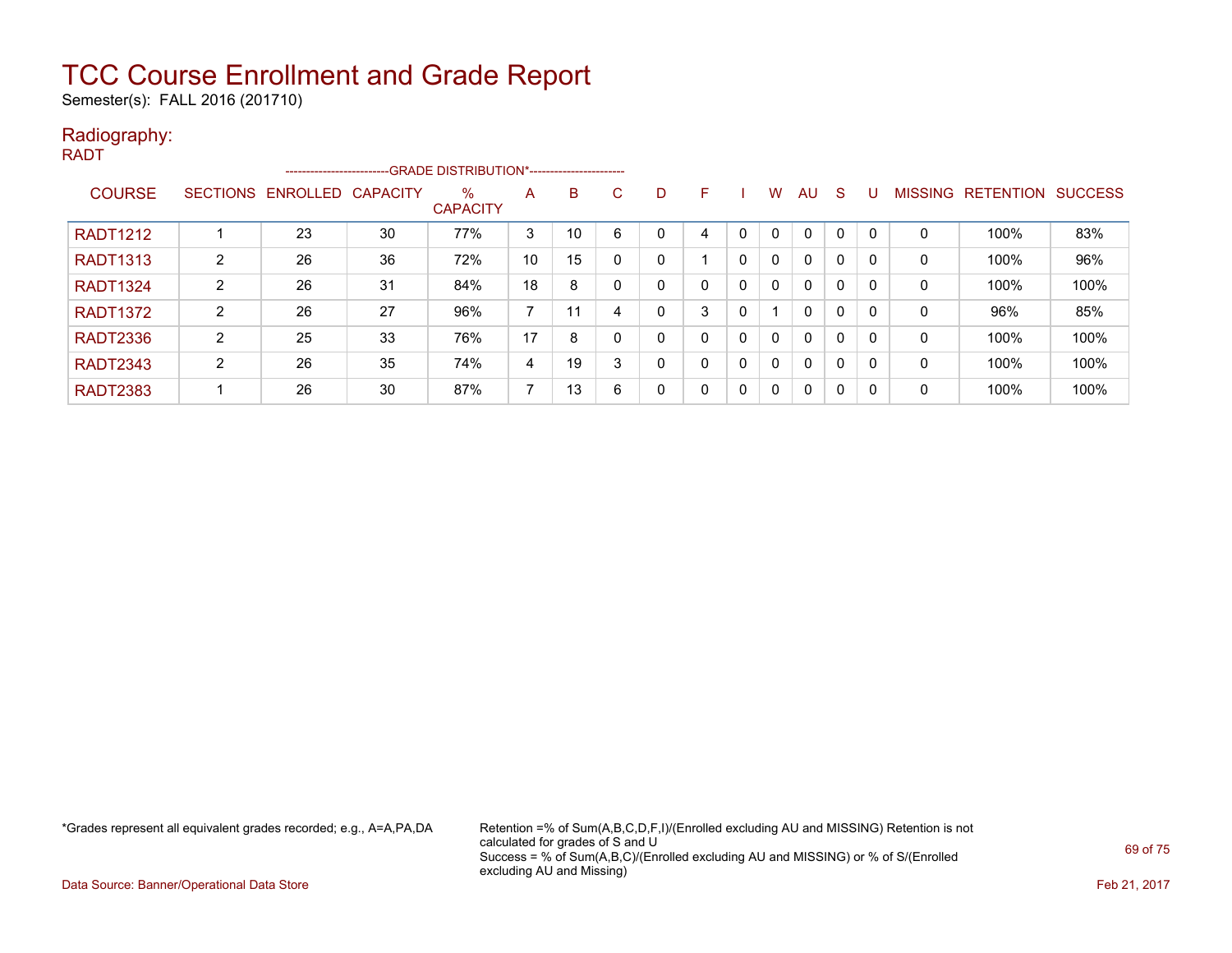# TCC Course Enrollment and Grade Report

Semester(s): FALL 2016 (201710)

## Radiography:

RADT

| COURSE | SECTIONS | ENROLLED | CAPACITY | % CAPACITY | A | B | C | D | F | I | W | AU | S | U | MISSING | RETENTION | SUCCESS |
|---|---|---|---|---|---|---|---|---|---|---|---|---|---|---|---|---|---|
| | | | | --GRADE DISTRIBUTION*-- | | | | | | | | | | | | | |
| RADT1212 | 1 | 23 | 30 | 77% | 3 | 10 | 6 | 0 | 4 | 0 | 0 | 0 | 0 | 0 | 0 | 100% | 83% |
| RADT1313 | 2 | 26 | 36 | 72% | 10 | 15 | 0 | 0 | 1 | 0 | 0 | 0 | 0 | 0 | 0 | 100% | 96% |
| RADT1324 | 2 | 26 | 31 | 84% | 18 | 8 | 0 | 0 | 0 | 0 | 0 | 0 | 0 | 0 | 0 | 100% | 100% |
| RADT1372 | 2 | 26 | 27 | 96% | 7 | 11 | 4 | 0 | 3 | 0 | 1 | 0 | 0 | 0 | 0 | 96% | 85% |
| RADT2336 | 2 | 25 | 33 | 76% | 17 | 8 | 0 | 0 | 0 | 0 | 0 | 0 | 0 | 0 | 0 | 100% | 100% |
| RADT2343 | 2 | 26 | 35 | 74% | 4 | 19 | 3 | 0 | 0 | 0 | 0 | 0 | 0 | 0 | 0 | 100% | 100% |
| RADT2383 | 1 | 26 | 30 | 87% | 7 | 13 | 6 | 0 | 0 | 0 | 0 | 0 | 0 | 0 | 0 | 100% | 100% |

*Grades represent all equivalent grades recorded; e.g., A=A,PA,DA

Retention =% of Sum(A,B,C,D,F,I)/(Enrolled excluding AU and MISSING) Retention is not calculated for grades of S and U
Success = % of Sum(A,B,C)/(Enrolled excluding AU and MISSING) or % of S/(Enrolled excluding AU and Missing)

Data Source: Banner/Operational Data Store

Feb 21, 2017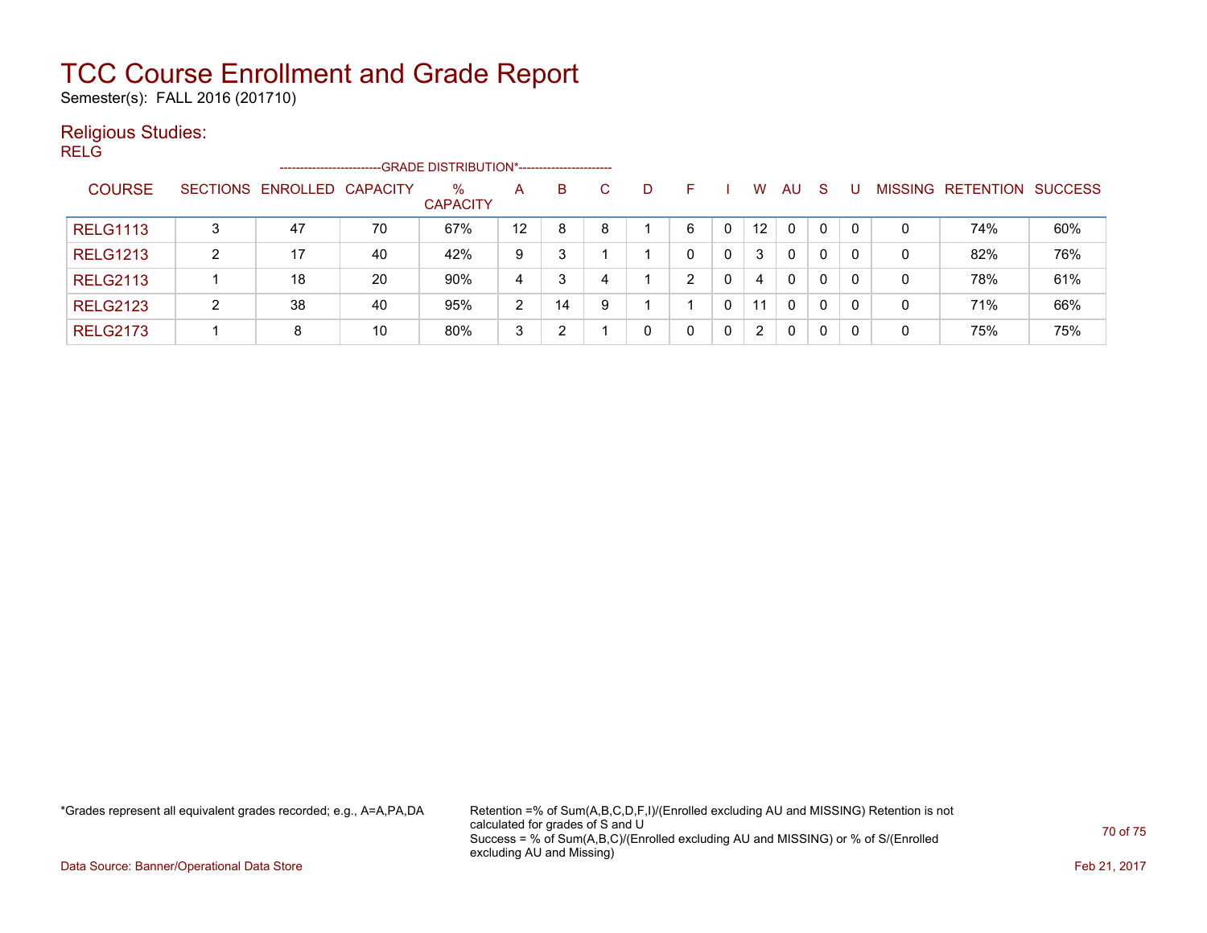# TCC Course Enrollment and Grade Report

Semester(s): FALL 2016 (201710)

## Religious Studies:

RELG

| COURSE | SECTIONS | ENROLLED | CAPACITY | % CAPACITY | A | B | C | D | F | I | W | AU | S | U | MISSING | RETENTION | SUCCESS |
|---|---|---|---|---|---|---|---|---|---|---|---|---|---|---|---|---|---|
| | | | | -------------------------GRADE DISTRIBUTION*----------------------- | | | | | | | | | | | | | |
| RELG1113 | 3 | 47 | 70 | 67% | 12 | 8 | 8 | 1 | 6 | 0 | 12 | 0 | 0 | 0 | 0 | 74% | 60% |
| RELG1213 | 2 | 17 | 40 | 42% | 9 | 3 | 1 | 1 | 0 | 0 | 3 | 0 | 0 | 0 | 0 | 82% | 76% |
| RELG2113 | 1 | 18 | 20 | 90% | 4 | 3 | 4 | 1 | 2 | 0 | 4 | 0 | 0 | 0 | 0 | 78% | 61% |
| RELG2123 | 2 | 38 | 40 | 95% | 2 | 14 | 9 | 1 | 1 | 0 | 11 | 0 | 0 | 0 | 0 | 71% | 66% |
| RELG2173 | 1 | 8 | 10 | 80% | 3 | 2 | 1 | 0 | 0 | 0 | 2 | 0 | 0 | 0 | 0 | 75% | 75% |

*Grades represent all equivalent grades recorded; e.g., A=A,PA,DA

Retention =% of Sum(A,B,C,D,F,I)/(Enrolled excluding AU and MISSING) Retention is not calculated for grades of S and U
Success = % of Sum(A,B,C)/(Enrolled excluding AU and MISSING) or % of S/(Enrolled excluding AU and Missing)

Data Source: Banner/Operational Data Store

Feb 21, 2017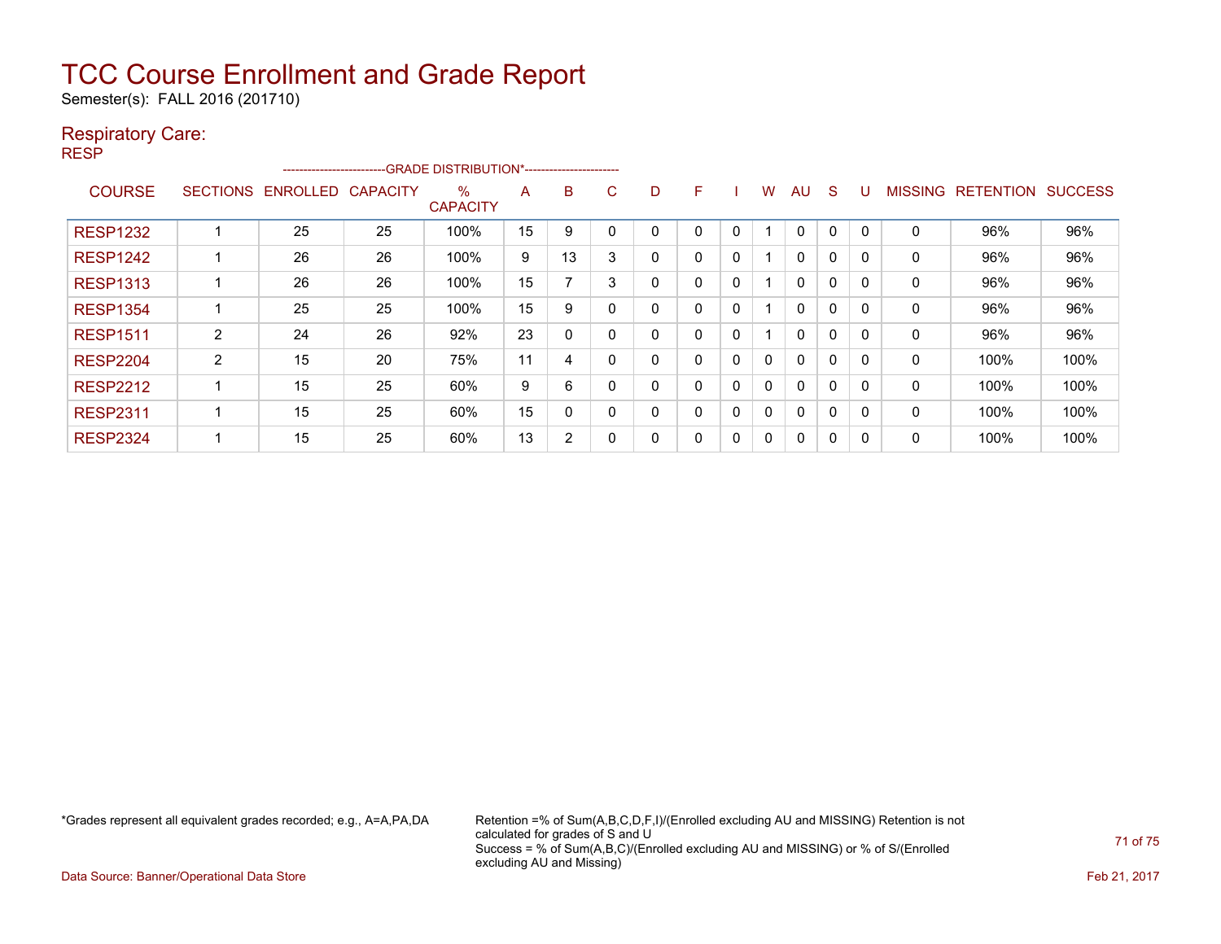# TCC Course Enrollment and Grade Report

Semester(s): FALL 2016 (201710)

## Respiratory Care:

RESP

| COURSE | SECTIONS | ENROLLED | CAPACITY | % CAPACITY | A | B | C | D | F | I | W | AU | S | U | MISSING | RETENTION | SUCCESS |
|---|---|---|---|---|---|---|---|---|---|---|---|---|---|---|---|---|---|
| | | | | --GRADE DISTRIBUTION*-- | | | | | | | | | | | | | |
| RESP1232 | 1 | 25 | 25 | 100% | 15 | 9 | 0 | 0 | 0 | 0 | 1 | 0 | 0 | 0 | 0 | 96% | 96% |
| RESP1242 | 1 | 26 | 26 | 100% | 9 | 13 | 3 | 0 | 0 | 0 | 1 | 0 | 0 | 0 | 0 | 96% | 96% |
| RESP1313 | 1 | 26 | 26 | 100% | 15 | 7 | 3 | 0 | 0 | 0 | 1 | 0 | 0 | 0 | 0 | 96% | 96% |
| RESP1354 | 1 | 25 | 25 | 100% | 15 | 9 | 0 | 0 | 0 | 0 | 1 | 0 | 0 | 0 | 0 | 96% | 96% |
| RESP1511 | 2 | 24 | 26 | 92% | 23 | 0 | 0 | 0 | 0 | 0 | 1 | 0 | 0 | 0 | 0 | 96% | 96% |
| RESP2204 | 2 | 15 | 20 | 75% | 11 | 4 | 0 | 0 | 0 | 0 | 0 | 0 | 0 | 0 | 0 | 100% | 100% |
| RESP2212 | 1 | 15 | 25 | 60% | 9 | 6 | 0 | 0 | 0 | 0 | 0 | 0 | 0 | 0 | 0 | 100% | 100% |
| RESP2311 | 1 | 15 | 25 | 60% | 15 | 0 | 0 | 0 | 0 | 0 | 0 | 0 | 0 | 0 | 0 | 100% | 100% |
| RESP2324 | 1 | 15 | 25 | 60% | 13 | 2 | 0 | 0 | 0 | 0 | 0 | 0 | 0 | 0 | 0 | 100% | 100% |

*Grades represent all equivalent grades recorded; e.g., A=A,PA,DA

Retention =% of Sum(A,B,C,D,F,I)/(Enrolled excluding AU and MISSING) Retention is not calculated for grades of S and U
Success = % of Sum(A,B,C)/(Enrolled excluding AU and MISSING) or % of S/(Enrolled excluding AU and Missing)

Data Source: Banner/Operational Data Store

Feb 21, 2017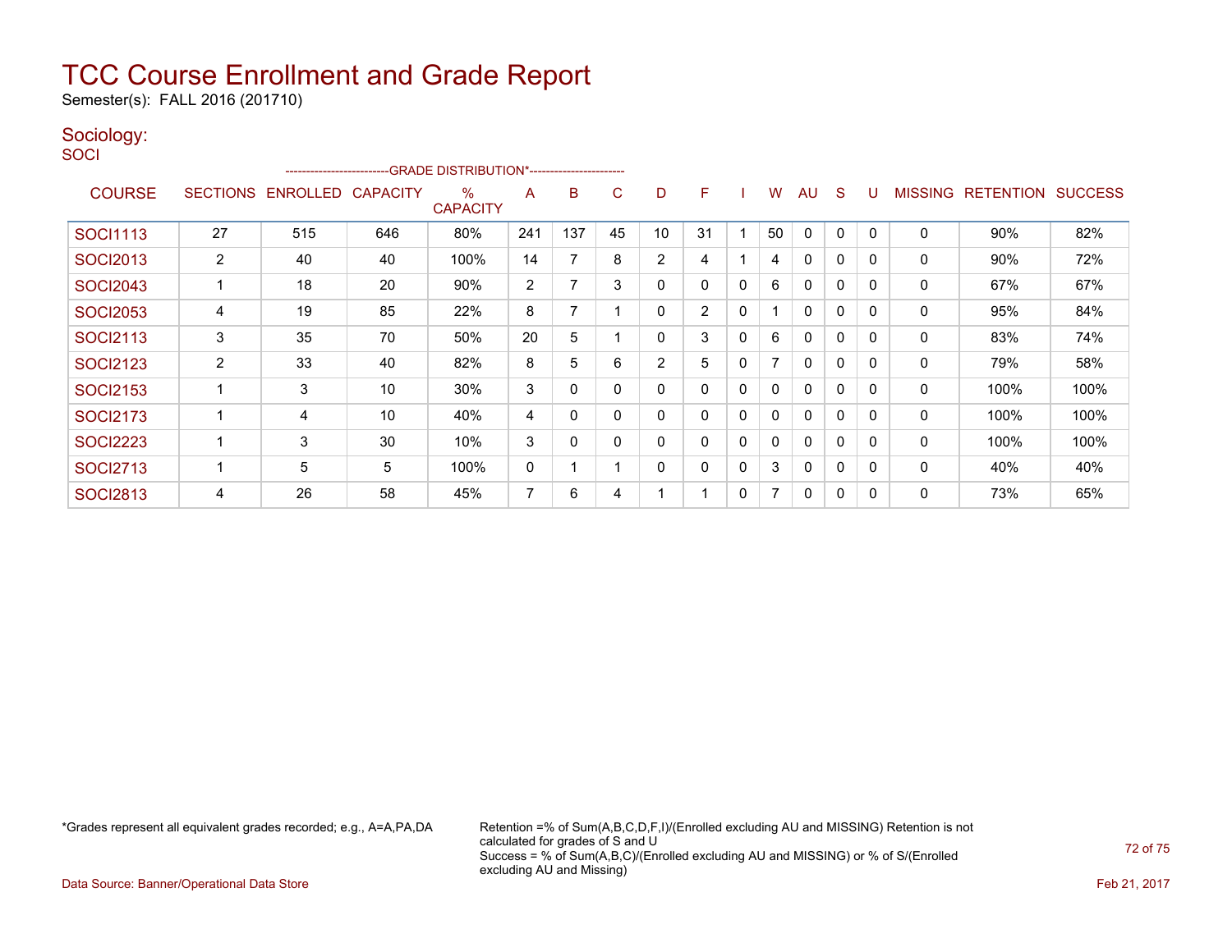# TCC Course Enrollment and Grade Report

Semester(s): FALL 2016 (201710)

## Sociology:

SOCI

| COURSE | SECTIONS | ENROLLED | CAPACITY | % CAPACITY | A | B | C | D | F | I | W | AU | S | U | MISSING | RETENTION | SUCCESS |
|---|---|---|---|---|---|---|---|---|---|---|---|---|---|---|---|---|---|
| SOCI1113 | 27 | 515 | 646 | 80% | 241 | 137 | 45 | 10 | 31 | 1 | 50 | 0 | 0 | 0 | 0 | 90% | 82% |
| SOCI2013 | 2 | 40 | 40 | 100% | 14 | 7 | 8 | 2 | 4 | 1 | 4 | 0 | 0 | 0 | 0 | 90% | 72% |
| SOCI2043 | 1 | 18 | 20 | 90% | 2 | 7 | 3 | 0 | 0 | 0 | 6 | 0 | 0 | 0 | 0 | 67% | 67% |
| SOCI2053 | 4 | 19 | 85 | 22% | 8 | 7 | 1 | 0 | 2 | 0 | 1 | 0 | 0 | 0 | 0 | 95% | 84% |
| SOCI2113 | 3 | 35 | 70 | 50% | 20 | 5 | 1 | 0 | 3 | 0 | 6 | 0 | 0 | 0 | 0 | 83% | 74% |
| SOCI2123 | 2 | 33 | 40 | 82% | 8 | 5 | 6 | 2 | 5 | 0 | 7 | 0 | 0 | 0 | 0 | 79% | 58% |
| SOCI2153 | 1 | 3 | 10 | 30% | 3 | 0 | 0 | 0 | 0 | 0 | 0 | 0 | 0 | 0 | 0 | 100% | 100% |
| SOCI2173 | 1 | 4 | 10 | 40% | 4 | 0 | 0 | 0 | 0 | 0 | 0 | 0 | 0 | 0 | 0 | 100% | 100% |
| SOCI2223 | 1 | 3 | 30 | 10% | 3 | 0 | 0 | 0 | 0 | 0 | 0 | 0 | 0 | 0 | 0 | 100% | 100% |
| SOCI2713 | 1 | 5 | 5 | 100% | 0 | 1 | 1 | 0 | 0 | 0 | 3 | 0 | 0 | 0 | 0 | 40% | 40% |
| SOCI2813 | 4 | 26 | 58 | 45% | 7 | 6 | 4 | 1 | 1 | 0 | 7 | 0 | 0 | 0 | 0 | 73% | 65% |

*Grades represent all equivalent grades recorded; e.g., A=A,PA,DA

Retention =% of Sum(A,B,C,D,F,I)/(Enrolled excluding AU and MISSING) Retention is not calculated for grades of S and U
Success = % of Sum(A,B,C)/(Enrolled excluding AU and MISSING) or % of S/(Enrolled excluding AU and Missing)

Data Source: Banner/Operational Data Store

Feb 21, 2017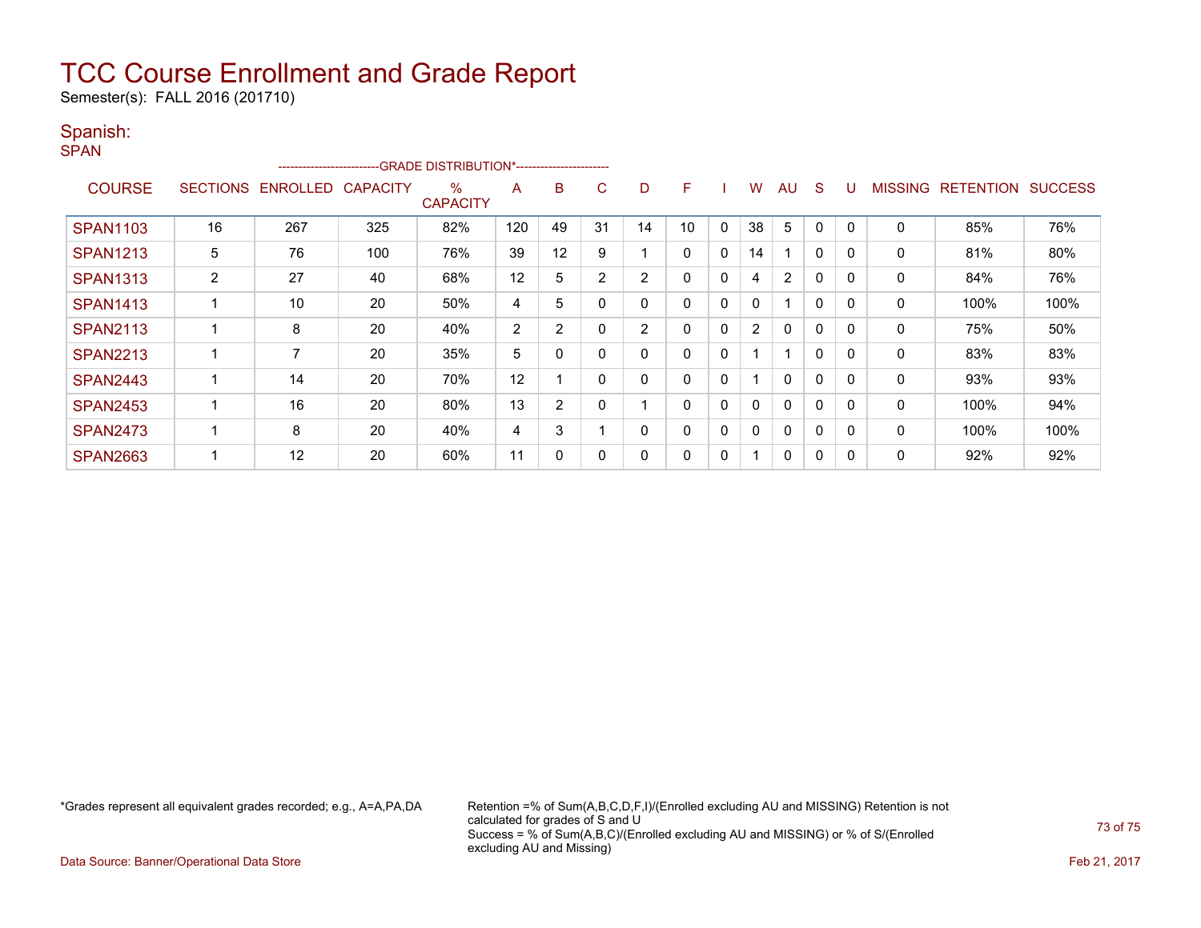# TCC Course Enrollment and Grade Report

Semester(s): FALL 2016 (201710)

## Spanish:

SPAN

| COURSE | SECTIONS | ENROLLED | CAPACITY | % CAPACITY | A | B | C | D | F | I | W | AU | S | U | MISSING | RETENTION | SUCCESS |
|---|---|---|---|---|---|---|---|---|---|---|---|---|---|---|---|---|---|
| SPAN1103 | 16 | 267 | 325 | 82% | 120 | 49 | 31 | 14 | 10 | 0 | 38 | 5 | 0 | 0 | 0 | 85% | 76% |
| SPAN1213 | 5 | 76 | 100 | 76% | 39 | 12 | 9 | 1 | 0 | 0 | 14 | 1 | 0 | 0 | 0 | 81% | 80% |
| SPAN1313 | 2 | 27 | 40 | 68% | 12 | 5 | 2 | 2 | 0 | 0 | 4 | 2 | 0 | 0 | 0 | 84% | 76% |
| SPAN1413 | 1 | 10 | 20 | 50% | 4 | 5 | 0 | 0 | 0 | 0 | 0 | 1 | 0 | 0 | 0 | 100% | 100% |
| SPAN2113 | 1 | 8 | 20 | 40% | 2 | 2 | 0 | 2 | 0 | 0 | 2 | 0 | 0 | 0 | 0 | 75% | 50% |
| SPAN2213 | 1 | 7 | 20 | 35% | 5 | 0 | 0 | 0 | 0 | 0 | 1 | 1 | 0 | 0 | 0 | 83% | 83% |
| SPAN2443 | 1 | 14 | 20 | 70% | 12 | 1 | 0 | 0 | 0 | 0 | 1 | 0 | 0 | 0 | 0 | 93% | 93% |
| SPAN2453 | 1 | 16 | 20 | 80% | 13 | 2 | 0 | 1 | 0 | 0 | 0 | 0 | 0 | 0 | 0 | 100% | 94% |
| SPAN2473 | 1 | 8 | 20 | 40% | 4 | 3 | 1 | 0 | 0 | 0 | 0 | 0 | 0 | 0 | 0 | 100% | 100% |
| SPAN2663 | 1 | 12 | 20 | 60% | 11 | 0 | 0 | 0 | 0 | 0 | 1 | 0 | 0 | 0 | 0 | 92% | 92% |

*Grades represent all equivalent grades recorded; e.g., A=A,PA,DA

Retention =% of Sum(A,B,C,D,F,I)/(Enrolled excluding AU and MISSING) Retention is not calculated for grades of S and U
Success = % of Sum(A,B,C)/(Enrolled excluding AU and MISSING) or % of S/(Enrolled excluding AU and Missing)

Data Source: Banner/Operational Data Store

Feb 21, 2017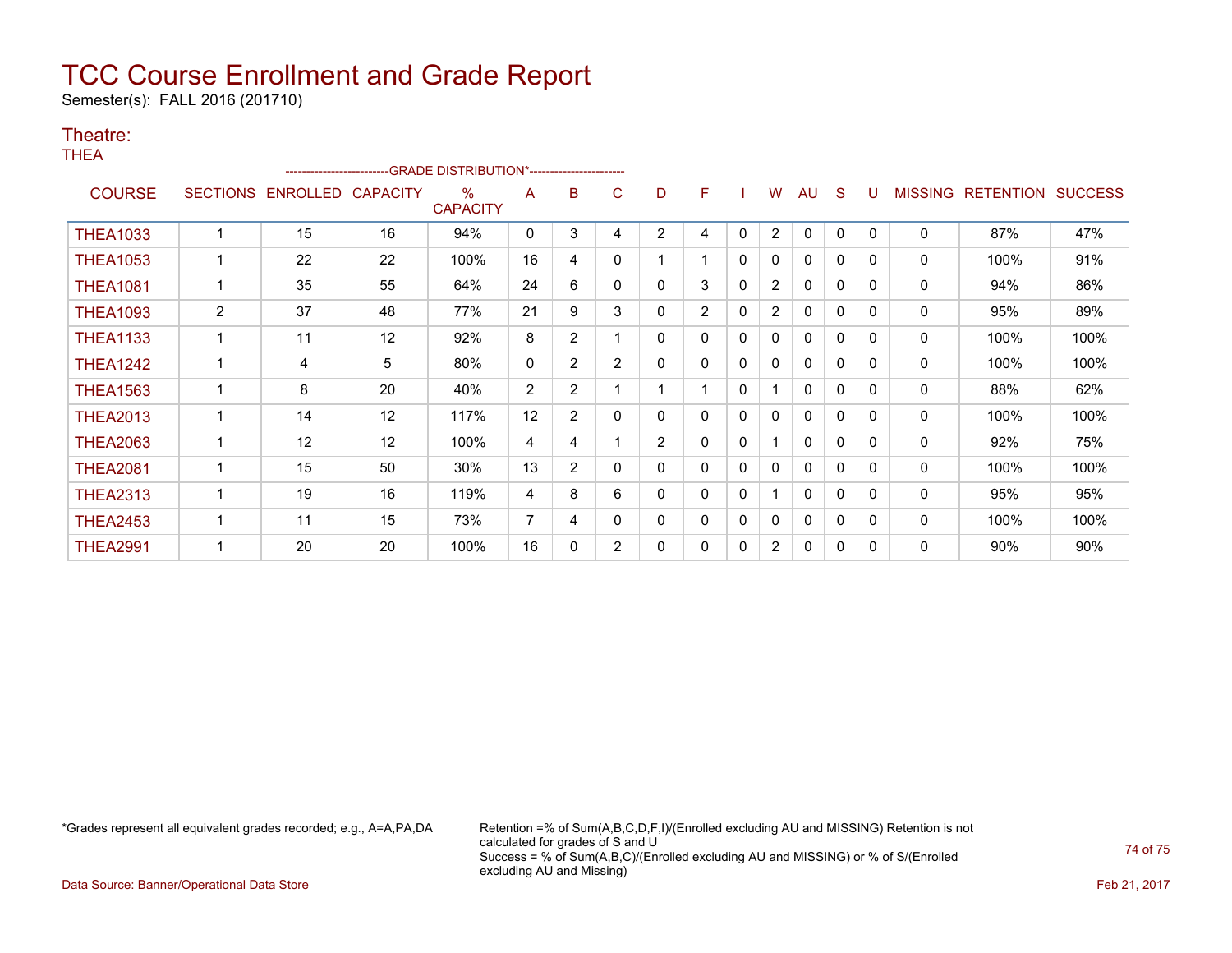# TCC Course Enrollment and Grade Report

Semester(s): FALL 2016 (201710)

## Theatre:

### THEA

| COURSE | SECTIONS | ENROLLED | CAPACITY | % CAPACITY | A | B | C | D | F | I | W | AU | S | U | MISSING | RETENTION | SUCCESS |
|---|---|---|---|---|---|---|---|---|---|---|---|---|---|---|---|---|---|
| | | | | --------------------------GRADE DISTRIBUTION*----------------------- | | | | | | | | | | | | | |
| THEA1033 | 1 | 15 | 16 | 94% | 0 | 3 | 4 | 2 | 4 | 0 | 2 | 0 | 0 | 0 | 0 | 87% | 47% |
| THEA1053 | 1 | 22 | 22 | 100% | 16 | 4 | 0 | 1 | 1 | 0 | 0 | 0 | 0 | 0 | 0 | 100% | 91% |
| THEA1081 | 1 | 35 | 55 | 64% | 24 | 6 | 0 | 0 | 3 | 0 | 2 | 0 | 0 | 0 | 0 | 94% | 86% |
| THEA1093 | 2 | 37 | 48 | 77% | 21 | 9 | 3 | 0 | 2 | 0 | 2 | 0 | 0 | 0 | 0 | 95% | 89% |
| THEA1133 | 1 | 11 | 12 | 92% | 8 | 2 | 1 | 0 | 0 | 0 | 0 | 0 | 0 | 0 | 0 | 100% | 100% |
| THEA1242 | 1 | 4 | 5 | 80% | 0 | 2 | 2 | 0 | 0 | 0 | 0 | 0 | 0 | 0 | 0 | 100% | 100% |
| THEA1563 | 1 | 8 | 20 | 40% | 2 | 2 | 1 | 1 | 1 | 0 | 1 | 0 | 0 | 0 | 0 | 88% | 62% |
| THEA2013 | 1 | 14 | 12 | 117% | 12 | 2 | 0 | 0 | 0 | 0 | 0 | 0 | 0 | 0 | 0 | 100% | 100% |
| THEA2063 | 1 | 12 | 12 | 100% | 4 | 4 | 1 | 2 | 0 | 0 | 1 | 0 | 0 | 0 | 0 | 92% | 75% |
| THEA2081 | 1 | 15 | 50 | 30% | 13 | 2 | 0 | 0 | 0 | 0 | 0 | 0 | 0 | 0 | 0 | 100% | 100% |
| THEA2313 | 1 | 19 | 16 | 119% | 4 | 8 | 6 | 0 | 0 | 0 | 1 | 0 | 0 | 0 | 0 | 95% | 95% |
| THEA2453 | 1 | 11 | 15 | 73% | 7 | 4 | 0 | 0 | 0 | 0 | 0 | 0 | 0 | 0 | 0 | 100% | 100% |
| THEA2991 | 1 | 20 | 20 | 100% | 16 | 0 | 2 | 0 | 0 | 0 | 2 | 0 | 0 | 0 | 0 | 90% | 90% |

*Grades represent all equivalent grades recorded; e.g., A=A,PA,DA

Retention =% of Sum(A,B,C,D,F,I)/(Enrolled excluding AU and MISSING) Retention is not calculated for grades of S and U
Success = % of Sum(A,B,C)/(Enrolled excluding AU and MISSING) or % of S/(Enrolled excluding AU and Missing)

Data Source: Banner/Operational Data Store

Feb 21, 2017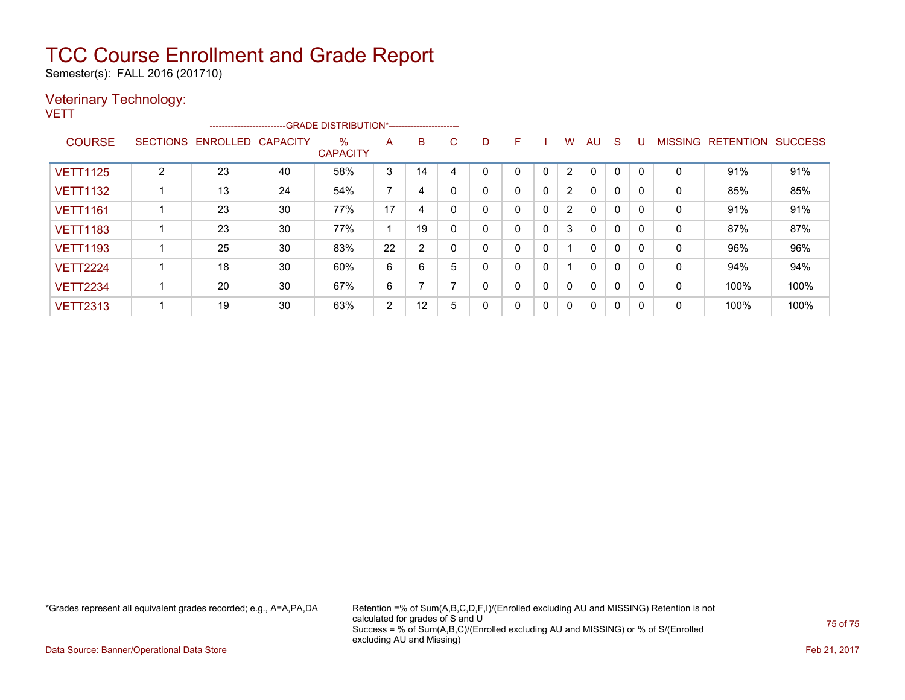# TCC Course Enrollment and Grade Report

Semester(s): FALL 2016 (201710)

## Veterinary Technology:

VETT

| COURSE | SECTIONS | ENROLLED | CAPACITY | % CAPACITY | A | B | C | D | F | I | W | AU | S | U | MISSING | RETENTION | SUCCESS |
|---|---|---|---|---|---|---|---|---|---|---|---|---|---|---|---|---|---|
| | | | | --------------------------GRADE DISTRIBUTION*------------------------ | | | | | | | | | | | | | |
| VETT1125 | 2 | 23 | 40 | 58% | 3 | 14 | 4 | 0 | 0 | 0 | 2 | 0 | 0 | 0 | 0 | 91% | 91% |
| VETT1132 | 1 | 13 | 24 | 54% | 7 | 4 | 0 | 0 | 0 | 0 | 2 | 0 | 0 | 0 | 0 | 85% | 85% |
| VETT1161 | 1 | 23 | 30 | 77% | 17 | 4 | 0 | 0 | 0 | 0 | 2 | 0 | 0 | 0 | 0 | 91% | 91% |
| VETT1183 | 1 | 23 | 30 | 77% | 1 | 19 | 0 | 0 | 0 | 0 | 3 | 0 | 0 | 0 | 0 | 87% | 87% |
| VETT1193 | 1 | 25 | 30 | 83% | 22 | 2 | 0 | 0 | 0 | 0 | 1 | 0 | 0 | 0 | 0 | 96% | 96% |
| VETT2224 | 1 | 18 | 30 | 60% | 6 | 6 | 5 | 0 | 0 | 0 | 1 | 0 | 0 | 0 | 0 | 94% | 94% |
| VETT2234 | 1 | 20 | 30 | 67% | 6 | 7 | 7 | 0 | 0 | 0 | 0 | 0 | 0 | 0 | 0 | 100% | 100% |
| VETT2313 | 1 | 19 | 30 | 63% | 2 | 12 | 5 | 0 | 0 | 0 | 0 | 0 | 0 | 0 | 0 | 100% | 100% |

*Grades represent all equivalent grades recorded; e.g., A=A,PA,DA

Retention =% of Sum(A,B,C,D,F,I)/(Enrolled excluding AU and MISSING) Retention is not calculated for grades of S and U
Success = % of Sum(A,B,C)/(Enrolled excluding AU and MISSING) or % of S/(Enrolled excluding AU and Missing)

Data Source: Banner/Operational Data Store

Feb 21, 2017